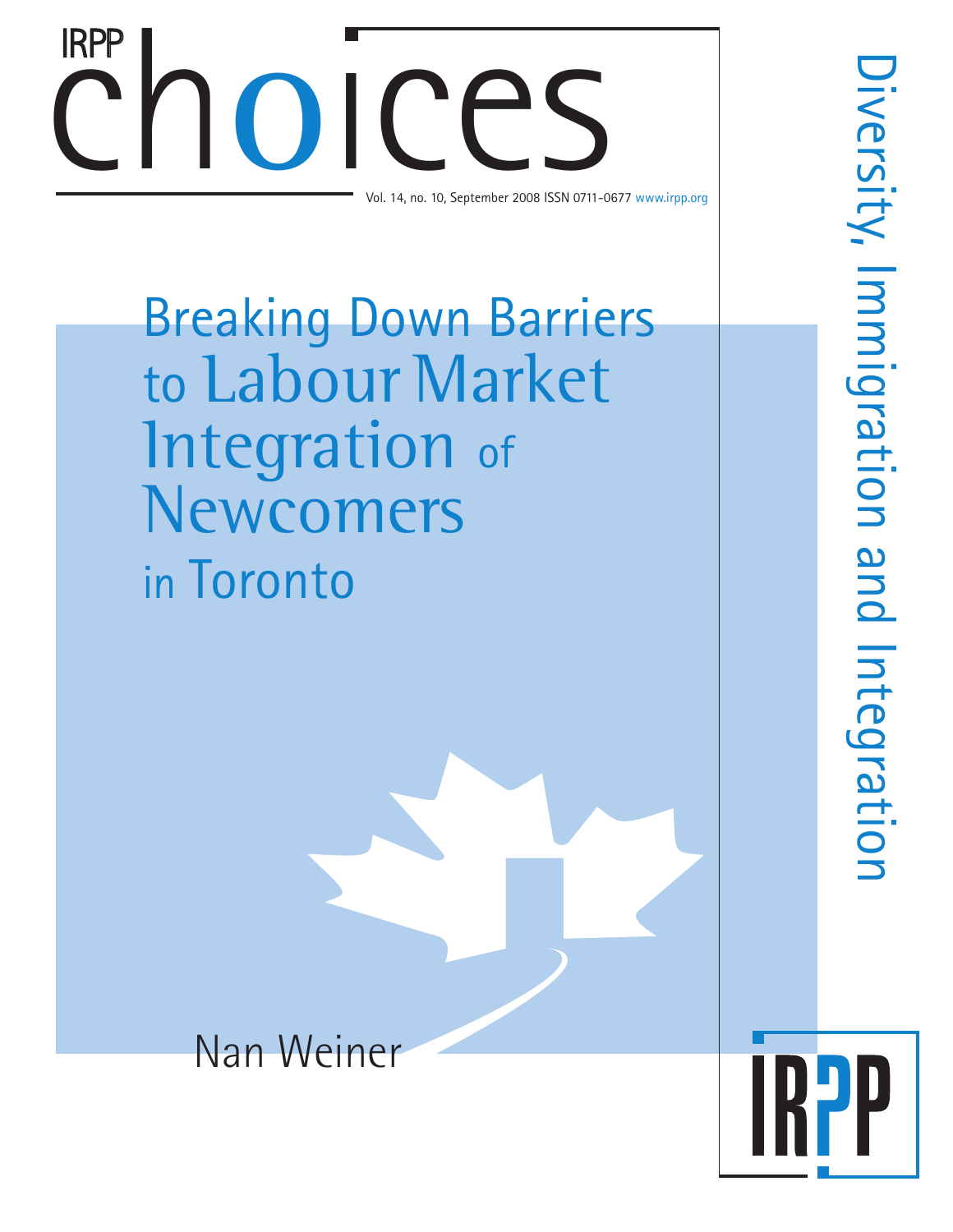IRPP choices

Vol. 14, no. 10, September 2008 ISSN 0711-0677 www.irpp.org

# Breaking Down Barriers to Labour Market Integration of Newcomers in Toronto

Nan Weiner

Diversity, Immigration and Integration

IRPP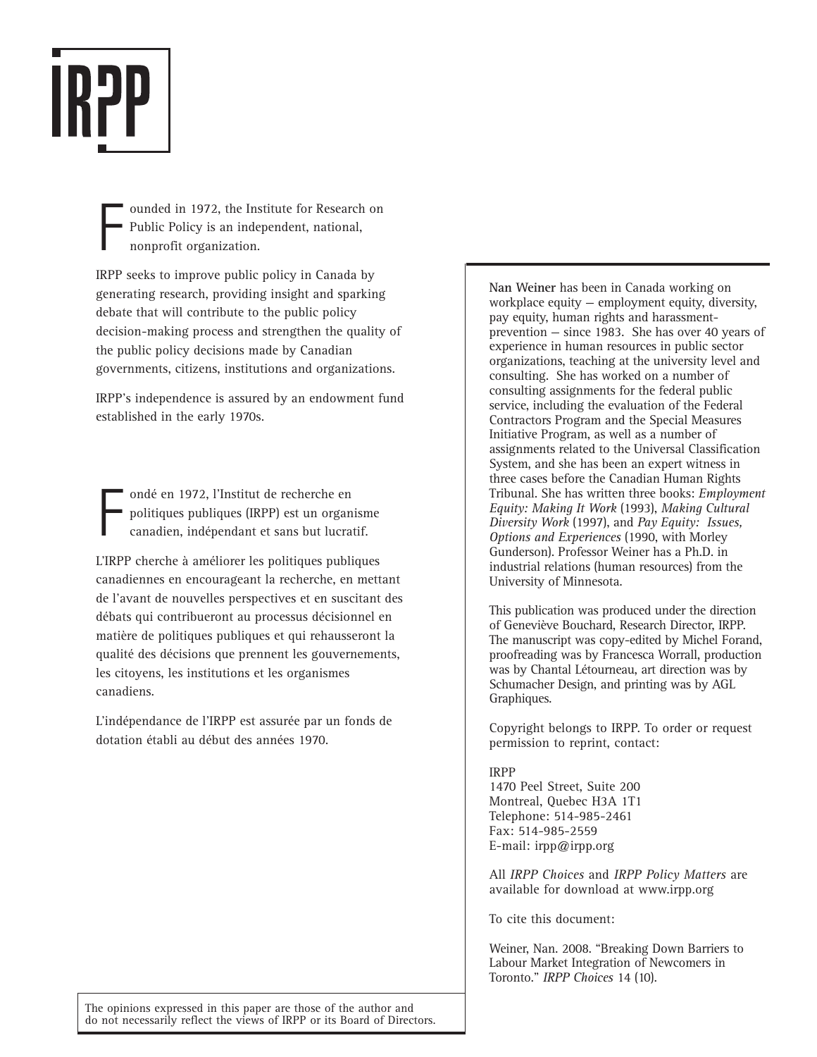IRPP

Founded in 1972, the Institute for Research on Public Policy is an independent, national, nonprofit organization.

IRPP seeks to improve public policy in Canada by generating research, providing insight and sparking debate that will contribute to the public policy decision-making process and strengthen the quality of the public policy decisions made by Canadian governments, citizens, institutions and organizations.

IRPP's independence is assured by an endowment fund established in the early 1970s.

Fondé en 1972, l'Institut de recherche en politiques publiques (IRPP) est un organisme canadien, indépendant et sans but lucratif.

L'IRPP cherche à améliorer les politiques publiques canadiennes en encourageant la recherche, en mettant de l'avant de nouvelles perspectives et en suscitant des débats qui contribueront au processus décisionnel en matière de politiques publiques et qui rehausseront la qualité des décisions que prennent les gouvernements, les citoyens, les institutions et les organismes canadiens.

L'indépendance de l'IRPP est assurée par un fonds de dotation établi au début des années 1970.

The opinions expressed in this paper are those of the author and do not necessarily reflect the views of IRPP or its Board of Directors.

**Nan Weiner** has been in Canada working on workplace equity — employment equity, diversity, pay equity, human rights and harassment-prevention — since 1983. She has over 40 years of experience in human resources in public sector organizations, teaching at the university level and consulting. She has worked on a number of consulting assignments for the federal public service, including the evaluation of the Federal Contractors Program and the Special Measures Initiative Program, as well as a number of assignments related to the Universal Classification System, and she has been an expert witness in three cases before the Canadian Human Rights Tribunal. She has written three books: *Employment Equity: Making It Work* (1993), *Making Cultural Diversity Work* (1997), and *Pay Equity: Issues, Options and Experiences* (1990, with Morley Gunderson). Professor Weiner has a Ph.D. in industrial relations (human resources) from the University of Minnesota.

This publication was produced under the direction of Geneviève Bouchard, Research Director, IRPP. The manuscript was copy-edited by Michel Forand, proofreading was by Francesca Worrall, production was by Chantal Létourneau, art direction was by Schumacher Design, and printing was by AGL Graphiques.

Copyright belongs to IRPP. To order or request permission to reprint, contact:

IRPP
1470 Peel Street, Suite 200
Montreal, Quebec H3A 1T1
Telephone: 514-985-2461
Fax: 514-985-2559
E-mail: irpp@irpp.org

All *IRPP Choices* and *IRPP Policy Matters* are available for download at www.irpp.org

To cite this document:

Weiner, Nan. 2008. "Breaking Down Barriers to Labour Market Integration of Newcomers in Toronto." *IRPP Choices* 14 (10).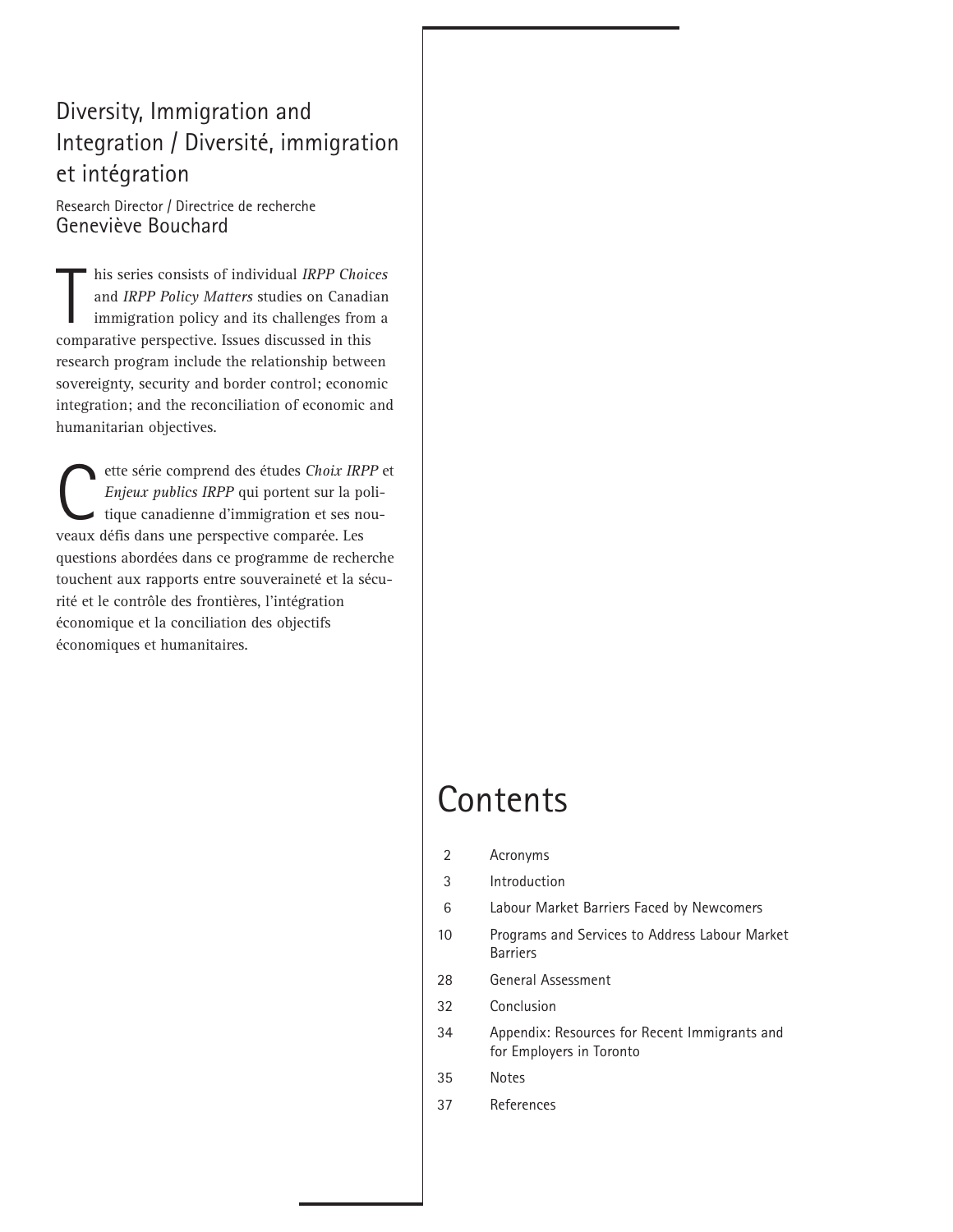## Diversity, Immigration and Integration / Diversité, immigration et intégration

Research Director / Directrice de recherche
Geneviève Bouchard

This series consists of individual *IRPP Choices* and *IRPP Policy Matters* studies on Canadian immigration policy and its challenges from a comparative perspective. Issues discussed in this research program include the relationship between sovereignty, security and border control; economic integration; and the reconciliation of economic and humanitarian objectives.

Cette série comprend des études *Choix IRPP* et *Enjeux publics IRPP* qui portent sur la politique canadienne d'immigration et ses nouveaux défis dans une perspective comparée. Les questions abordées dans ce programme de recherche touchent aux rapports entre souveraineté et la sécurité et le contrôle des frontières, l'intégration économique et la conciliation des objectifs économiques et humanitaires.

# Contents

| | |
|---|---|
| 2 | Acronyms |
| 3 | Introduction |
| 6 | Labour Market Barriers Faced by Newcomers |
| 10 | Programs and Services to Address Labour Market Barriers |
| 28 | General Assessment |
| 32 | Conclusion |
| 34 | Appendix: Resources for Recent Immigrants and for Employers in Toronto |
| 35 | Notes |
| 37 | References |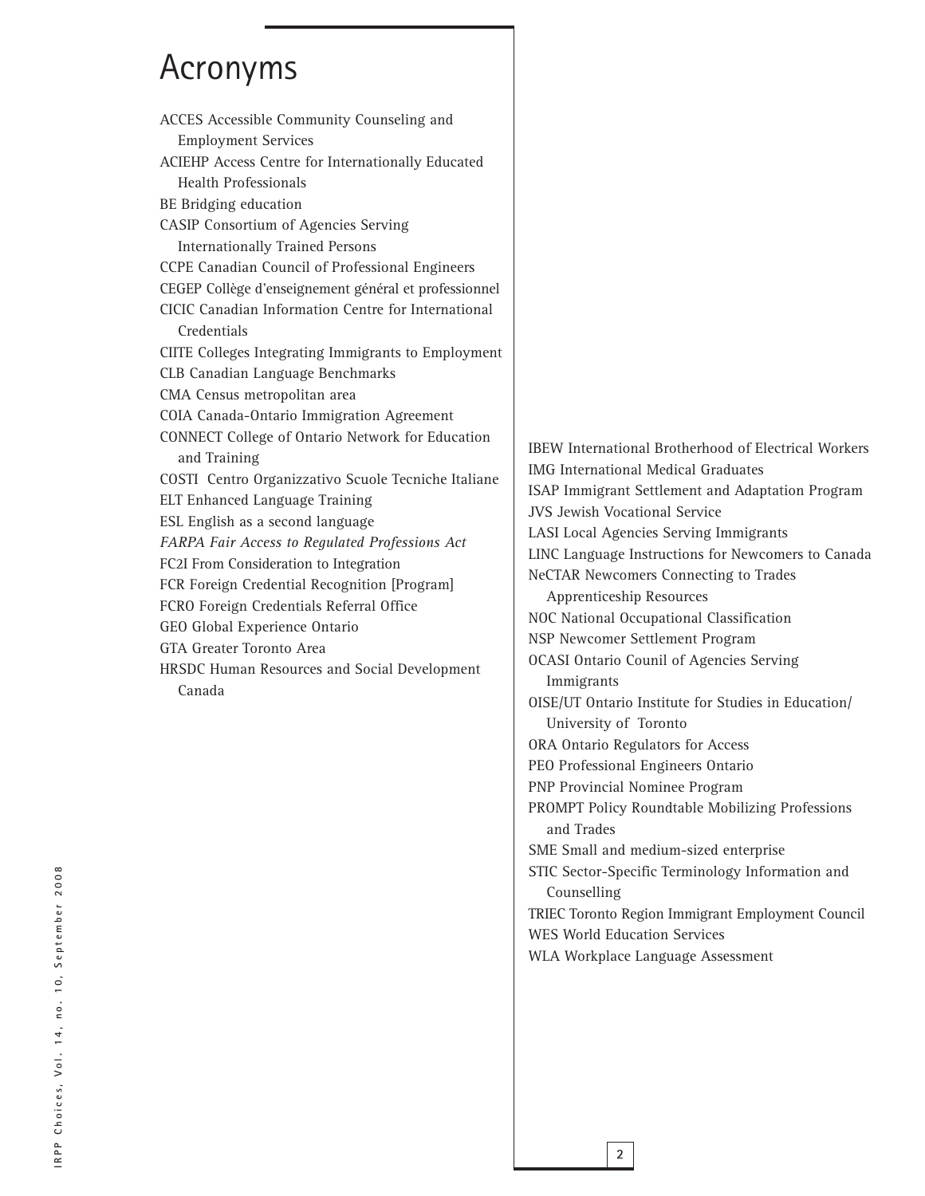# Acronyms

ACCES Accessible Community Counseling and Employment Services
ACIEHP Access Centre for Internationally Educated Health Professionals
BE Bridging education
CASIP Consortium of Agencies Serving Internationally Trained Persons
CCPE Canadian Council of Professional Engineers
CEGEP Collège d'enseignement général et professionnel
CICIC Canadian Information Centre for International Credentials
CIITE Colleges Integrating Immigrants to Employment
CLB Canadian Language Benchmarks
CMA Census metropolitan area
COIA Canada-Ontario Immigration Agreement
CONNECT College of Ontario Network for Education and Training
COSTI Centro Organizzativo Scuole Tecniche Italiane
ELT Enhanced Language Training
ESL English as a second language
*FARPA Fair Access to Regulated Professions Act*
FC2I From Consideration to Integration
FCR Foreign Credential Recognition [Program]
FCRO Foreign Credentials Referral Office
GEO Global Experience Ontario
GTA Greater Toronto Area
HRSDC Human Resources and Social Development Canada
IBEW International Brotherhood of Electrical Workers
IMG International Medical Graduates
ISAP Immigrant Settlement and Adaptation Program
JVS Jewish Vocational Service
LASI Local Agencies Serving Immigrants
LINC Language Instructions for Newcomers to Canada
NeCTAR Newcomers Connecting to Trades Apprenticeship Resources
NOC National Occupational Classification
NSP Newcomer Settlement Program
OCASI Ontario Counil of Agencies Serving Immigrants
OISE/UT Ontario Institute for Studies in Education/ University of Toronto
ORA Ontario Regulators for Access
PEO Professional Engineers Ontario
PNP Provincial Nominee Program
PROMPT Policy Roundtable Mobilizing Professions and Trades
SME Small and medium-sized enterprise
STIC Sector-Specific Terminology Information and Counselling
TRIEC Toronto Region Immigrant Employment Council
WES World Education Services
WLA Workplace Language Assessment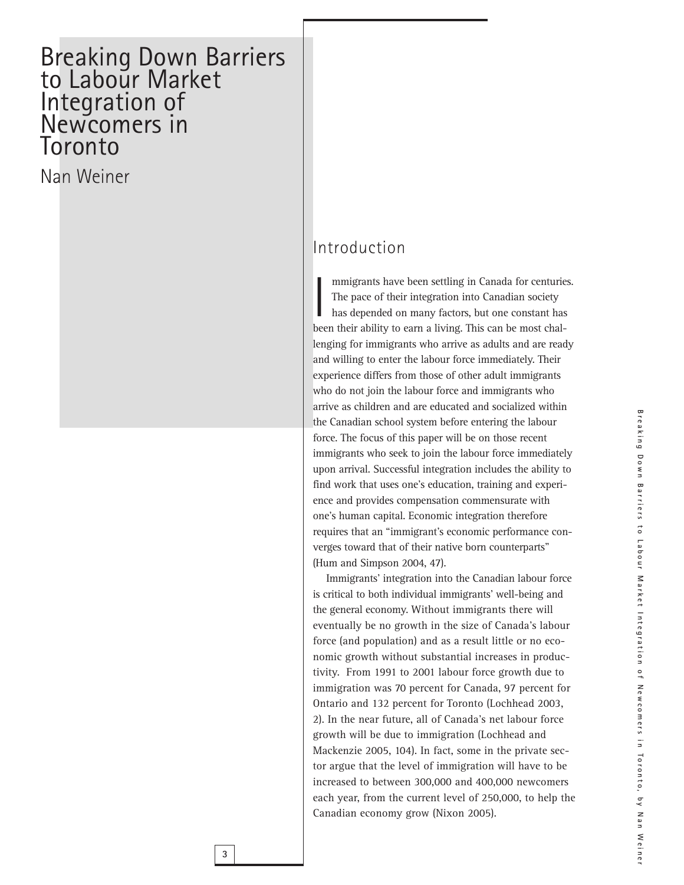# Breaking Down Barriers to Labour Market Integration of Newcomers in Toronto

Nan Weiner

## Introduction

Immigrants have been settling in Canada for centuries. The pace of their integration into Canadian society has depended on many factors, but one constant has been their ability to earn a living. This can be most challenging for immigrants who arrive as adults and are ready and willing to enter the labour force immediately. Their experience differs from those of other adult immigrants who do not join the labour force and immigrants who arrive as children and are educated and socialized within the Canadian school system before entering the labour force. The focus of this paper will be on those recent immigrants who seek to join the labour force immediately upon arrival. Successful integration includes the ability to find work that uses one's education, training and experience and provides compensation commensurate with one's human capital. Economic integration therefore requires that an "immigrant's economic performance converges toward that of their native born counterparts" (Hum and Simpson 2004, 47).

Immigrants' integration into the Canadian labour force is critical to both individual immigrants' well-being and the general economy. Without immigrants there will eventually be no growth in the size of Canada's labour force (and population) and as a result little or no economic growth without substantial increases in productivity. From 1991 to 2001 labour force growth due to immigration was 70 percent for Canada, 97 percent for Ontario and 132 percent for Toronto (Lochhead 2003, 2). In the near future, all of Canada's net labour force growth will be due to immigration (Lochhead and Mackenzie 2005, 104). In fact, some in the private sector argue that the level of immigration will have to be increased to between 300,000 and 400,000 newcomers each year, from the current level of 250,000, to help the Canadian economy grow (Nixon 2005).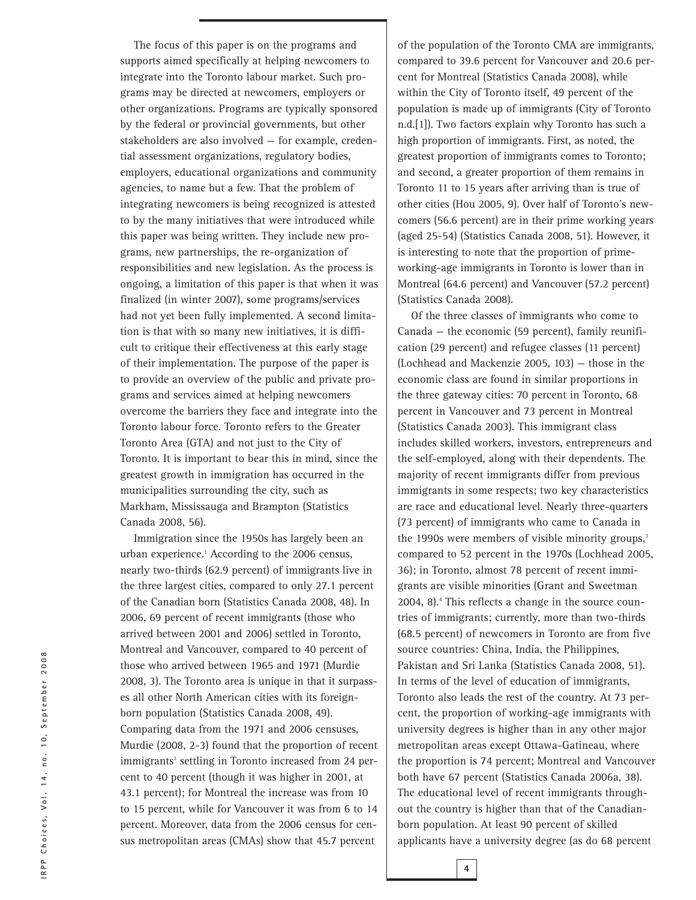The focus of this paper is on the programs and supports aimed specifically at helping newcomers to integrate into the Toronto labour market. Such programs may be directed at newcomers, employers or other organizations. Programs are typically sponsored by the federal or provincial governments, but other stakeholders are also involved — for example, credential assessment organizations, regulatory bodies, employers, educational organizations and community agencies, to name but a few. That the problem of integrating newcomers is being recognized is attested to by the many initiatives that were introduced while this paper was being written. They include new programs, new partnerships, the re-organization of responsibilities and new legislation. As the process is ongoing, a limitation of this paper is that when it was finalized (in winter 2007), some programs/services had not yet been fully implemented. A second limitation is that with so many new initiatives, it is difficult to critique their effectiveness at this early stage of their implementation. The purpose of the paper is to provide an overview of the public and private programs and services aimed at helping newcomers overcome the barriers they face and integrate into the Toronto labour force. Toronto refers to the Greater Toronto Area (GTA) and not just to the City of Toronto. It is important to bear this in mind, since the greatest growth in immigration has occurred in the municipalities surrounding the city, such as Markham, Mississauga and Brampton (Statistics Canada 2008, 56).

Immigration since the 1950s has largely been an urban experience.[1] According to the 2006 census, nearly two-thirds (62.9 percent) of immigrants live in the three largest cities, compared to only 27.1 percent of the Canadian born (Statistics Canada 2008, 48). In 2006, 69 percent of recent immigrants (those who arrived between 2001 and 2006) settled in Toronto, Montreal and Vancouver, compared to 40 percent of those who arrived between 1965 and 1971 (Murdie 2008, 3). The Toronto area is unique in that it surpasses all other North American cities with its foreign-born population (Statistics Canada 2008, 49). Comparing data from the 1971 and 2006 censuses, Murdie (2008, 2-3) found that the proportion of recent immigrants[2] settling in Toronto increased from 24 percent to 40 percent (though it was higher in 2001, at 43.1 percent); for Montreal the increase was from 10 to 15 percent, while for Vancouver it was from 6 to 14 percent. Moreover, data from the 2006 census for census metropolitan areas (CMAs) show that 45.7 percent of the population of the Toronto CMA are immigrants, compared to 39.6 percent for Vancouver and 20.6 percent for Montreal (Statistics Canada 2008), while within the City of Toronto itself, 49 percent of the population is made up of immigrants (City of Toronto n.d.[1]). Two factors explain why Toronto has such a high proportion of immigrants. First, as noted, the greatest proportion of immigrants comes to Toronto; and second, a greater proportion of them remains in Toronto 11 to 15 years after arriving than is true of other cities (Hou 2005, 9). Over half of Toronto's newcomers (56.6 percent) are in their prime working years (aged 25-54) (Statistics Canada 2008, 51). However, it is interesting to note that the proportion of prime-working-age immigrants in Toronto is lower than in Montreal (64.6 percent) and Vancouver (57.2 percent) (Statistics Canada 2008).

Of the three classes of immigrants who come to Canada — the economic (59 percent), family reunification (29 percent) and refugee classes (11 percent) (Lochhead and Mackenzie 2005, 103) — those in the economic class are found in similar proportions in the three gateway cities: 70 percent in Toronto, 68 percent in Vancouver and 73 percent in Montreal (Statistics Canada 2003). This immigrant class includes skilled workers, investors, entrepreneurs and the self-employed, along with their dependents. The majority of recent immigrants differ from previous immigrants in some respects; two key characteristics are race and educational level. Nearly three-quarters (73 percent) of immigrants who came to Canada in the 1990s were members of visible minority groups,[3] compared to 52 percent in the 1970s (Lochhead 2005, 36); in Toronto, almost 78 percent of recent immigrants are visible minorities (Grant and Sweetman 2004, 8).[4] This reflects a change in the source countries of immigrants; currently, more than two-thirds (68.5 percent) of newcomers in Toronto are from five source countries: China, India, the Philippines, Pakistan and Sri Lanka (Statistics Canada 2008, 51). In terms of the level of education of immigrants, Toronto also leads the rest of the country. At 73 percent, the proportion of working-age immigrants with university degrees is higher than in any other major metropolitan areas except Ottawa-Gatineau, where the proportion is 74 percent; Montreal and Vancouver both have 67 percent (Statistics Canada 2006a, 38). The educational level of recent immigrants throughout the country is higher than that of the Canadian-born population. At least 90 percent of skilled applicants have a university degree (as do 68 percent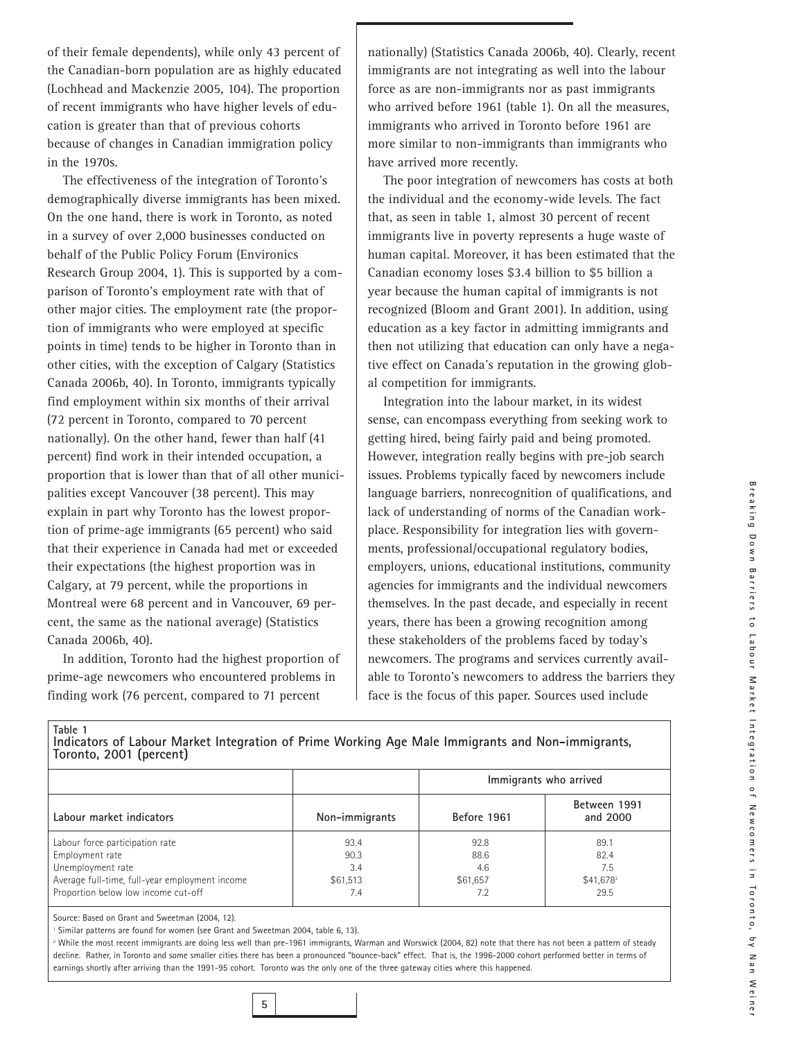of their female dependents), while only 43 percent of the Canadian-born population are as highly educated (Lochhead and Mackenzie 2005, 104). The proportion of recent immigrants who have higher levels of education is greater than that of previous cohorts because of changes in Canadian immigration policy in the 1970s.

The effectiveness of the integration of Toronto's demographically diverse immigrants has been mixed. On the one hand, there is work in Toronto, as noted in a survey of over 2,000 businesses conducted on behalf of the Public Policy Forum (Environics Research Group 2004, 1). This is supported by a comparison of Toronto's employment rate with that of other major cities. The employment rate (the proportion of immigrants who were employed at specific points in time) tends to be higher in Toronto than in other cities, with the exception of Calgary (Statistics Canada 2006b, 40). In Toronto, immigrants typically find employment within six months of their arrival (72 percent in Toronto, compared to 70 percent nationally). On the other hand, fewer than half (41 percent) find work in their intended occupation, a proportion that is lower than that of all other municipalities except Vancouver (38 percent). This may explain in part why Toronto has the lowest proportion of prime-age immigrants (65 percent) who said that their experience in Canada had met or exceeded their expectations (the highest proportion was in Calgary, at 79 percent, while the proportions in Montreal were 68 percent and in Vancouver, 69 percent, the same as the national average) (Statistics Canada 2006b, 40).

In addition, Toronto had the highest proportion of prime-age newcomers who encountered problems in finding work (76 percent, compared to 71 percent nationally) (Statistics Canada 2006b, 40). Clearly, recent immigrants are not integrating as well into the labour force as are non-immigrants nor as past immigrants who arrived before 1961 (table 1). On all the measures, immigrants who arrived in Toronto before 1961 are more similar to non-immigrants than immigrants who have arrived more recently.

The poor integration of newcomers has costs at both the individual and the economy-wide levels. The fact that, as seen in table 1, almost 30 percent of recent immigrants live in poverty represents a huge waste of human capital. Moreover, it has been estimated that the Canadian economy loses $3.4 billion to $5 billion a year because the human capital of immigrants is not recognized (Bloom and Grant 2001). In addition, using education as a key factor in admitting immigrants and then not utilizing that education can only have a negative effect on Canada's reputation in the growing global competition for immigrants.

Integration into the labour market, in its widest sense, can encompass everything from seeking work to getting hired, being fairly paid and being promoted. However, integration really begins with pre-job search issues. Problems typically faced by newcomers include language barriers, nonrecognition of qualifications, and lack of understanding of norms of the Canadian workplace. Responsibility for integration lies with governments, professional/occupational regulatory bodies, employers, unions, educational institutions, community agencies for immigrants and the individual newcomers themselves. In the past decade, and especially in recent years, there has been a growing recognition among these stakeholders of the problems faced by today's newcomers. The programs and services currently available to Toronto's newcomers to address the barriers they face is the focus of this paper. Sources used include

**Table 1**
**Indicators of Labour Market Integration of Prime Working Age Male Immigrants and Non-immigrants, Toronto, 2001 (percent)**

| | | Immigrants who arrived | |
|---|---|---|---|
| Labour market indicators | Non-immigrants | Before 1961 | Between 1991 and 2000 |
| Labour force participation rate | 93.4 | 92.8 | 89.1 |
| Employment rate | 90.3 | 88.6 | 82.4 |
| Unemployment rate | 3.4 | 4.6 | 7.5 |
| Average full-time, full-year employment income | $61,513 | $61,657 | $41,678[2] |
| Proportion below low income cut-off | 7.4 | 7.2 | 29.5 |

Source: Based on Grant and Sweetman (2004, 12).

[1] Similar patterns are found for women (see Grant and Sweetman 2004, table 6, 13).

[2] While the most recent immigrants are doing less well than pre-1961 immigrants, Warman and Worswick (2004, 82) note that there has not been a pattern of steady decline. Rather, in Toronto and some smaller cities there has been a pronounced "bounce-back" effect. That is, the 1996-2000 cohort performed better in terms of earnings shortly after arriving than the 1991-95 cohort. Toronto was the only one of the three gateway cities where this happened.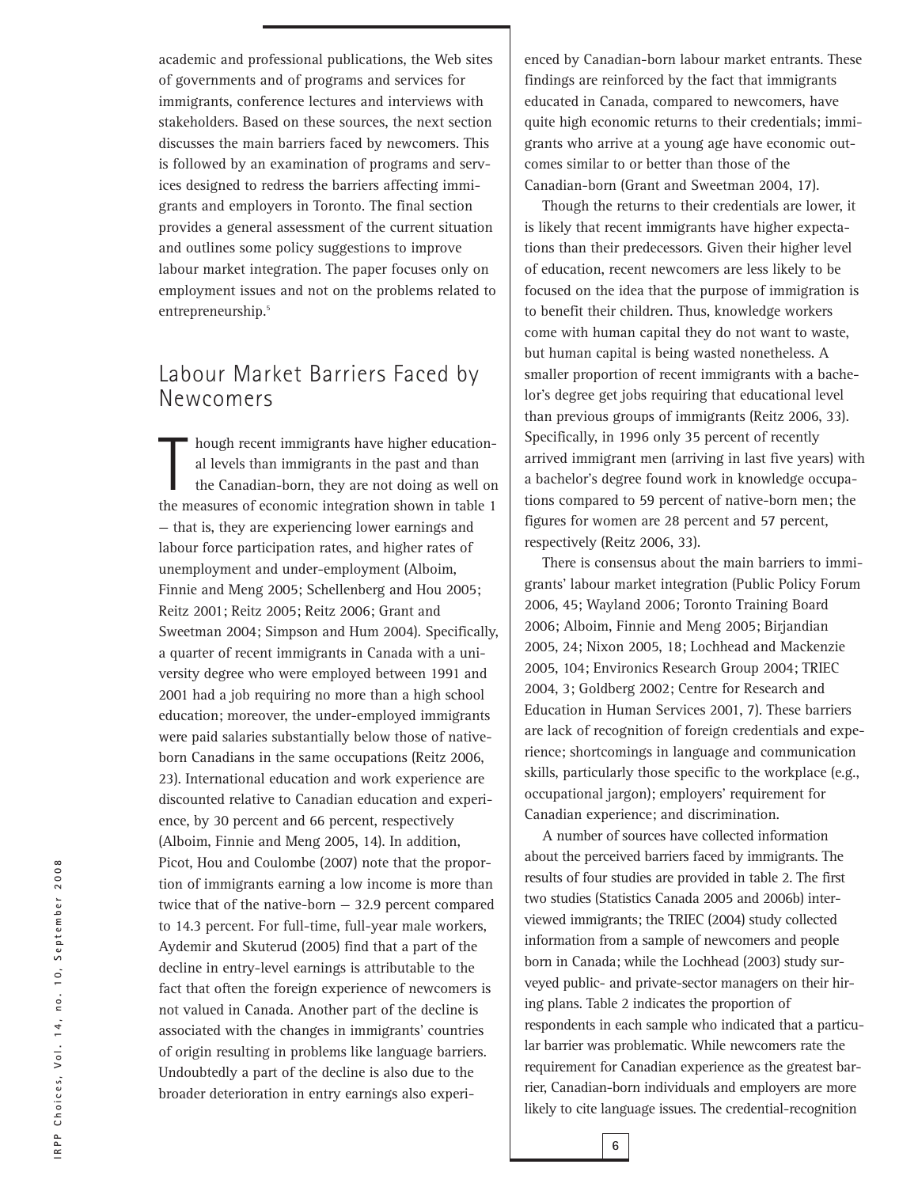academic and professional publications, the Web sites of governments and of programs and services for immigrants, conference lectures and interviews with stakeholders. Based on these sources, the next section discusses the main barriers faced by newcomers. This is followed by an examination of programs and services designed to redress the barriers affecting immigrants and employers in Toronto. The final section provides a general assessment of the current situation and outlines some policy suggestions to improve labour market integration. The paper focuses only on employment issues and not on the problems related to entrepreneurship.[5]

## Labour Market Barriers Faced by Newcomers

Though recent immigrants have higher educational levels than immigrants in the past and than the Canadian-born, they are not doing as well on the measures of economic integration shown in table 1 — that is, they are experiencing lower earnings and labour force participation rates, and higher rates of unemployment and under-employment (Alboim, Finnie and Meng 2005; Schellenberg and Hou 2005; Reitz 2001; Reitz 2005; Reitz 2006; Grant and Sweetman 2004; Simpson and Hum 2004). Specifically, a quarter of recent immigrants in Canada with a university degree who were employed between 1991 and 2001 had a job requiring no more than a high school education; moreover, the under-employed immigrants were paid salaries substantially below those of native-born Canadians in the same occupations (Reitz 2006, 23). International education and work experience are discounted relative to Canadian education and experience, by 30 percent and 66 percent, respectively (Alboim, Finnie and Meng 2005, 14). In addition, Picot, Hou and Coulombe (2007) note that the proportion of immigrants earning a low income is more than twice that of the native-born — 32.9 percent compared to 14.3 percent. For full-time, full-year male workers, Aydemir and Skuterud (2005) find that a part of the decline in entry-level earnings is attributable to the fact that often the foreign experience of newcomers is not valued in Canada. Another part of the decline is associated with the changes in immigrants' countries of origin resulting in problems like language barriers. Undoubtedly a part of the decline is also due to the broader deterioration in entry earnings also experienced by Canadian-born labour market entrants. These findings are reinforced by the fact that immigrants educated in Canada, compared to newcomers, have quite high economic returns to their credentials; immigrants who arrive at a young age have economic outcomes similar to or better than those of the Canadian-born (Grant and Sweetman 2004, 17).

Though the returns to their credentials are lower, it is likely that recent immigrants have higher expectations than their predecessors. Given their higher level of education, recent newcomers are less likely to be focused on the idea that the purpose of immigration is to benefit their children. Thus, knowledge workers come with human capital they do not want to waste, but human capital is being wasted nonetheless. A smaller proportion of recent immigrants with a bachelor's degree get jobs requiring that educational level than previous groups of immigrants (Reitz 2006, 33). Specifically, in 1996 only 35 percent of recently arrived immigrant men (arriving in last five years) with a bachelor's degree found work in knowledge occupations compared to 59 percent of native-born men; the figures for women are 28 percent and 57 percent, respectively (Reitz 2006, 33).

There is consensus about the main barriers to immigrants' labour market integration (Public Policy Forum 2006, 45; Wayland 2006; Toronto Training Board 2006; Alboim, Finnie and Meng 2005; Birjandian 2005, 24; Nixon 2005, 18; Lochhead and Mackenzie 2005, 104; Environics Research Group 2004; TRIEC 2004, 3; Goldberg 2002; Centre for Research and Education in Human Services 2001, 7). These barriers are lack of recognition of foreign credentials and experience; shortcomings in language and communication skills, particularly those specific to the workplace (e.g., occupational jargon); employers' requirement for Canadian experience; and discrimination.

A number of sources have collected information about the perceived barriers faced by immigrants. The results of four studies are provided in table 2. The first two studies (Statistics Canada 2005 and 2006b) interviewed immigrants; the TRIEC (2004) study collected information from a sample of newcomers and people born in Canada; while the Lochhead (2003) study surveyed public- and private-sector managers on their hiring plans. Table 2 indicates the proportion of respondents in each sample who indicated that a particular barrier was problematic. While newcomers rate the requirement for Canadian experience as the greatest barrier, Canadian-born individuals and employers are more likely to cite language issues. The credential-recognition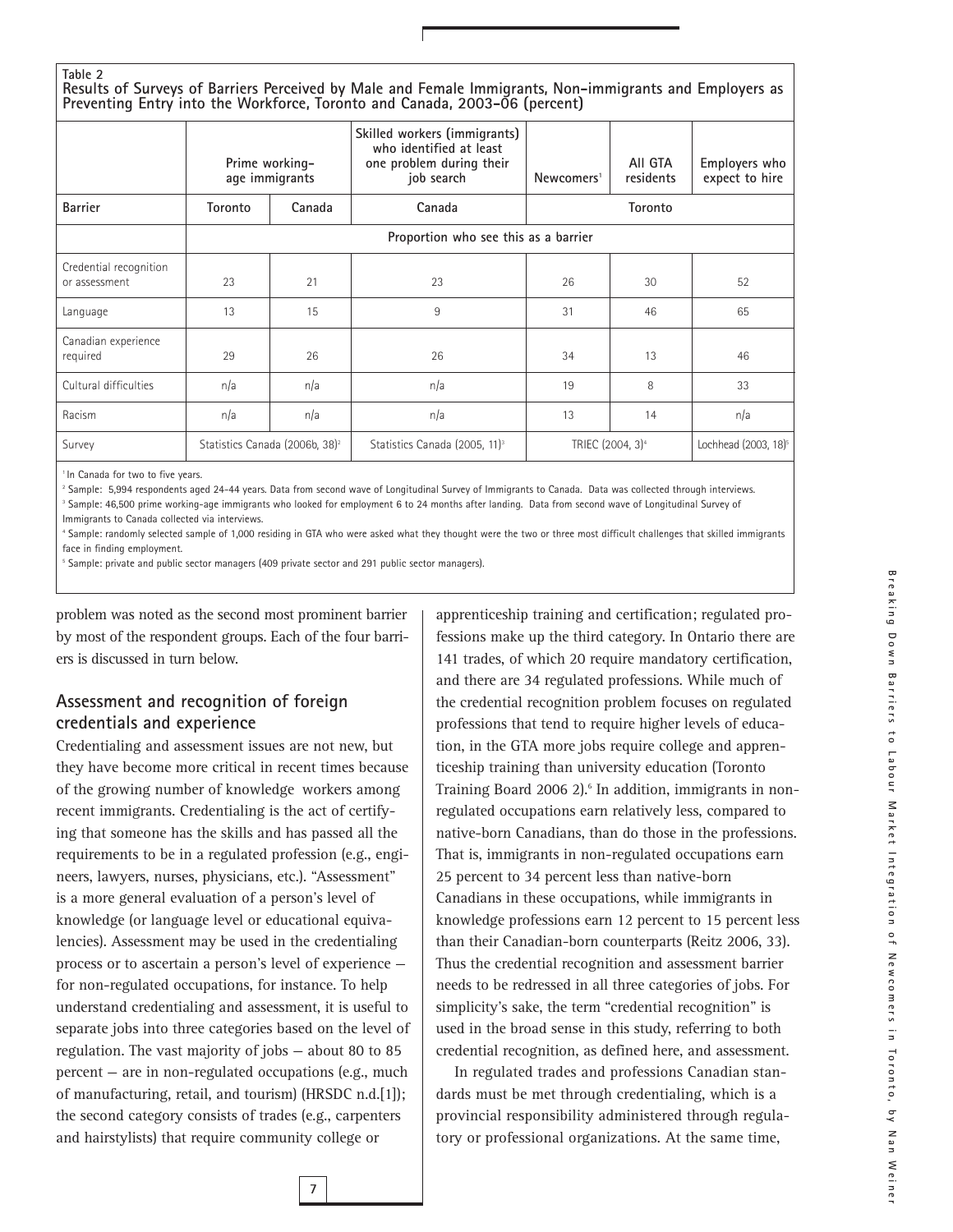Table 2
**Results of Surveys of Barriers Perceived by Male and Female Immigrants, Non-immigrants and Employers as Preventing Entry into the Workforce, Toronto and Canada, 2003-06 (percent)**

| | Prime working-age immigrants | | Skilled workers (immigrants) who identified at least one problem during their job search | Newcomers[1] | All GTA residents | Employers who expect to hire |
|---|---|---|---|---|---|---|
| **Barrier** | **Toronto** | **Canada** | **Canada** | **Toronto** | | |
| | Proportion who see this as a barrier | | | | | |
| Credential recognition or assessment | 23 | 21 | 23 | 26 | 30 | 52 |
| Language | 13 | 15 | 9 | 31 | 46 | 65 |
| Canadian experience required | 29 | 26 | 26 | 34 | 13 | 46 |
| Cultural difficulties | n/a | n/a | n/a | 19 | 8 | 33 |
| Racism | n/a | n/a | n/a | 13 | 14 | n/a |
| Survey | Statistics Canada (2006b, 38)[2] | | Statistics Canada (2005, 11)[3] | TRIEC (2004, 3)[4] | | Lochhead (2003, 18)[5] |

[1] In Canada for two to five years.
[2] Sample: 5,994 respondents aged 24-44 years. Data from second wave of Longitudinal Survey of Immigrants to Canada. Data was collected through interviews.
[3] Sample: 46,500 prime working-age immigrants who looked for employment 6 to 24 months after landing. Data from second wave of Longitudinal Survey of Immigrants to Canada collected via interviews.
[4] Sample: randomly selected sample of 1,000 residing in GTA who were asked what they thought were the two or three most difficult challenges that skilled immigrants face in finding employment.
[5] Sample: private and public sector managers (409 private sector and 291 public sector managers).

problem was noted as the second most prominent barrier by most of the respondent groups. Each of the four barriers is discussed in turn below.

## Assessment and recognition of foreign credentials and experience

Credentialing and assessment issues are not new, but they have become more critical in recent times because of the growing number of knowledge workers among recent immigrants. Credentialing is the act of certifying that someone has the skills and has passed all the requirements to be in a regulated profession (e.g., engineers, lawyers, nurses, physicians, etc.). "Assessment" is a more general evaluation of a person's level of knowledge (or language level or educational equivalencies). Assessment may be used in the credentialing process or to ascertain a person's level of experience — for non-regulated occupations, for instance. To help understand credentialing and assessment, it is useful to separate jobs into three categories based on the level of regulation. The vast majority of jobs — about 80 to 85 percent — are in non-regulated occupations (e.g., much of manufacturing, retail, and tourism) (HRSDC n.d.[1]); the second category consists of trades (e.g., carpenters and hairstylists) that require community college or apprenticeship training and certification; regulated professions make up the third category. In Ontario there are 141 trades, of which 20 require mandatory certification, and there are 34 regulated professions. While much of the credential recognition problem focuses on regulated professions that tend to require higher levels of education, in the GTA more jobs require college and apprenticeship training than university education (Toronto Training Board 2006 2).[6] In addition, immigrants in non-regulated occupations earn relatively less, compared to native-born Canadians, than do those in the professions. That is, immigrants in non-regulated occupations earn 25 percent to 34 percent less than native-born Canadians in these occupations, while immigrants in knowledge professions earn 12 percent to 15 percent less than their Canadian-born counterparts (Reitz 2006, 33). Thus the credential recognition and assessment barrier needs to be redressed in all three categories of jobs. For simplicity's sake, the term "credential recognition" is used in the broad sense in this study, referring to both credential recognition, as defined here, and assessment.

In regulated trades and professions Canadian standards must be met through credentialing, which is a provincial responsibility administered through regulatory or professional organizations. At the same time,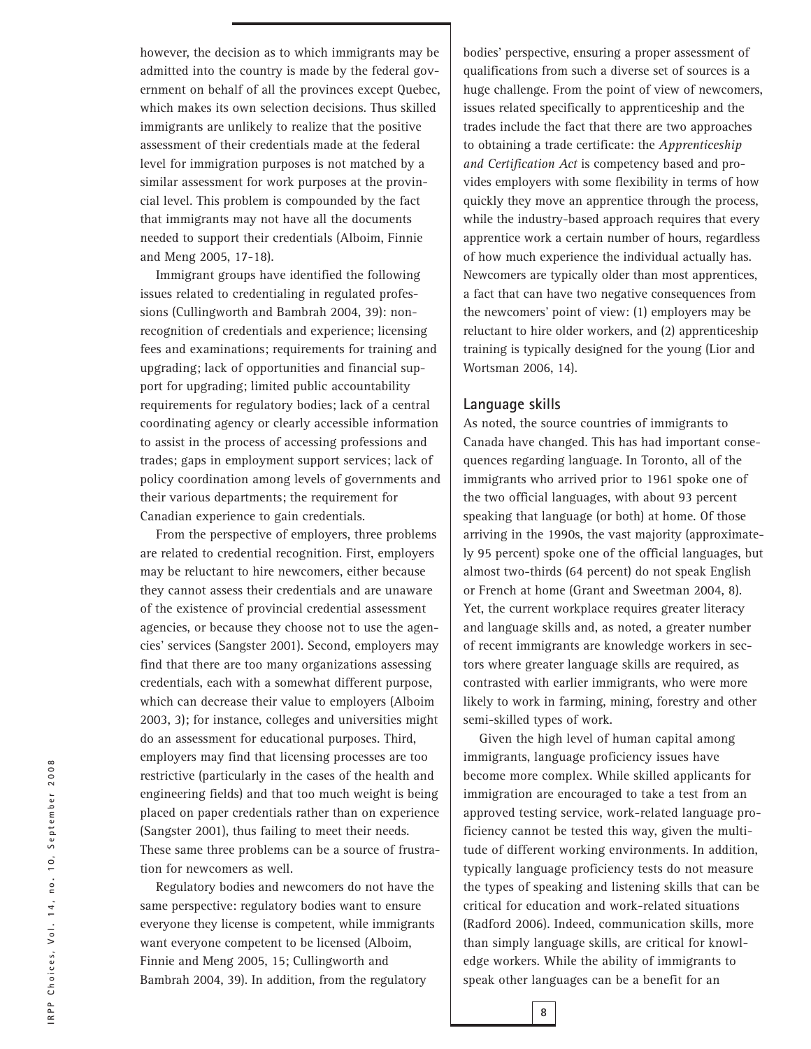however, the decision as to which immigrants may be admitted into the country is made by the federal government on behalf of all the provinces except Quebec, which makes its own selection decisions. Thus skilled immigrants are unlikely to realize that the positive assessment of their credentials made at the federal level for immigration purposes is not matched by a similar assessment for work purposes at the provincial level. This problem is compounded by the fact that immigrants may not have all the documents needed to support their credentials (Alboim, Finnie and Meng 2005, 17-18).

Immigrant groups have identified the following issues related to credentialing in regulated professions (Cullingworth and Bambrah 2004, 39): nonrecognition of credentials and experience; licensing fees and examinations; requirements for training and upgrading; lack of opportunities and financial support for upgrading; limited public accountability requirements for regulatory bodies; lack of a central coordinating agency or clearly accessible information to assist in the process of accessing professions and trades; gaps in employment support services; lack of policy coordination among levels of governments and their various departments; the requirement for Canadian experience to gain credentials.

From the perspective of employers, three problems are related to credential recognition. First, employers may be reluctant to hire newcomers, either because they cannot assess their credentials and are unaware of the existence of provincial credential assessment agencies, or because they choose not to use the agencies' services (Sangster 2001). Second, employers may find that there are too many organizations assessing credentials, each with a somewhat different purpose, which can decrease their value to employers (Alboim 2003, 3); for instance, colleges and universities might do an assessment for educational purposes. Third, employers may find that licensing processes are too restrictive (particularly in the cases of the health and engineering fields) and that too much weight is being placed on paper credentials rather than on experience (Sangster 2001), thus failing to meet their needs. These same three problems can be a source of frustration for newcomers as well.

Regulatory bodies and newcomers do not have the same perspective: regulatory bodies want to ensure everyone they license is competent, while immigrants want everyone competent to be licensed (Alboim, Finnie and Meng 2005, 15; Cullingworth and Bambrah 2004, 39). In addition, from the regulatory bodies' perspective, ensuring a proper assessment of qualifications from such a diverse set of sources is a huge challenge. From the point of view of newcomers, issues related specifically to apprenticeship and the trades include the fact that there are two approaches to obtaining a trade certificate: the *Apprenticeship and Certification Act* is competency based and provides employers with some flexibility in terms of how quickly they move an apprentice through the process, while the industry-based approach requires that every apprentice work a certain number of hours, regardless of how much experience the individual actually has. Newcomers are typically older than most apprentices, a fact that can have two negative consequences from the newcomers' point of view: (1) employers may be reluctant to hire older workers, and (2) apprenticeship training is typically designed for the young (Lior and Wortsman 2006, 14).

## Language skills

As noted, the source countries of immigrants to Canada have changed. This has had important consequences regarding language. In Toronto, all of the immigrants who arrived prior to 1961 spoke one of the two official languages, with about 93 percent speaking that language (or both) at home. Of those arriving in the 1990s, the vast majority (approximately 95 percent) spoke one of the official languages, but almost two-thirds (64 percent) do not speak English or French at home (Grant and Sweetman 2004, 8). Yet, the current workplace requires greater literacy and language skills and, as noted, a greater number of recent immigrants are knowledge workers in sectors where greater language skills are required, as contrasted with earlier immigrants, who were more likely to work in farming, mining, forestry and other semi-skilled types of work.

Given the high level of human capital among immigrants, language proficiency issues have become more complex. While skilled applicants for immigration are encouraged to take a test from an approved testing service, work-related language proficiency cannot be tested this way, given the multitude of different working environments. In addition, typically language proficiency tests do not measure the types of speaking and listening skills that can be critical for education and work-related situations (Radford 2006). Indeed, communication skills, more than simply language skills, are critical for knowledge workers. While the ability of immigrants to speak other languages can be a benefit for an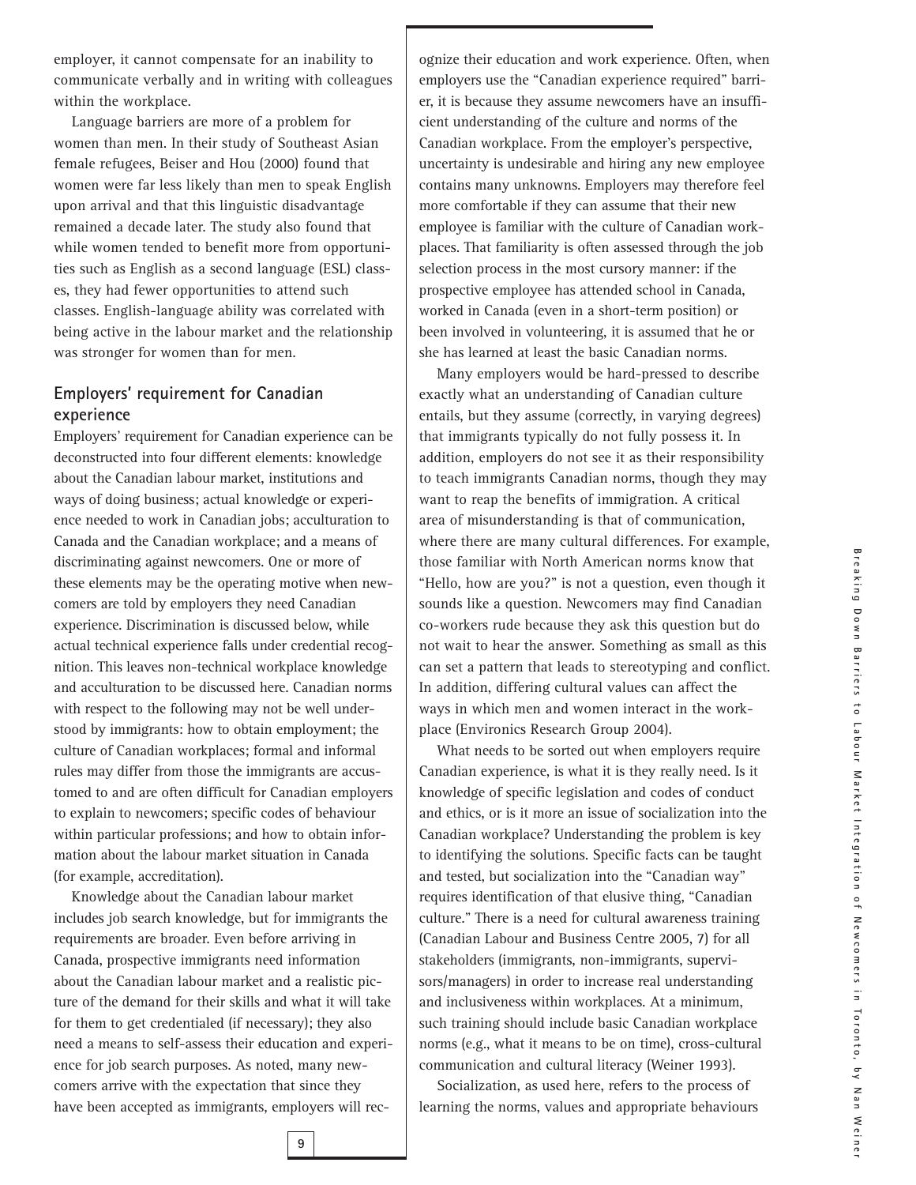employer, it cannot compensate for an inability to communicate verbally and in writing with colleagues within the workplace.

Language barriers are more of a problem for women than men. In their study of Southeast Asian female refugees, Beiser and Hou (2000) found that women were far less likely than men to speak English upon arrival and that this linguistic disadvantage remained a decade later. The study also found that while women tended to benefit more from opportunities such as English as a second language (ESL) classes, they had fewer opportunities to attend such classes. English-language ability was correlated with being active in the labour market and the relationship was stronger for women than for men.

### Employers' requirement for Canadian experience

Employers' requirement for Canadian experience can be deconstructed into four different elements: knowledge about the Canadian labour market, institutions and ways of doing business; actual knowledge or experience needed to work in Canadian jobs; acculturation to Canada and the Canadian workplace; and a means of discriminating against newcomers. One or more of these elements may be the operating motive when newcomers are told by employers they need Canadian experience. Discrimination is discussed below, while actual technical experience falls under credential recognition. This leaves non-technical workplace knowledge and acculturation to be discussed here. Canadian norms with respect to the following may not be well understood by immigrants: how to obtain employment; the culture of Canadian workplaces; formal and informal rules may differ from those the immigrants are accustomed to and are often difficult for Canadian employers to explain to newcomers; specific codes of behaviour within particular professions; and how to obtain information about the labour market situation in Canada (for example, accreditation).

Knowledge about the Canadian labour market includes job search knowledge, but for immigrants the requirements are broader. Even before arriving in Canada, prospective immigrants need information about the Canadian labour market and a realistic picture of the demand for their skills and what it will take for them to get credentialed (if necessary); they also need a means to self-assess their education and experience for job search purposes. As noted, many newcomers arrive with the expectation that since they have been accepted as immigrants, employers will recognize their education and work experience. Often, when employers use the "Canadian experience required" barrier, it is because they assume newcomers have an insufficient understanding of the culture and norms of the Canadian workplace. From the employer's perspective, uncertainty is undesirable and hiring any new employee contains many unknowns. Employers may therefore feel more comfortable if they can assume that their new employee is familiar with the culture of Canadian workplaces. That familiarity is often assessed through the job selection process in the most cursory manner: if the prospective employee has attended school in Canada, worked in Canada (even in a short-term position) or been involved in volunteering, it is assumed that he or she has learned at least the basic Canadian norms.

Many employers would be hard-pressed to describe exactly what an understanding of Canadian culture entails, but they assume (correctly, in varying degrees) that immigrants typically do not fully possess it. In addition, employers do not see it as their responsibility to teach immigrants Canadian norms, though they may want to reap the benefits of immigration. A critical area of misunderstanding is that of communication, where there are many cultural differences. For example, those familiar with North American norms know that "Hello, how are you?" is not a question, even though it sounds like a question. Newcomers may find Canadian co-workers rude because they ask this question but do not wait to hear the answer. Something as small as this can set a pattern that leads to stereotyping and conflict. In addition, differing cultural values can affect the ways in which men and women interact in the workplace (Environics Research Group 2004).

What needs to be sorted out when employers require Canadian experience, is what it is they really need. Is it knowledge of specific legislation and codes of conduct and ethics, or is it more an issue of socialization into the Canadian workplace? Understanding the problem is key to identifying the solutions. Specific facts can be taught and tested, but socialization into the "Canadian way" requires identification of that elusive thing, "Canadian culture." There is a need for cultural awareness training (Canadian Labour and Business Centre 2005, 7) for all stakeholders (immigrants, non-immigrants, supervisors/managers) in order to increase real understanding and inclusiveness within workplaces. At a minimum, such training should include basic Canadian workplace norms (e.g., what it means to be on time), cross-cultural communication and cultural literacy (Weiner 1993).

Socialization, as used here, refers to the process of learning the norms, values and appropriate behaviours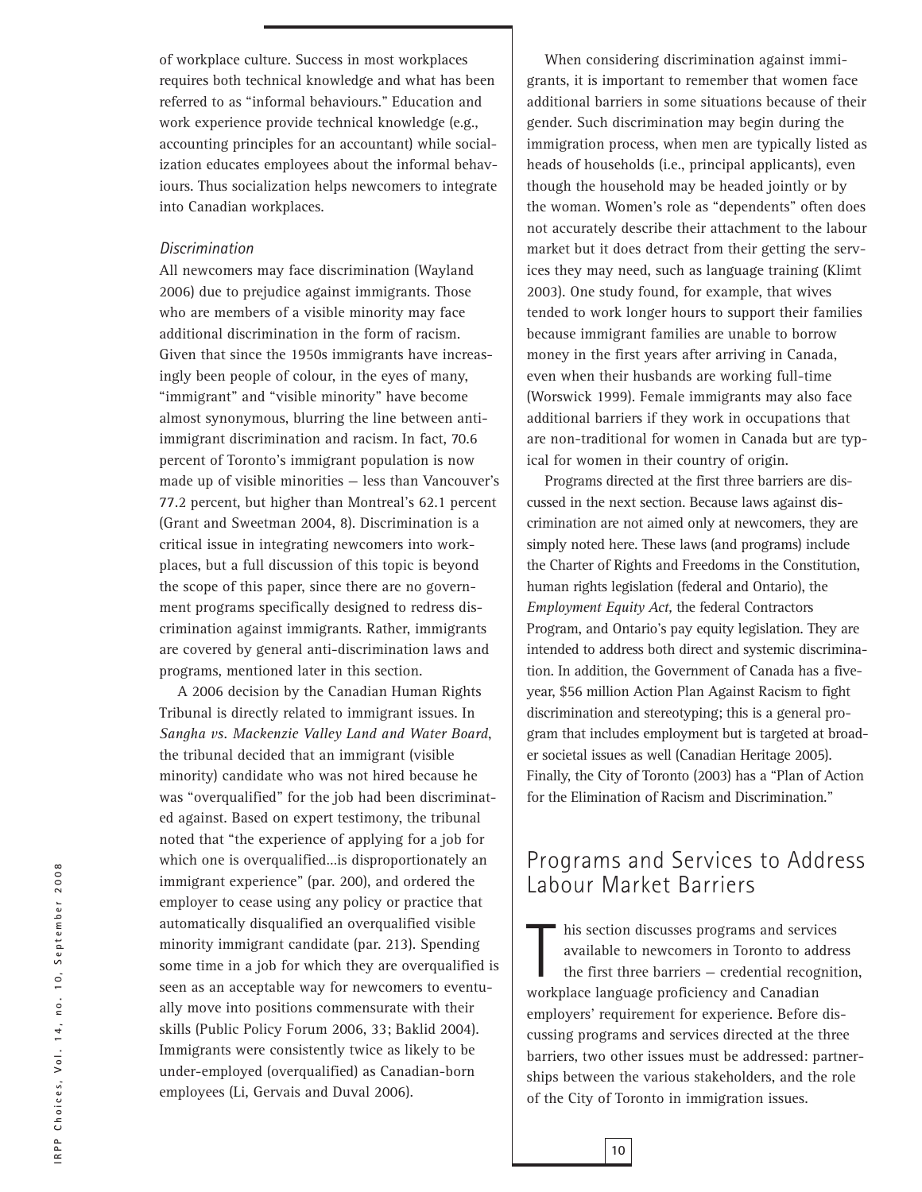of workplace culture. Success in most workplaces requires both technical knowledge and what has been referred to as "informal behaviours." Education and work experience provide technical knowledge (e.g., accounting principles for an accountant) while socialization educates employees about the informal behaviours. Thus socialization helps newcomers to integrate into Canadian workplaces.

### *Discrimination*

All newcomers may face discrimination (Wayland 2006) due to prejudice against immigrants. Those who are members of a visible minority may face additional discrimination in the form of racism. Given that since the 1950s immigrants have increasingly been people of colour, in the eyes of many, "immigrant" and "visible minority" have become almost synonymous, blurring the line between anti-immigrant discrimination and racism. In fact, 70.6 percent of Toronto's immigrant population is now made up of visible minorities — less than Vancouver's 77.2 percent, but higher than Montreal's 62.1 percent (Grant and Sweetman 2004, 8). Discrimination is a critical issue in integrating newcomers into workplaces, but a full discussion of this topic is beyond the scope of this paper, since there are no government programs specifically designed to redress discrimination against immigrants. Rather, immigrants are covered by general anti-discrimination laws and programs, mentioned later in this section.

A 2006 decision by the Canadian Human Rights Tribunal is directly related to immigrant issues. In *Sangha vs. Mackenzie Valley Land and Water Board*, the tribunal decided that an immigrant (visible minority) candidate who was not hired because he was "overqualified" for the job had been discriminated against. Based on expert testimony, the tribunal noted that "the experience of applying for a job for which one is overqualified…is disproportionately an immigrant experience" (par. 200), and ordered the employer to cease using any policy or practice that automatically disqualified an overqualified visible minority immigrant candidate (par. 213). Spending some time in a job for which they are overqualified is seen as an acceptable way for newcomers to eventually move into positions commensurate with their skills (Public Policy Forum 2006, 33; Baklid 2004). Immigrants were consistently twice as likely to be under-employed (overqualified) as Canadian-born employees (Li, Gervais and Duval 2006).

When considering discrimination against immigrants, it is important to remember that women face additional barriers in some situations because of their gender. Such discrimination may begin during the immigration process, when men are typically listed as heads of households (i.e., principal applicants), even though the household may be headed jointly or by the woman. Women's role as "dependents" often does not accurately describe their attachment to the labour market but it does detract from their getting the services they may need, such as language training (Klimt 2003). One study found, for example, that wives tended to work longer hours to support their families because immigrant families are unable to borrow money in the first years after arriving in Canada, even when their husbands are working full-time (Worswick 1999). Female immigrants may also face additional barriers if they work in occupations that are non-traditional for women in Canada but are typical for women in their country of origin.

Programs directed at the first three barriers are discussed in the next section. Because laws against discrimination are not aimed only at newcomers, they are simply noted here. These laws (and programs) include the Charter of Rights and Freedoms in the Constitution, human rights legislation (federal and Ontario), the *Employment Equity Act*, the federal Contractors Program, and Ontario's pay equity legislation. They are intended to address both direct and systemic discrimination. In addition, the Government of Canada has a five-year, $56 million Action Plan Against Racism to fight discrimination and stereotyping; this is a general program that includes employment but is targeted at broader societal issues as well (Canadian Heritage 2005). Finally, the City of Toronto (2003) has a "Plan of Action for the Elimination of Racism and Discrimination."

## Programs and Services to Address Labour Market Barriers

This section discusses programs and services available to newcomers in Toronto to address the first three barriers — credential recognition, workplace language proficiency and Canadian employers' requirement for experience. Before discussing programs and services directed at the three barriers, two other issues must be addressed: partnerships between the various stakeholders, and the role of the City of Toronto in immigration issues.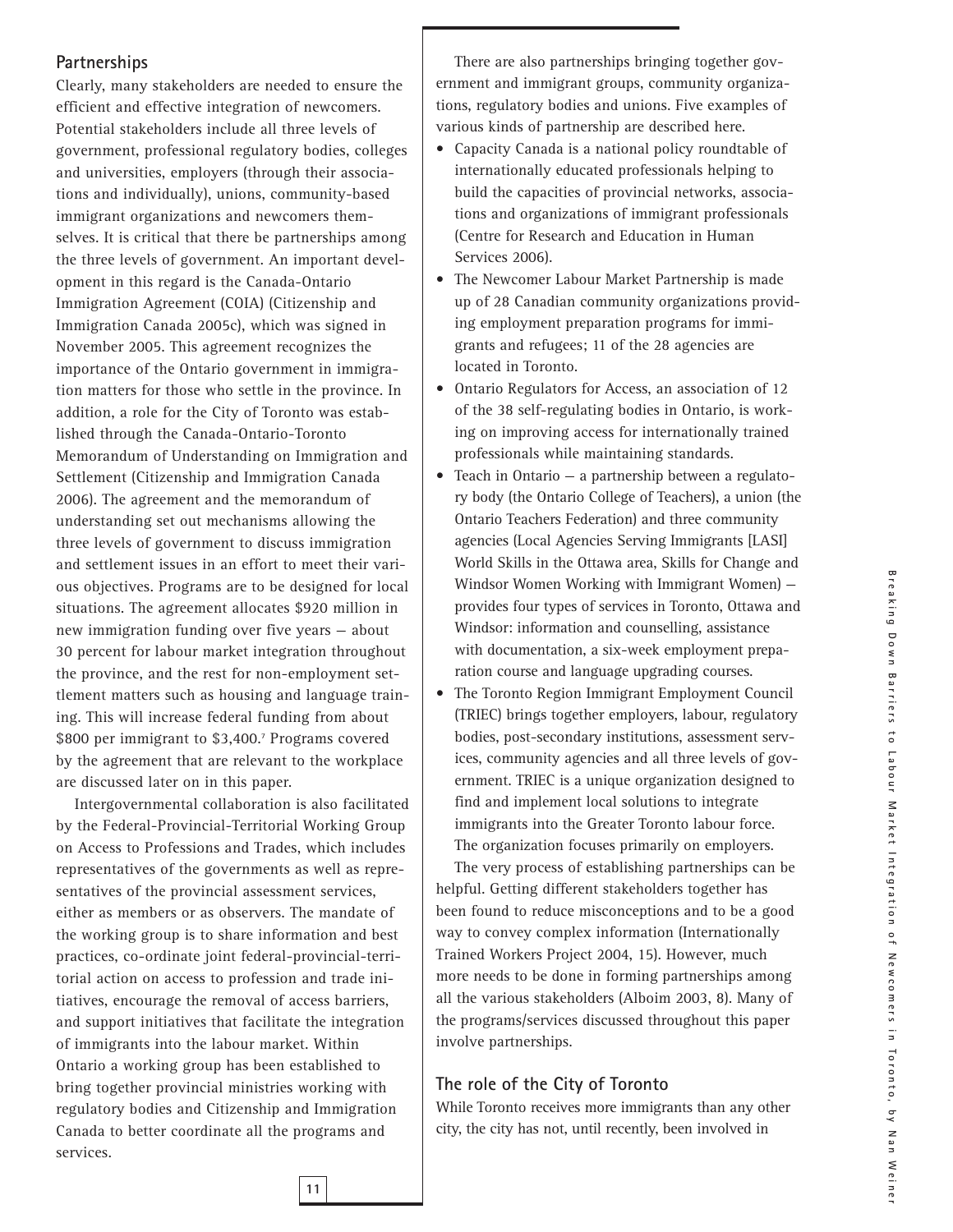## Partnerships

Clearly, many stakeholders are needed to ensure the efficient and effective integration of newcomers. Potential stakeholders include all three levels of government, professional regulatory bodies, colleges and universities, employers (through their associations and individually), unions, community-based immigrant organizations and newcomers themselves. It is critical that there be partnerships among the three levels of government. An important development in this regard is the Canada-Ontario Immigration Agreement (COIA) (Citizenship and Immigration Canada 2005c), which was signed in November 2005. This agreement recognizes the importance of the Ontario government in immigration matters for those who settle in the province. In addition, a role for the City of Toronto was established through the Canada-Ontario-Toronto Memorandum of Understanding on Immigration and Settlement (Citizenship and Immigration Canada 2006). The agreement and the memorandum of understanding set out mechanisms allowing the three levels of government to discuss immigration and settlement issues in an effort to meet their various objectives. Programs are to be designed for local situations. The agreement allocates $920 million in new immigration funding over five years — about 30 percent for labour market integration throughout the province, and the rest for non-employment settlement matters such as housing and language training. This will increase federal funding from about $800 per immigrant to $3,400.[7] Programs covered by the agreement that are relevant to the workplace are discussed later on in this paper.

Intergovernmental collaboration is also facilitated by the Federal-Provincial-Territorial Working Group on Access to Professions and Trades, which includes representatives of the governments as well as representatives of the provincial assessment services, either as members or as observers. The mandate of the working group is to share information and best practices, co-ordinate joint federal-provincial-territorial action on access to profession and trade initiatives, encourage the removal of access barriers, and support initiatives that facilitate the integration of immigrants into the labour market. Within Ontario a working group has been established to bring together provincial ministries working with regulatory bodies and Citizenship and Immigration Canada to better coordinate all the programs and services.

There are also partnerships bringing together government and immigrant groups, community organizations, regulatory bodies and unions. Five examples of various kinds of partnership are described here.

- Capacity Canada is a national policy roundtable of internationally educated professionals helping to build the capacities of provincial networks, associations and organizations of immigrant professionals (Centre for Research and Education in Human Services 2006).
- The Newcomer Labour Market Partnership is made up of 28 Canadian community organizations providing employment preparation programs for immigrants and refugees; 11 of the 28 agencies are located in Toronto.
- Ontario Regulators for Access, an association of 12 of the 38 self-regulating bodies in Ontario, is working on improving access for internationally trained professionals while maintaining standards.
- Teach in Ontario — a partnership between a regulatory body (the Ontario College of Teachers), a union (the Ontario Teachers Federation) and three community agencies (Local Agencies Serving Immigrants [LASI] World Skills in the Ottawa area, Skills for Change and Windsor Women Working with Immigrant Women) — provides four types of services in Toronto, Ottawa and Windsor: information and counselling, assistance with documentation, a six-week employment preparation course and language upgrading courses.
- The Toronto Region Immigrant Employment Council (TRIEC) brings together employers, labour, regulatory bodies, post-secondary institutions, assessment services, community agencies and all three levels of government. TRIEC is a unique organization designed to find and implement local solutions to integrate immigrants into the Greater Toronto labour force. The organization focuses primarily on employers.

The very process of establishing partnerships can be helpful. Getting different stakeholders together has been found to reduce misconceptions and to be a good way to convey complex information (Internationally Trained Workers Project 2004, 15). However, much more needs to be done in forming partnerships among all the various stakeholders (Alboim 2003, 8). Many of the programs/services discussed throughout this paper involve partnerships.

## The role of the City of Toronto

While Toronto receives more immigrants than any other city, the city has not, until recently, been involved in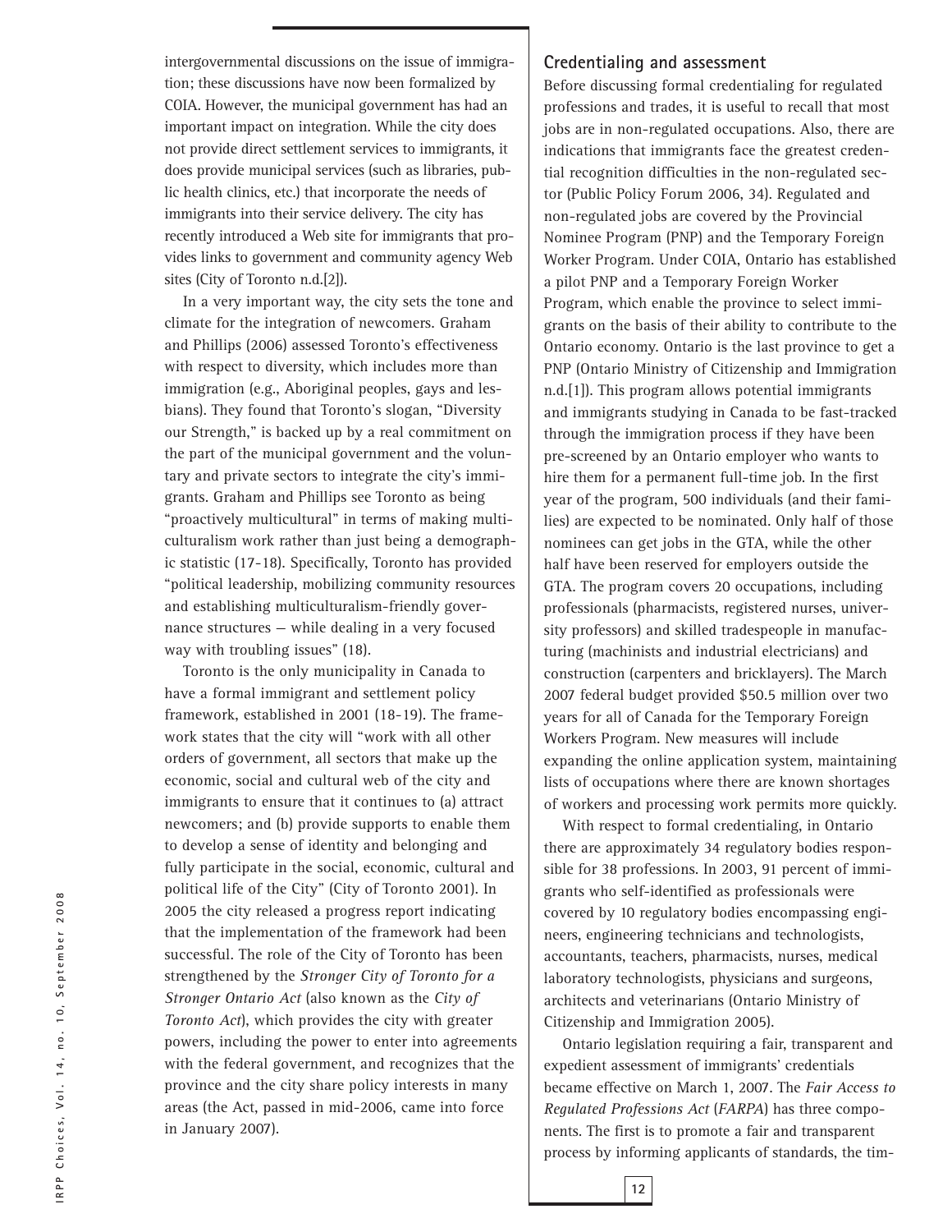intergovernmental discussions on the issue of immigration; these discussions have now been formalized by COIA. However, the municipal government has had an important impact on integration. While the city does not provide direct settlement services to immigrants, it does provide municipal services (such as libraries, public health clinics, etc.) that incorporate the needs of immigrants into their service delivery. The city has recently introduced a Web site for immigrants that provides links to government and community agency Web sites (City of Toronto n.d.[2]).

In a very important way, the city sets the tone and climate for the integration of newcomers. Graham and Phillips (2006) assessed Toronto's effectiveness with respect to diversity, which includes more than immigration (e.g., Aboriginal peoples, gays and lesbians). They found that Toronto's slogan, "Diversity our Strength," is backed up by a real commitment on the part of the municipal government and the voluntary and private sectors to integrate the city's immigrants. Graham and Phillips see Toronto as being "proactively multicultural" in terms of making multiculturalism work rather than just being a demographic statistic (17-18). Specifically, Toronto has provided "political leadership, mobilizing community resources and establishing multiculturalism-friendly governance structures — while dealing in a very focused way with troubling issues" (18).

Toronto is the only municipality in Canada to have a formal immigrant and settlement policy framework, established in 2001 (18-19). The framework states that the city will "work with all other orders of government, all sectors that make up the economic, social and cultural web of the city and immigrants to ensure that it continues to (a) attract newcomers; and (b) provide supports to enable them to develop a sense of identity and belonging and fully participate in the social, economic, cultural and political life of the City" (City of Toronto 2001). In 2005 the city released a progress report indicating that the implementation of the framework had been successful. The role of the City of Toronto has been strengthened by the ***Stronger City of Toronto for a Stronger Ontario Act*** (also known as the *City of Toronto Act*), which provides the city with greater powers, including the power to enter into agreements with the federal government, and recognizes that the province and the city share policy interests in many areas (the Act, passed in mid-2006, came into force in January 2007).

## Credentialing and assessment

Before discussing formal credentialing for regulated professions and trades, it is useful to recall that most jobs are in non-regulated occupations. Also, there are indications that immigrants face the greatest credential recognition difficulties in the non-regulated sector (Public Policy Forum 2006, 34). Regulated and non-regulated jobs are covered by the Provincial Nominee Program (PNP) and the Temporary Foreign Worker Program. Under COIA, Ontario has established a pilot PNP and a Temporary Foreign Worker Program, which enable the province to select immigrants on the basis of their ability to contribute to the Ontario economy. Ontario is the last province to get a PNP (Ontario Ministry of Citizenship and Immigration n.d.[1]). This program allows potential immigrants and immigrants studying in Canada to be fast-tracked through the immigration process if they have been pre-screened by an Ontario employer who wants to hire them for a permanent full-time job. In the first year of the program, 500 individuals (and their families) are expected to be nominated. Only half of those nominees can get jobs in the GTA, while the other half have been reserved for employers outside the GTA. The program covers 20 occupations, including professionals (pharmacists, registered nurses, university professors) and skilled tradespeople in manufacturing (machinists and industrial electricians) and construction (carpenters and bricklayers). The March 2007 federal budget provided $50.5 million over two years for all of Canada for the Temporary Foreign Workers Program. New measures will include expanding the online application system, maintaining lists of occupations where there are known shortages of workers and processing work permits more quickly.

With respect to formal credentialing, in Ontario there are approximately 34 regulatory bodies responsible for 38 professions. In 2003, 91 percent of immigrants who self-identified as professionals were covered by 10 regulatory bodies encompassing engineers, engineering technicians and technologists, accountants, teachers, pharmacists, nurses, medical laboratory technologists, physicians and surgeons, architects and veterinarians (Ontario Ministry of Citizenship and Immigration 2005).

Ontario legislation requiring a fair, transparent and expedient assessment of immigrants' credentials became effective on March 1, 2007. The *Fair Access to Regulated Professions Act* (*FARPA*) has three components. The first is to promote a fair and transparent process by informing applicants of standards, the tim-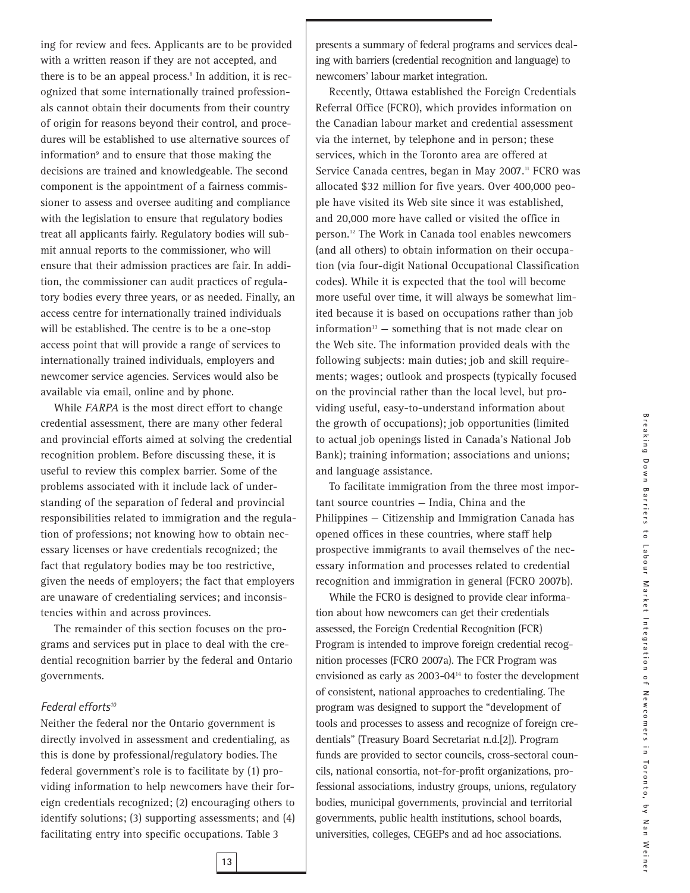ing for review and fees. Applicants are to be provided with a written reason if they are not accepted, and there is to be an appeal process.[8] In addition, it is recognized that some internationally trained professionals cannot obtain their documents from their country of origin for reasons beyond their control, and procedures will be established to use alternative sources of information[9] and to ensure that those making the decisions are trained and knowledgeable. The second component is the appointment of a fairness commissioner to assess and oversee auditing and compliance with the legislation to ensure that regulatory bodies treat all applicants fairly. Regulatory bodies will submit annual reports to the commissioner, who will ensure that their admission practices are fair. In addition, the commissioner can audit practices of regulatory bodies every three years, or as needed. Finally, an access centre for internationally trained individuals will be established. The centre is to be a one-stop access point that will provide a range of services to internationally trained individuals, employers and newcomer service agencies. Services would also be available via email, online and by phone.

While *FARPA* is the most direct effort to change credential assessment, there are many other federal and provincial efforts aimed at solving the credential recognition problem. Before discussing these, it is useful to review this complex barrier. Some of the problems associated with it include lack of understanding of the separation of federal and provincial responsibilities related to immigration and the regulation of professions; not knowing how to obtain necessary licenses or have credentials recognized; the fact that regulatory bodies may be too restrictive, given the needs of employers; the fact that employers are unaware of credentialing services; and inconsistencies within and across provinces.

The remainder of this section focuses on the programs and services put in place to deal with the credential recognition barrier by the federal and Ontario governments.

### *Federal efforts*[10]

Neither the federal nor the Ontario government is directly involved in assessment and credentialing, as this is done by professional/regulatory bodies. The federal government's role is to facilitate by (1) providing information to help newcomers have their foreign credentials recognized; (2) encouraging others to identify solutions; (3) supporting assessments; and (4) facilitating entry into specific occupations. Table 3 presents a summary of federal programs and services dealing with barriers (credential recognition and language) to newcomers' labour market integration.

Recently, Ottawa established the Foreign Credentials Referral Office (FCRO), which provides information on the Canadian labour market and credential assessment via the internet, by telephone and in person; these services, which in the Toronto area are offered at Service Canada centres, began in May 2007.[11] FCRO was allocated $32 million for five years. Over 400,000 people have visited its Web site since it was established, and 20,000 more have called or visited the office in person.[12] The Work in Canada tool enables newcomers (and all others) to obtain information on their occupation (via four-digit National Occupational Classification codes). While it is expected that the tool will become more useful over time, it will always be somewhat limited because it is based on occupations rather than job information[13] — something that is not made clear on the Web site. The information provided deals with the following subjects: main duties; job and skill requirements; wages; outlook and prospects (typically focused on the provincial rather than the local level, but providing useful, easy-to-understand information about the growth of occupations); job opportunities (limited to actual job openings listed in Canada's National Job Bank); training information; associations and unions; and language assistance.

To facilitate immigration from the three most important source countries — India, China and the Philippines — Citizenship and Immigration Canada has opened offices in these countries, where staff help prospective immigrants to avail themselves of the necessary information and processes related to credential recognition and immigration in general (FCRO 2007b).

While the FCRO is designed to provide clear information about how newcomers can get their credentials assessed, the Foreign Credential Recognition (FCR) Program is intended to improve foreign credential recognition processes (FCRO 2007a). The FCR Program was envisioned as early as 2003-04[14] to foster the development of consistent, national approaches to credentialing. The program was designed to support the "development of tools and processes to assess and recognize of foreign credentials" (Treasury Board Secretariat n.d.[2]). Program funds are provided to sector councils, cross-sectoral councils, national consortia, not-for-profit organizations, professional associations, industry groups, unions, regulatory bodies, municipal governments, provincial and territorial governments, public health institutions, school boards, universities, colleges, CEGEPs and ad hoc associations.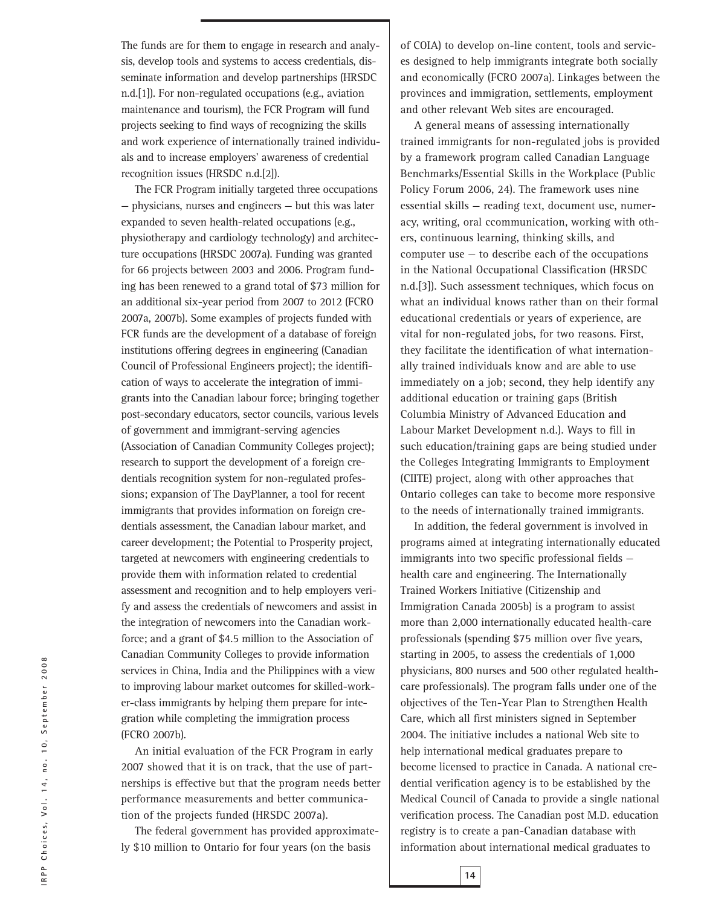The funds are for them to engage in research and analysis, develop tools and systems to access credentials, disseminate information and develop partnerships (HRSDC n.d.[1]). For non-regulated occupations (e.g., aviation maintenance and tourism), the FCR Program will fund projects seeking to find ways of recognizing the skills and work experience of internationally trained individuals and to increase employers' awareness of credential recognition issues (HRSDC n.d.[2]).

The FCR Program initially targeted three occupations — physicians, nurses and engineers — but this was later expanded to seven health-related occupations (e.g., physiotherapy and cardiology technology) and architecture occupations (HRSDC 2007a). Funding was granted for 66 projects between 2003 and 2006. Program funding has been renewed to a grand total of $73 million for an additional six-year period from 2007 to 2012 (FCRO 2007a, 2007b). Some examples of projects funded with FCR funds are the development of a database of foreign institutions offering degrees in engineering (Canadian Council of Professional Engineers project); the identification of ways to accelerate the integration of immigrants into the Canadian labour force; bringing together post-secondary educators, sector councils, various levels of government and immigrant-serving agencies (Association of Canadian Community Colleges project); research to support the development of a foreign credentials recognition system for non-regulated professions; expansion of The DayPlanner, a tool for recent immigrants that provides information on foreign credentials assessment, the Canadian labour market, and career development; the Potential to Prosperity project, targeted at newcomers with engineering credentials to provide them with information related to credential assessment and recognition and to help employers verify and assess the credentials of newcomers and assist in the integration of newcomers into the Canadian workforce; and a grant of $4.5 million to the Association of Canadian Community Colleges to provide information services in China, India and the Philippines with a view to improving labour market outcomes for skilled-worker-class immigrants by helping them prepare for integration while completing the immigration process (FCRO 2007b).

An initial evaluation of the FCR Program in early 2007 showed that it is on track, that the use of partnerships is effective but that the program needs better performance measurements and better communication of the projects funded (HRSDC 2007a).

The federal government has provided approximately $10 million to Ontario for four years (on the basis of COIA) to develop on-line content, tools and services designed to help immigrants integrate both socially and economically (FCRO 2007a). Linkages between the provinces and immigration, settlements, employment and other relevant Web sites are encouraged.

A general means of assessing internationally trained immigrants for non-regulated jobs is provided by a framework program called Canadian Language Benchmarks/Essential Skills in the Workplace (Public Policy Forum 2006, 24). The framework uses nine essential skills — reading text, document use, numeracy, writing, oral ccommunication, working with others, continuous learning, thinking skills, and computer use — to describe each of the occupations in the National Occupational Classification (HRSDC n.d.[3]). Such assessment techniques, which focus on what an individual knows rather than on their formal educational credentials or years of experience, are vital for non-regulated jobs, for two reasons. First, they facilitate the identification of what internationally trained individuals know and are able to use immediately on a job; second, they help identify any additional education or training gaps (British Columbia Ministry of Advanced Education and Labour Market Development n.d.). Ways to fill in such education/training gaps are being studied under the Colleges Integrating Immigrants to Employment (CIITE) project, along with other approaches that Ontario colleges can take to become more responsive to the needs of internationally trained immigrants.

In addition, the federal government is involved in programs aimed at integrating internationally educated immigrants into two specific professional fields — health care and engineering. The Internationally Trained Workers Initiative (Citizenship and Immigration Canada 2005b) is a program to assist more than 2,000 internationally educated health-care professionals (spending $75 million over five years, starting in 2005, to assess the credentials of 1,000 physicians, 800 nurses and 500 other regulated health-care professionals). The program falls under one of the objectives of the Ten-Year Plan to Strengthen Health Care, which all first ministers signed in September 2004. The initiative includes a national Web site to help international medical graduates prepare to become licensed to practice in Canada. A national credential verification agency is to be established by the Medical Council of Canada to provide a single national verification process. The Canadian post M.D. education registry is to create a pan-Canadian database with information about international medical graduates to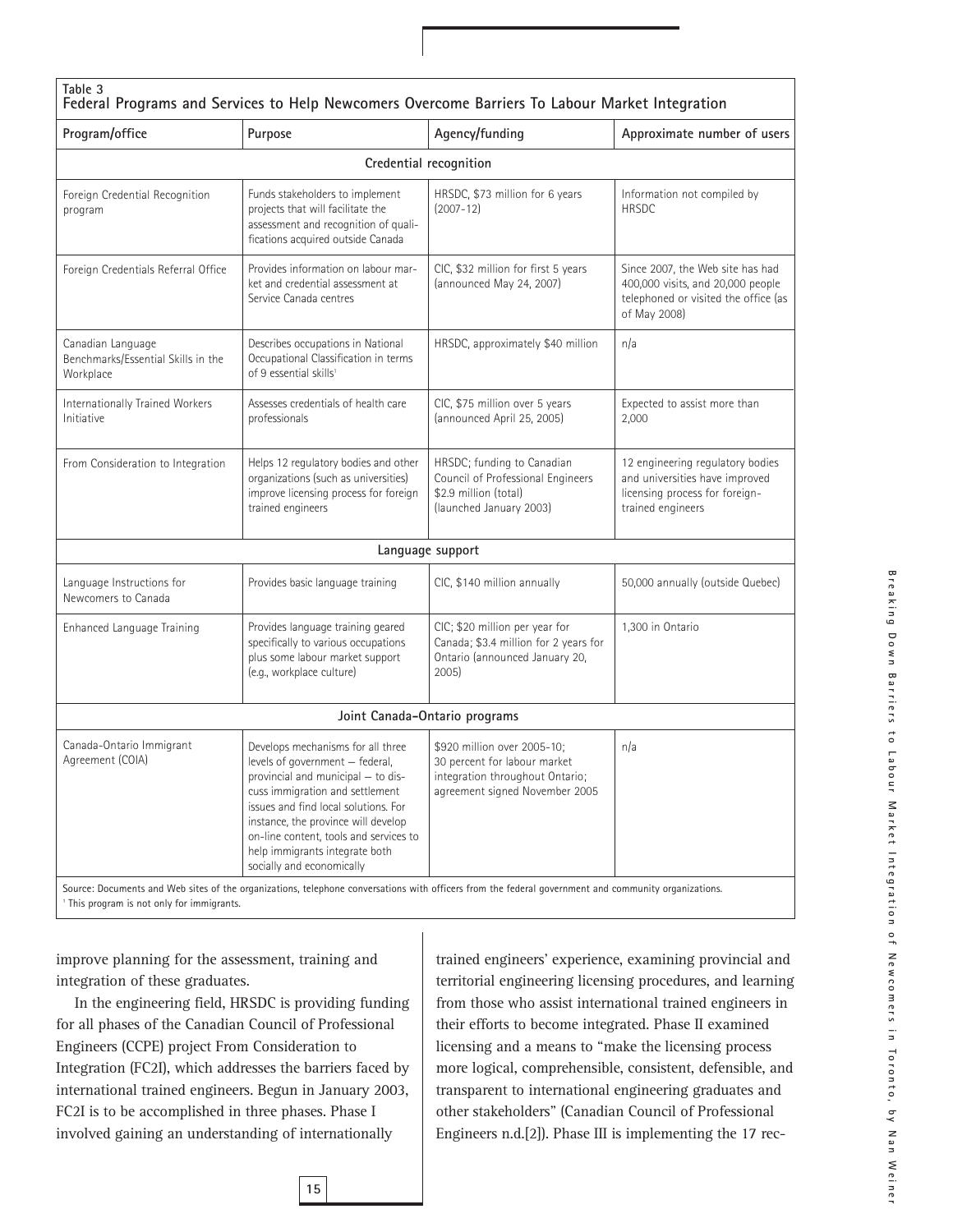**Table 3**
**Federal Programs and Services to Help Newcomers Overcome Barriers To Labour Market Integration**

| Program/office | Purpose | Agency/funding | Approximate number of users |
|---|---|---|---|
| **Credential recognition** | | | |
| Foreign Credential Recognition program | Funds stakeholders to implement projects that will facilitate the assessment and recognition of qualifications acquired outside Canada | HRSDC, $73 million for 6 years (2007-12) | Information not compiled by HRSDC |
| Foreign Credentials Referral Office | Provides information on labour market and credential assessment at Service Canada centres | CIC, $32 million for first 5 years (announced May 24, 2007) | Since 2007, the Web site has had 400,000 visits, and 20,000 people telephoned or visited the office (as of May 2008) |
| Canadian Language Benchmarks/Essential Skills in the Workplace | Describes occupations in National Occupational Classification in terms of 9 essential skills[1] | HRSDC, approximately $40 million | n/a |
| Internationally Trained Workers Initiative | Assesses credentials of health care professionals | CIC, $75 million over 5 years (announced April 25, 2005) | Expected to assist more than 2,000 |
| From Consideration to Integration | Helps 12 regulatory bodies and other organizations (such as universities) improve licensing process for foreign trained engineers | HRSDC; funding to Canadian Council of Professional Engineers $2.9 million (total) (launched January 2003) | 12 engineering regulatory bodies and universities have improved licensing process for foreign-trained engineers |
| **Language support** | | | |
| Language Instructions for Newcomers to Canada | Provides basic language training | CIC, $140 million annually | 50,000 annually (outside Quebec) |
| Enhanced Language Training | Provides language training geared specifically to various occupations plus some labour market support (e.g., workplace culture) | CIC; $20 million per year for Canada; $3.4 million for 2 years for Ontario (announced January 20, 2005) | 1,300 in Ontario |
| **Joint Canada-Ontario programs** | | | |
| Canada-Ontario Immigrant Agreement (COIA) | Develops mechanisms for all three levels of government — federal, provincial and municipal — to discuss immigration and settlement issues and find local solutions. For instance, the province will develop on-line content, tools and services to help immigrants integrate both socially and economically | $920 million over 2005-10; 30 percent for labour market integration throughout Ontario; agreement signed November 2005 | n/a |

Source: Documents and Web sites of the organizations, telephone conversations with officers from the federal government and community organizations.
[1] This program is not only for immigrants.

improve planning for the assessment, training and integration of these graduates.

In the engineering field, HRSDC is providing funding for all phases of the Canadian Council of Professional Engineers (CCPE) project From Consideration to Integration (FC2I), which addresses the barriers faced by international trained engineers. Begun in January 2003, FC2I is to be accomplished in three phases. Phase I involved gaining an understanding of internationally trained engineers' experience, examining provincial and territorial engineering licensing procedures, and learning from those who assist international trained engineers in their efforts to become integrated. Phase II examined licensing and a means to "make the licensing process more logical, comprehensible, consistent, defensible, and transparent to international engineering graduates and other stakeholders" (Canadian Council of Professional Engineers n.d.[2]). Phase III is implementing the 17 rec-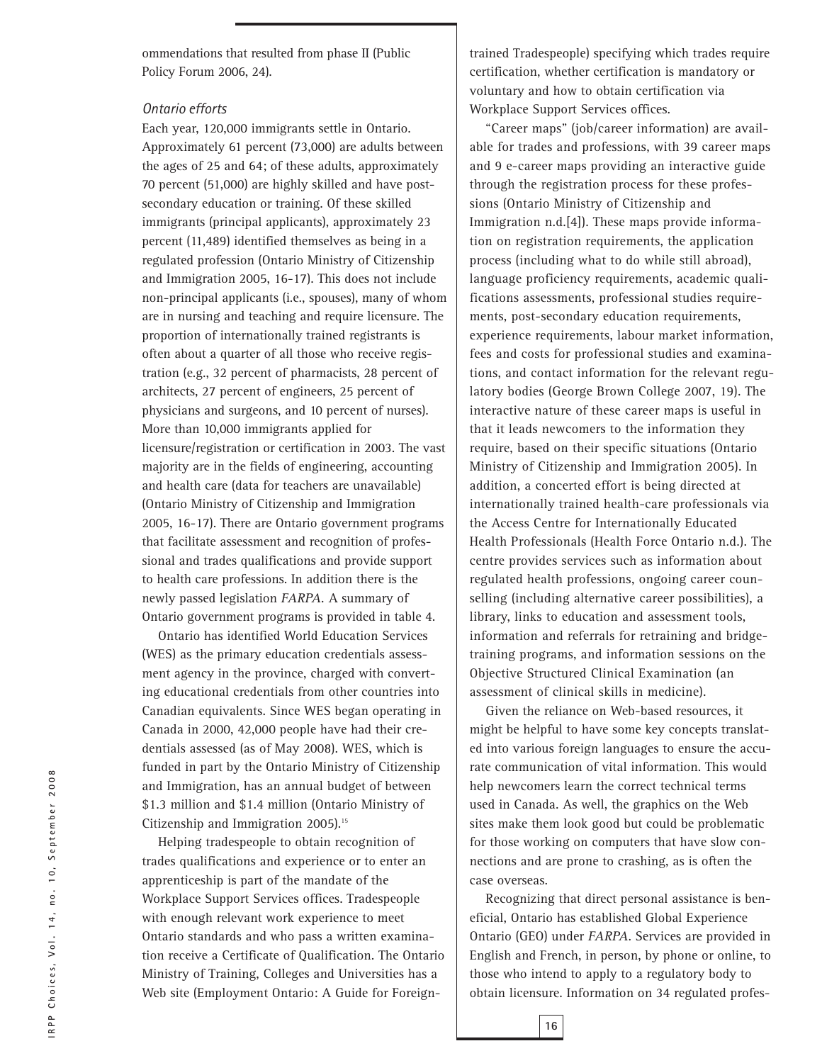ommendations that resulted from phase II (Public Policy Forum 2006, 24).

### *Ontario efforts*

Each year, 120,000 immigrants settle in Ontario. Approximately 61 percent (73,000) are adults between the ages of 25 and 64; of these adults, approximately 70 percent (51,000) are highly skilled and have post-secondary education or training. Of these skilled immigrants (principal applicants), approximately 23 percent (11,489) identified themselves as being in a regulated profession (Ontario Ministry of Citizenship and Immigration 2005, 16-17). This does not include non-principal applicants (i.e., spouses), many of whom are in nursing and teaching and require licensure. The proportion of internationally trained registrants is often about a quarter of all those who receive registration (e.g., 32 percent of pharmacists, 28 percent of architects, 27 percent of engineers, 25 percent of physicians and surgeons, and 10 percent of nurses). More than 10,000 immigrants applied for licensure/registration or certification in 2003. The vast majority are in the fields of engineering, accounting and health care (data for teachers are unavailable) (Ontario Ministry of Citizenship and Immigration 2005, 16-17). There are Ontario government programs that facilitate assessment and recognition of professional and trades qualifications and provide support to health care professions. In addition there is the newly passed legislation *FARPA*. A summary of Ontario government programs is provided in table 4.

Ontario has identified World Education Services (WES) as the primary education credentials assessment agency in the province, charged with converting educational credentials from other countries into Canadian equivalents. Since WES began operating in Canada in 2000, 42,000 people have had their credentials assessed (as of May 2008). WES, which is funded in part by the Ontario Ministry of Citizenship and Immigration, has an annual budget of between $1.3 million and $1.4 million (Ontario Ministry of Citizenship and Immigration 2005).[15]

Helping tradespeople to obtain recognition of trades qualifications and experience or to enter an apprenticeship is part of the mandate of the Workplace Support Services offices. Tradespeople with enough relevant work experience to meet Ontario standards and who pass a written examination receive a Certificate of Qualification. The Ontario Ministry of Training, Colleges and Universities has a Web site (Employment Ontario: A Guide for Foreign-trained Tradespeople) specifying which trades require certification, whether certification is mandatory or voluntary and how to obtain certification via Workplace Support Services offices.

"Career maps" (job/career information) are available for trades and professions, with 39 career maps and 9 e-career maps providing an interactive guide through the registration process for these professions (Ontario Ministry of Citizenship and Immigration n.d.[4]). These maps provide information on registration requirements, the application process (including what to do while still abroad), language proficiency requirements, academic qualifications assessments, professional studies requirements, post-secondary education requirements, experience requirements, labour market information, fees and costs for professional studies and examinations, and contact information for the relevant regulatory bodies (George Brown College 2007, 19). The interactive nature of these career maps is useful in that it leads newcomers to the information they require, based on their specific situations (Ontario Ministry of Citizenship and Immigration 2005). In addition, a concerted effort is being directed at internationally trained health-care professionals via the Access Centre for Internationally Educated Health Professionals (Health Force Ontario n.d.). The centre provides services such as information about regulated health professions, ongoing career counselling (including alternative career possibilities), a library, links to education and assessment tools, information and referrals for retraining and bridge-training programs, and information sessions on the Objective Structured Clinical Examination (an assessment of clinical skills in medicine).

Given the reliance on Web-based resources, it might be helpful to have some key concepts translated into various foreign languages to ensure the accurate communication of vital information. This would help newcomers learn the correct technical terms used in Canada. As well, the graphics on the Web sites make them look good but could be problematic for those working on computers that have slow connections and are prone to crashing, as is often the case overseas.

Recognizing that direct personal assistance is beneficial, Ontario has established Global Experience Ontario (GEO) under *FARPA*. Services are provided in English and French, in person, by phone or online, to those who intend to apply to a regulatory body to obtain licensure. Information on 34 regulated profes-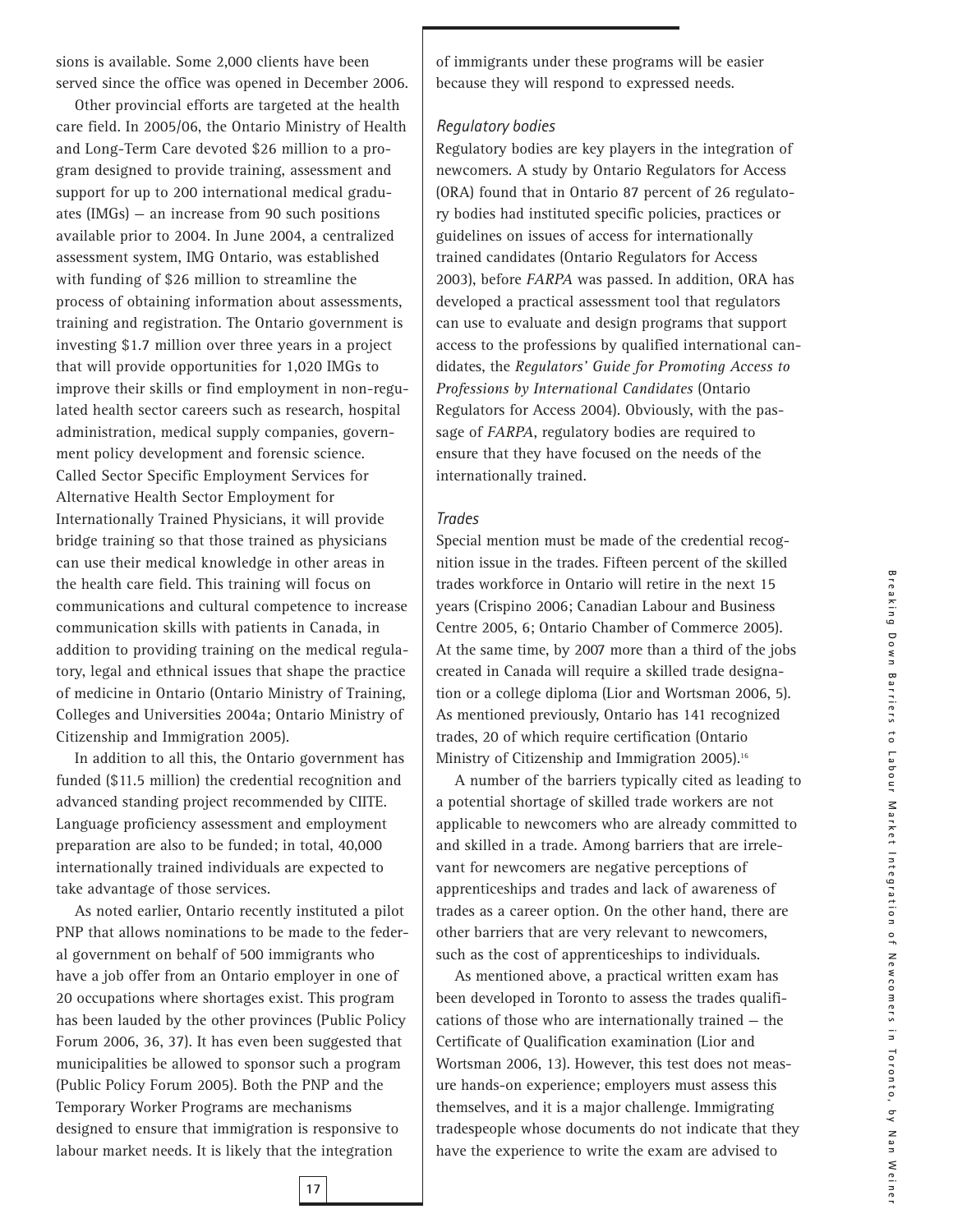sions is available. Some 2,000 clients have been served since the office was opened in December 2006.

Other provincial efforts are targeted at the health care field. In 2005/06, the Ontario Ministry of Health and Long-Term Care devoted $26 million to a program designed to provide training, assessment and support for up to 200 international medical graduates (IMGs) — an increase from 90 such positions available prior to 2004. In June 2004, a centralized assessment system, IMG Ontario, was established with funding of $26 million to streamline the process of obtaining information about assessments, training and registration. The Ontario government is investing $1.7 million over three years in a project that will provide opportunities for 1,020 IMGs to improve their skills or find employment in non-regulated health sector careers such as research, hospital administration, medical supply companies, government policy development and forensic science. Called Sector Specific Employment Services for Alternative Health Sector Employment for Internationally Trained Physicians, it will provide bridge training so that those trained as physicians can use their medical knowledge in other areas in the health care field. This training will focus on communications and cultural competence to increase communication skills with patients in Canada, in addition to providing training on the medical regulatory, legal and ethnical issues that shape the practice of medicine in Ontario (Ontario Ministry of Training, Colleges and Universities 2004a; Ontario Ministry of Citizenship and Immigration 2005).

In addition to all this, the Ontario government has funded ($11.5 million) the credential recognition and advanced standing project recommended by CIITE. Language proficiency assessment and employment preparation are also to be funded; in total, 40,000 internationally trained individuals are expected to take advantage of those services.

As noted earlier, Ontario recently instituted a pilot PNP that allows nominations to be made to the federal government on behalf of 500 immigrants who have a job offer from an Ontario employer in one of 20 occupations where shortages exist. This program has been lauded by the other provinces (Public Policy Forum 2006, 36, 37). It has even been suggested that municipalities be allowed to sponsor such a program (Public Policy Forum 2005). Both the PNP and the Temporary Worker Programs are mechanisms designed to ensure that immigration is responsive to labour market needs. It is likely that the integration of immigrants under these programs will be easier because they will respond to expressed needs.

### *Regulatory bodies*

Regulatory bodies are key players in the integration of newcomers. A study by Ontario Regulators for Access (ORA) found that in Ontario 87 percent of 26 regulatory bodies had instituted specific policies, practices or guidelines on issues of access for internationally trained candidates (Ontario Regulators for Access 2003), before *FARPA* was passed. In addition, ORA has developed a practical assessment tool that regulators can use to evaluate and design programs that support access to the professions by qualified international candidates, the *Regulators' Guide for Promoting Access to Professions by International Candidates* (Ontario Regulators for Access 2004). Obviously, with the passage of *FARPA*, regulatory bodies are required to ensure that they have focused on the needs of the internationally trained.

### *Trades*

Special mention must be made of the credential recognition issue in the trades. Fifteen percent of the skilled trades workforce in Ontario will retire in the next 15 years (Crispino 2006; Canadian Labour and Business Centre 2005, 6; Ontario Chamber of Commerce 2005). At the same time, by 2007 more than a third of the jobs created in Canada will require a skilled trade designation or a college diploma (Lior and Wortsman 2006, 5). As mentioned previously, Ontario has 141 recognized trades, 20 of which require certification (Ontario Ministry of Citizenship and Immigration 2005).[16]

A number of the barriers typically cited as leading to a potential shortage of skilled trade workers are not applicable to newcomers who are already committed to and skilled in a trade. Among barriers that are irrelevant for newcomers are negative perceptions of apprenticeships and trades and lack of awareness of trades as a career option. On the other hand, there are other barriers that are very relevant to newcomers, such as the cost of apprenticeships to individuals.

As mentioned above, a practical written exam has been developed in Toronto to assess the trades qualifications of those who are internationally trained — the Certificate of Qualification examination (Lior and Wortsman 2006, 13). However, this test does not measure hands-on experience; employers must assess this themselves, and it is a major challenge. Immigrating tradespeople whose documents do not indicate that they have the experience to write the exam are advised to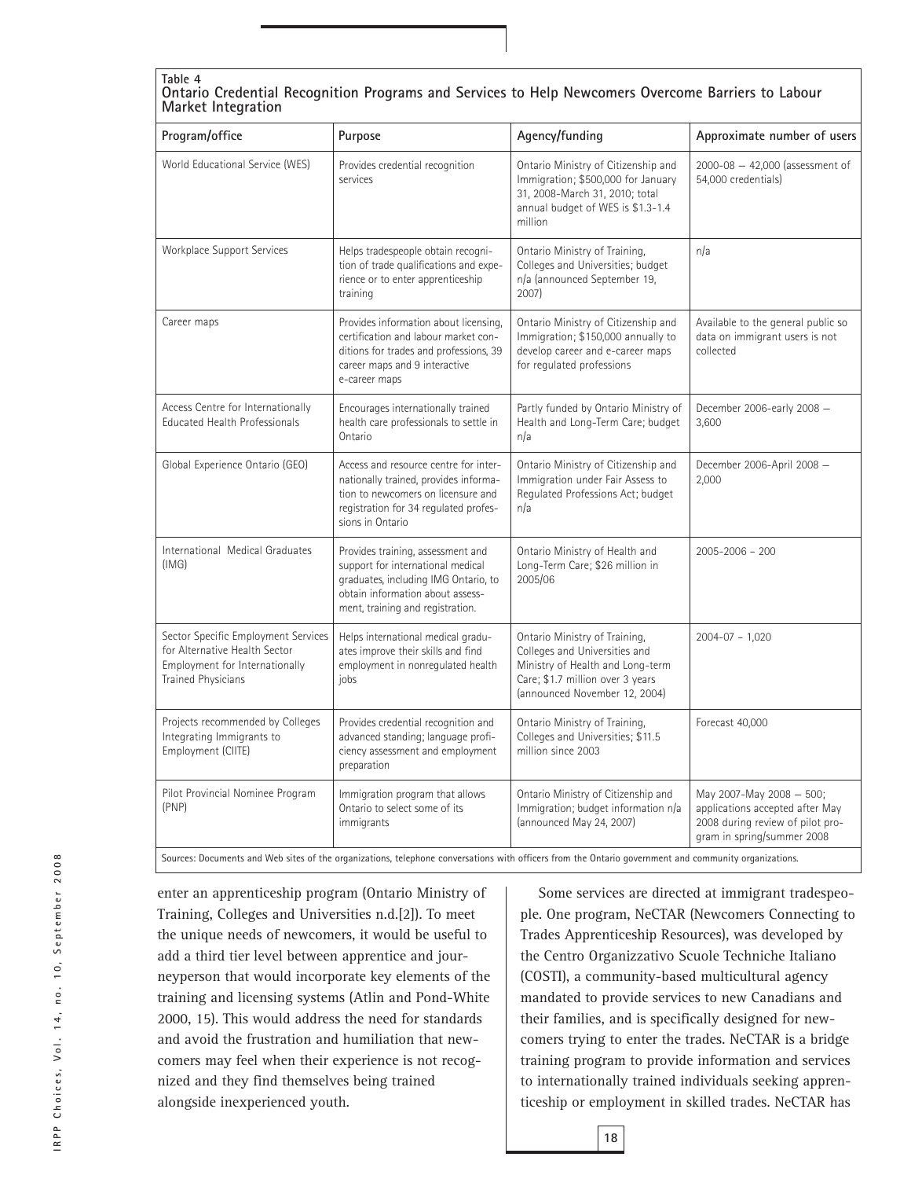**Table 4**
**Ontario Credential Recognition Programs and Services to Help Newcomers Overcome Barriers to Labour Market Integration**

| Program/office | Purpose | Agency/funding | Approximate number of users |
|---|---|---|---|
| World Educational Service (WES) | Provides credential recognition services | Ontario Ministry of Citizenship and Immigration; $500,000 for January 31, 2008-March 31, 2010; total annual budget of WES is $1.3-1.4 million | 2000-08 — 42,000 (assessment of 54,000 credentials) |
| Workplace Support Services | Helps tradespeople obtain recognition of trade qualifications and experience or to enter apprenticeship training | Ontario Ministry of Training, Colleges and Universities; budget n/a (announced September 19, 2007) | n/a |
| Career maps | Provides information about licensing, certification and labour market conditions for trades and professions, 39 career maps and 9 interactive e-career maps | Ontario Ministry of Citizenship and Immigration; $150,000 annually to develop career and e-career maps for regulated professions | Available to the general public so data on immigrant users is not collected |
| Access Centre for Internationally Educated Health Professionals | Encourages internationally trained health care professionals to settle in Ontario | Partly funded by Ontario Ministry of Health and Long-Term Care; budget n/a | December 2006-early 2008 — 3,600 |
| Global Experience Ontario (GEO) | Access and resource centre for internationally trained, provides information to newcomers on licensure and registration for 34 regulated professions in Ontario | Ontario Ministry of Citizenship and Immigration under Fair Assess to Regulated Professions Act; budget n/a | December 2006-April 2008 — 2,000 |
| International Medical Graduates (IMG) | Provides training, assessment and support for international medical graduates, including IMG Ontario, to obtain information about assessment, training and registration. | Ontario Ministry of Health and Long-Term Care; $26 million in 2005/06 | 2005-2006 - 200 |
| Sector Specific Employment Services for Alternative Health Sector Employment for Internationally Trained Physicians | Helps international medical graduates improve their skills and find employment in nonregulated health jobs | Ontario Ministry of Training, Colleges and Universities and Ministry of Health and Long-term Care; $1.7 million over 3 years (announced November 12, 2004) | 2004-07 - 1,020 |
| Projects recommended by Colleges Integrating Immigrants to Employment (CIITE) | Provides credential recognition and advanced standing; language proficiency assessment and employment preparation | Ontario Ministry of Training, Colleges and Universities; $11.5 million since 2003 | Forecast 40,000 |
| Pilot Provincial Nominee Program (PNP) | Immigration program that allows Ontario to select some of its immigrants | Ontario Ministry of Citizenship and Immigration; budget information n/a (announced May 24, 2007) | May 2007-May 2008 — 500; applications accepted after May 2008 during review of pilot program in spring/summer 2008 |

Sources: Documents and Web sites of the organizations, telephone conversations with officers from the Ontario government and community organizations.

enter an apprenticeship program (Ontario Ministry of Training, Colleges and Universities n.d.[2]). To meet the unique needs of newcomers, it would be useful to add a third tier level between apprentice and journeyperson that would incorporate key elements of the training and licensing systems (Atlin and Pond-White 2000, 15). This would address the need for standards and avoid the frustration and humiliation that newcomers may feel when their experience is not recognized and they find themselves being trained alongside inexperienced youth.

Some services are directed at immigrant tradespeople. One program, NeCTAR (Newcomers Connecting to Trades Apprenticeship Resources), was developed by the Centro Organizzativo Scuole Techniche Italiano (COSTI), a community-based multicultural agency mandated to provide services to new Canadians and their families, and is specifically designed for newcomers trying to enter the trades. NeCTAR is a bridge training program to provide information and services to internationally trained individuals seeking apprenticeship or employment in skilled trades. NeCTAR has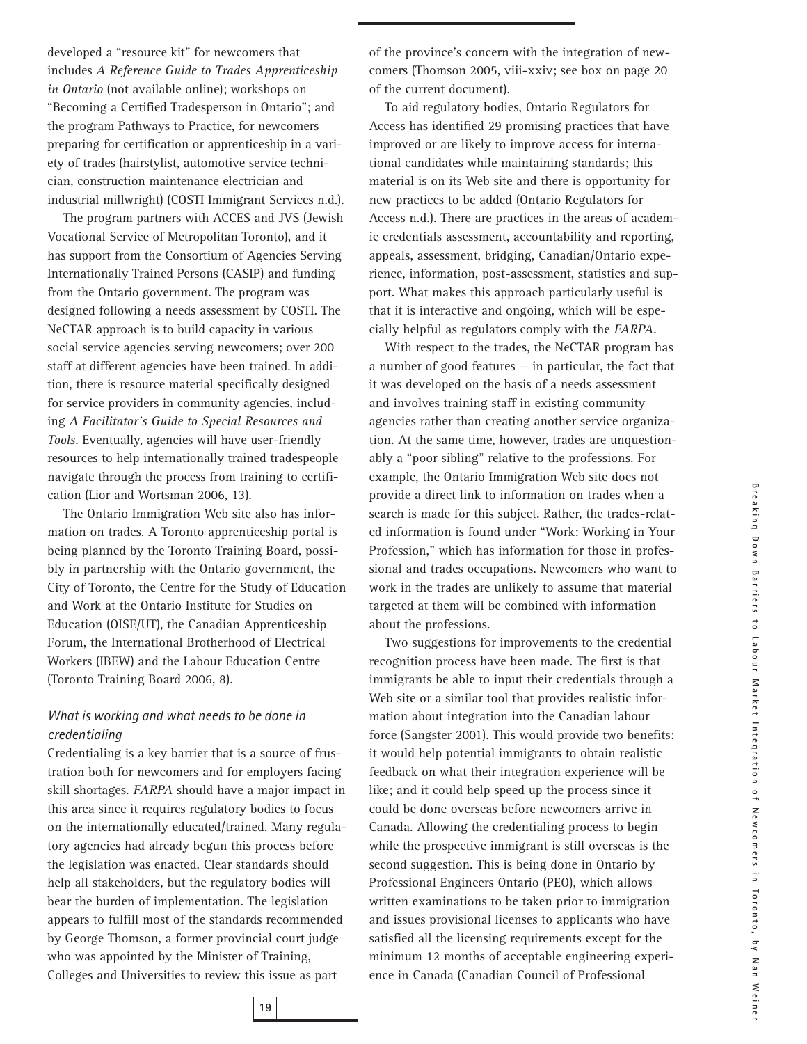developed a "resource kit" for newcomers that includes *A Reference Guide to Trades Apprenticeship in Ontario* (not available online); workshops on "Becoming a Certified Tradesperson in Ontario"; and the program Pathways to Practice, for newcomers preparing for certification or apprenticeship in a variety of trades (hairstylist, automotive service technician, construction maintenance electrician and industrial millwright) (COSTI Immigrant Services n.d.).

The program partners with ACCES and JVS (Jewish Vocational Service of Metropolitan Toronto), and it has support from the Consortium of Agencies Serving Internationally Trained Persons (CASIP) and funding from the Ontario government. The program was designed following a needs assessment by COSTI. The NeCTAR approach is to build capacity in various social service agencies serving newcomers; over 200 staff at different agencies have been trained. In addition, there is resource material specifically designed for service providers in community agencies, including *A Facilitator's Guide to Special Resources and Tools*. Eventually, agencies will have user-friendly resources to help internationally trained tradespeople navigate through the process from training to certification (Lior and Wortsman 2006, 13).

The Ontario Immigration Web site also has information on trades. A Toronto apprenticeship portal is being planned by the Toronto Training Board, possibly in partnership with the Ontario government, the City of Toronto, the Centre for the Study of Education and Work at the Ontario Institute for Studies on Education (OISE/UT), the Canadian Apprenticeship Forum, the International Brotherhood of Electrical Workers (IBEW) and the Labour Education Centre (Toronto Training Board 2006, 8).

### *What is working and what needs to be done in credentialing*

Credentialing is a key barrier that is a source of frustration both for newcomers and for employers facing skill shortages. *FARPA* should have a major impact in this area since it requires regulatory bodies to focus on the internationally educated/trained. Many regulatory agencies had already begun this process before the legislation was enacted. Clear standards should help all stakeholders, but the regulatory bodies will bear the burden of implementation. The legislation appears to fulfill most of the standards recommended by George Thomson, a former provincial court judge who was appointed by the Minister of Training, Colleges and Universities to review this issue as part of the province's concern with the integration of newcomers (Thomson 2005, viii-xxiv; see box on page 20 of the current document).

To aid regulatory bodies, Ontario Regulators for Access has identified 29 promising practices that have improved or are likely to improve access for international candidates while maintaining standards; this material is on its Web site and there is opportunity for new practices to be added (Ontario Regulators for Access n.d.). There are practices in the areas of academic credentials assessment, accountability and reporting, appeals, assessment, bridging, Canadian/Ontario experience, information, post-assessment, statistics and support. What makes this approach particularly useful is that it is interactive and ongoing, which will be especially helpful as regulators comply with the *FARPA*.

With respect to the trades, the NeCTAR program has a number of good features — in particular, the fact that it was developed on the basis of a needs assessment and involves training staff in existing community agencies rather than creating another service organization. At the same time, however, trades are unquestionably a "poor sibling" relative to the professions. For example, the Ontario Immigration Web site does not provide a direct link to information on trades when a search is made for this subject. Rather, the trades-related information is found under "Work: Working in Your Profession," which has information for those in professional and trades occupations. Newcomers who want to work in the trades are unlikely to assume that material targeted at them will be combined with information about the professions.

Two suggestions for improvements to the credential recognition process have been made. The first is that immigrants be able to input their credentials through a Web site or a similar tool that provides realistic information about integration into the Canadian labour force (Sangster 2001). This would provide two benefits: it would help potential immigrants to obtain realistic feedback on what their integration experience will be like; and it could help speed up the process since it could be done overseas before newcomers arrive in Canada. Allowing the credentialing process to begin while the prospective immigrant is still overseas is the second suggestion. This is being done in Ontario by Professional Engineers Ontario (PEO), which allows written examinations to be taken prior to immigration and issues provisional licenses to applicants who have satisfied all the licensing requirements except for the minimum 12 months of acceptable engineering experience in Canada (Canadian Council of Professional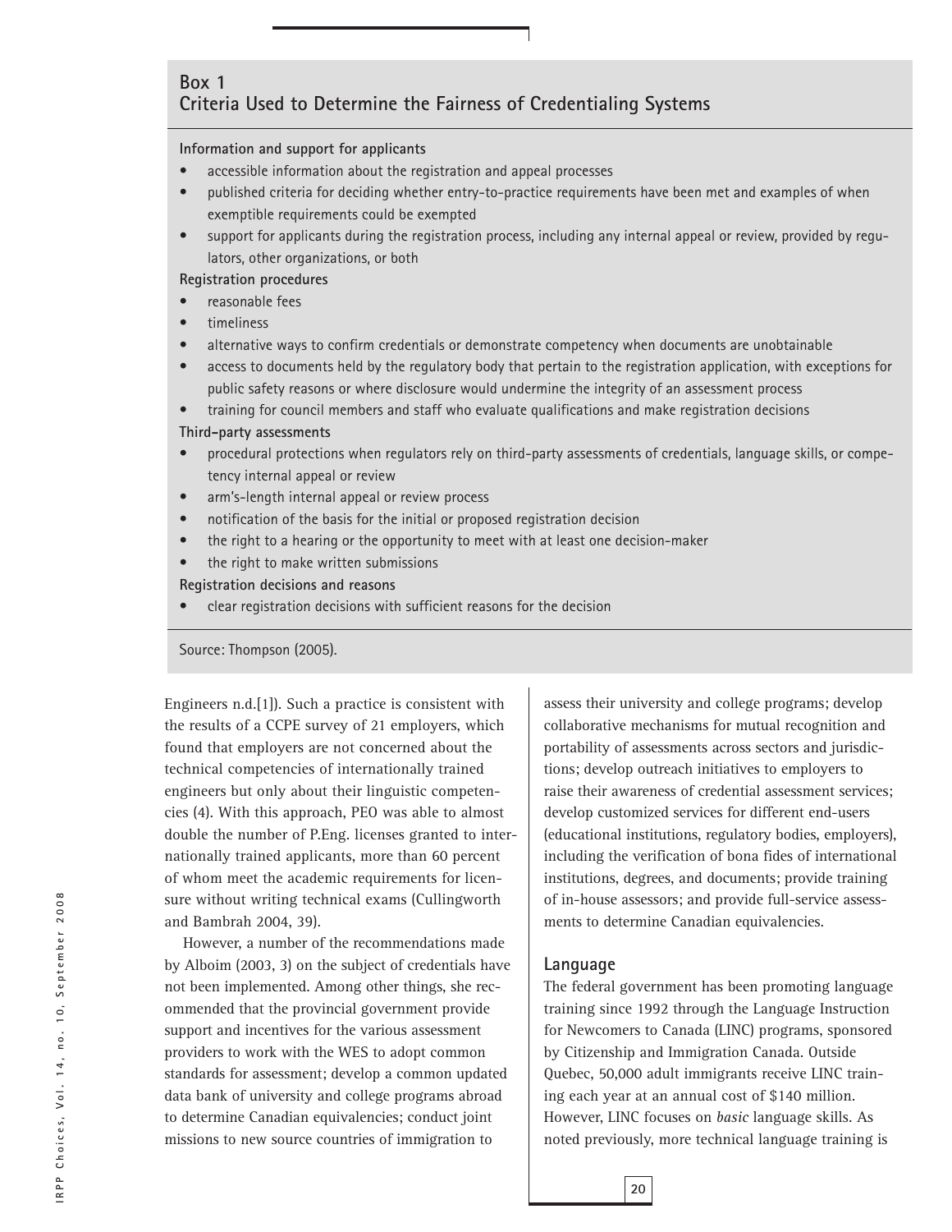## Box 1
## Criteria Used to Determine the Fairness of Credentialing Systems

**Information and support for applicants**

- accessible information about the registration and appeal processes
- published criteria for deciding whether entry-to-practice requirements have been met and examples of when exemptible requirements could be exempted
- support for applicants during the registration process, including any internal appeal or review, provided by regulators, other organizations, or both

**Registration procedures**

- reasonable fees
- timeliness
- alternative ways to confirm credentials or demonstrate competency when documents are unobtainable
- access to documents held by the regulatory body that pertain to the registration application, with exceptions for public safety reasons or where disclosure would undermine the integrity of an assessment process
- training for council members and staff who evaluate qualifications and make registration decisions

**Third-party assessments**

- procedural protections when regulators rely on third-party assessments of credentials, language skills, or competency internal appeal or review
- arm's-length internal appeal or review process
- notification of the basis for the initial or proposed registration decision
- the right to a hearing or the opportunity to meet with at least one decision-maker
- the right to make written submissions

**Registration decisions and reasons**

- clear registration decisions with sufficient reasons for the decision

Source: Thompson (2005).

Engineers n.d.[1]). Such a practice is consistent with the results of a CCPE survey of 21 employers, which found that employers are not concerned about the technical competencies of internationally trained engineers but only about their linguistic competencies (4). With this approach, PEO was able to almost double the number of P.Eng. licenses granted to internationally trained applicants, more than 60 percent of whom meet the academic requirements for licensure without writing technical exams (Cullingworth and Bambrah 2004, 39).

However, a number of the recommendations made by Alboim (2003, 3) on the subject of credentials have not been implemented. Among other things, she recommended that the provincial government provide support and incentives for the various assessment providers to work with the WES to adopt common standards for assessment; develop a common updated data bank of university and college programs abroad to determine Canadian equivalencies; conduct joint missions to new source countries of immigration to assess their university and college programs; develop collaborative mechanisms for mutual recognition and portability of assessments across sectors and jurisdictions; develop outreach initiatives to employers to raise their awareness of credential assessment services; develop customized services for different end-users (educational institutions, regulatory bodies, employers), including the verification of bona fides of international institutions, degrees, and documents; provide training of in-house assessors; and provide full-service assessments to determine Canadian equivalencies.

### Language

The federal government has been promoting language training since 1992 through the Language Instruction for Newcomers to Canada (LINC) programs, sponsored by Citizenship and Immigration Canada. Outside Quebec, 50,000 adult immigrants receive LINC training each year at an annual cost of $140 million. However, LINC focuses on *basic* language skills. As noted previously, more technical language training is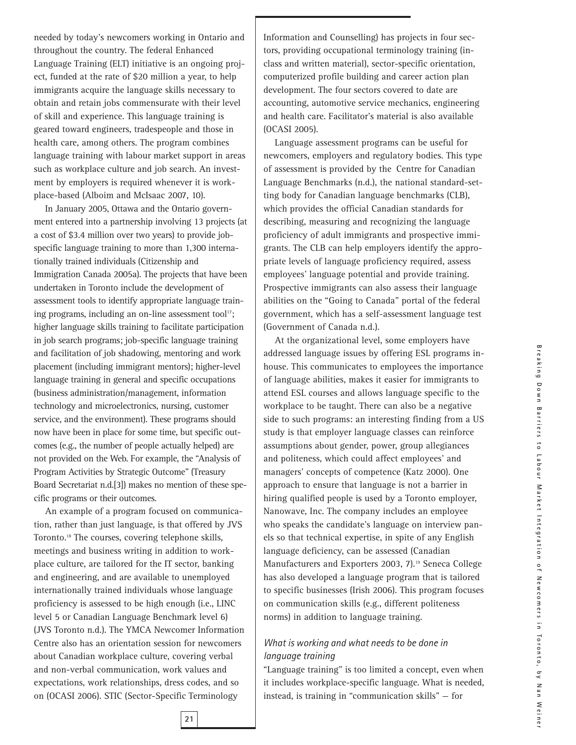needed by today's newcomers working in Ontario and throughout the country. The federal Enhanced Language Training (ELT) initiative is an ongoing project, funded at the rate of $20 million a year, to help immigrants acquire the language skills necessary to obtain and retain jobs commensurate with their level of skill and experience. This language training is geared toward engineers, tradespeople and those in health care, among others. The program combines language training with labour market support in areas such as workplace culture and job search. An investment by employers is required whenever it is workplace-based (Alboim and McIsaac 2007, 10).

In January 2005, Ottawa and the Ontario government entered into a partnership involving 13 projects (at a cost of $3.4 million over two years) to provide job-specific language training to more than 1,300 internationally trained individuals (Citizenship and Immigration Canada 2005a). The projects that have been undertaken in Toronto include the development of assessment tools to identify appropriate language training programs, including an on-line assessment tool[17]; higher language skills training to facilitate participation in job search programs; job-specific language training and facilitation of job shadowing, mentoring and work placement (including immigrant mentors); higher-level language training in general and specific occupations (business administration/management, information technology and microelectronics, nursing, customer service, and the environment). These programs should now have been in place for some time, but specific outcomes (e.g., the number of people actually helped) are not provided on the Web. For example, the "Analysis of Program Activities by Strategic Outcome" (Treasury Board Secretariat n.d.[3]) makes no mention of these specific programs or their outcomes.

An example of a program focused on communication, rather than just language, is that offered by JVS Toronto.[18] The courses, covering telephone skills, meetings and business writing in addition to workplace culture, are tailored for the IT sector, banking and engineering, and are available to unemployed internationally trained individuals whose language proficiency is assessed to be high enough (i.e., LINC level 5 or Canadian Language Benchmark level 6) (JVS Toronto n.d.). The YMCA Newcomer Information Centre also has an orientation session for newcomers about Canadian workplace culture, covering verbal and non-verbal communication, work values and expectations, work relationships, dress codes, and so on (OCASI 2006). STIC (Sector-Specific Terminology Information and Counselling) has projects in four sectors, providing occupational terminology training (in-class and written material), sector-specific orientation, computerized profile building and career action plan development. The four sectors covered to date are accounting, automotive service mechanics, engineering and health care. Facilitator's material is also available (OCASI 2005).

Language assessment programs can be useful for newcomers, employers and regulatory bodies. This type of assessment is provided by the Centre for Canadian Language Benchmarks (n.d.), the national standard-setting body for Canadian language benchmarks (CLB), which provides the official Canadian standards for describing, measuring and recognizing the language proficiency of adult immigrants and prospective immigrants. The CLB can help employers identify the appropriate levels of language proficiency required, assess employees' language potential and provide training. Prospective immigrants can also assess their language abilities on the "Going to Canada" portal of the federal government, which has a self-assessment language test (Government of Canada n.d.).

At the organizational level, some employers have addressed language issues by offering ESL programs in-house. This communicates to employees the importance of language abilities, makes it easier for immigrants to attend ESL courses and allows language specific to the workplace to be taught. There can also be a negative side to such programs: an interesting finding from a US study is that employer language classes can reinforce assumptions about gender, power, group allegiances and politeness, which could affect employees' and managers' concepts of competence (Katz 2000). One approach to ensure that language is not a barrier in hiring qualified people is used by a Toronto employer, Nanowave, Inc. The company includes an employee who speaks the candidate's language on interview panels so that technical expertise, in spite of any English language deficiency, can be assessed (Canadian Manufacturers and Exporters 2003, 7).[19] Seneca College has also developed a language program that is tailored to specific businesses (Irish 2006). This program focuses on communication skills (e.g., different politeness norms) in addition to language training.

### *What is working and what needs to be done in language training*

"Language training" is too limited a concept, even when it includes workplace-specific language. What is needed, instead, is training in "communication skills" — for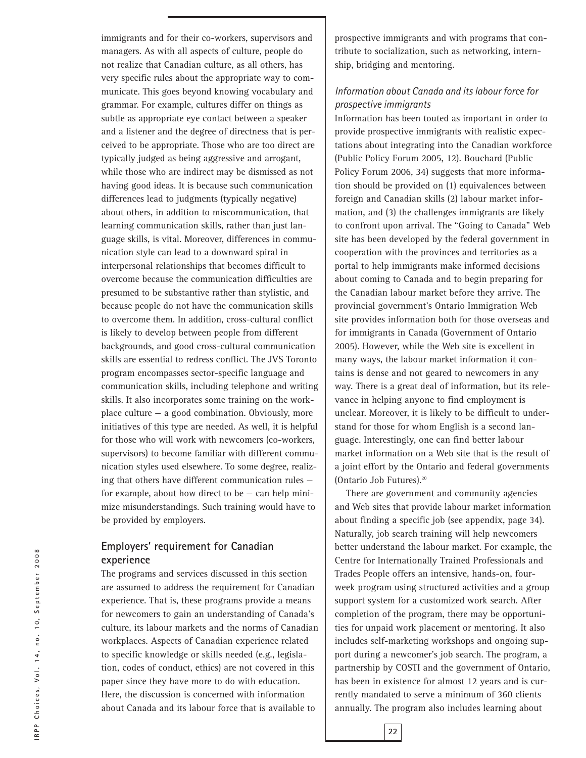immigrants and for their co-workers, supervisors and managers. As with all aspects of culture, people do not realize that Canadian culture, as all others, has very specific rules about the appropriate way to communicate. This goes beyond knowing vocabulary and grammar. For example, cultures differ on things as subtle as appropriate eye contact between a speaker and a listener and the degree of directness that is perceived to be appropriate. Those who are too direct are typically judged as being aggressive and arrogant, while those who are indirect may be dismissed as not having good ideas. It is because such communication differences lead to judgments (typically negative) about others, in addition to miscommunication, that learning communication skills, rather than just language skills, is vital. Moreover, differences in communication style can lead to a downward spiral in interpersonal relationships that becomes difficult to overcome because the communication difficulties are presumed to be substantive rather than stylistic, and because people do not have the communication skills to overcome them. In addition, cross-cultural conflict is likely to develop between people from different backgrounds, and good cross-cultural communication skills are essential to redress conflict. The JVS Toronto program encompasses sector-specific language and communication skills, including telephone and writing skills. It also incorporates some training on the workplace culture — a good combination. Obviously, more initiatives of this type are needed. As well, it is helpful for those who will work with newcomers (co-workers, supervisors) to become familiar with different communication styles used elsewhere. To some degree, realizing that others have different communication rules — for example, about how direct to be — can help minimize misunderstandings. Such training would have to be provided by employers.

## Employers' requirement for Canadian experience

The programs and services discussed in this section are assumed to address the requirement for Canadian experience. That is, these programs provide a means for newcomers to gain an understanding of Canada's culture, its labour markets and the norms of Canadian workplaces. Aspects of Canadian experience related to specific knowledge or skills needed (e.g., legislation, codes of conduct, ethics) are not covered in this paper since they have more to do with education. Here, the discussion is concerned with information about Canada and its labour force that is available to prospective immigrants and with programs that contribute to socialization, such as networking, internship, bridging and mentoring.

### *Information about Canada and its labour force for prospective immigrants*

Information has been touted as important in order to provide prospective immigrants with realistic expectations about integrating into the Canadian workforce (Public Policy Forum 2005, 12). Bouchard (Public Policy Forum 2006, 34) suggests that more information should be provided on (1) equivalences between foreign and Canadian skills (2) labour market information, and (3) the challenges immigrants are likely to confront upon arrival. The "Going to Canada" Web site has been developed by the federal government in cooperation with the provinces and territories as a portal to help immigrants make informed decisions about coming to Canada and to begin preparing for the Canadian labour market before they arrive. The provincial government's Ontario Immigration Web site provides information both for those overseas and for immigrants in Canada (Government of Ontario 2005). However, while the Web site is excellent in many ways, the labour market information it contains is dense and not geared to newcomers in any way. There is a great deal of information, but its relevance in helping anyone to find employment is unclear. Moreover, it is likely to be difficult to understand for those for whom English is a second language. Interestingly, one can find better labour market information on a Web site that is the result of a joint effort by the Ontario and federal governments (Ontario Job Futures).[20]

There are government and community agencies and Web sites that provide labour market information about finding a specific job (see appendix, page 34). Naturally, job search training will help newcomers better understand the labour market. For example, the Centre for Internationally Trained Professionals and Trades People offers an intensive, hands-on, four-week program using structured activities and a group support system for a customized work search. After completion of the program, there may be opportunities for unpaid work placement or mentoring. It also includes self-marketing workshops and ongoing support during a newcomer's job search. The program, a partnership by COSTI and the government of Ontario, has been in existence for almost 12 years and is currently mandated to serve a minimum of 360 clients annually. The program also includes learning about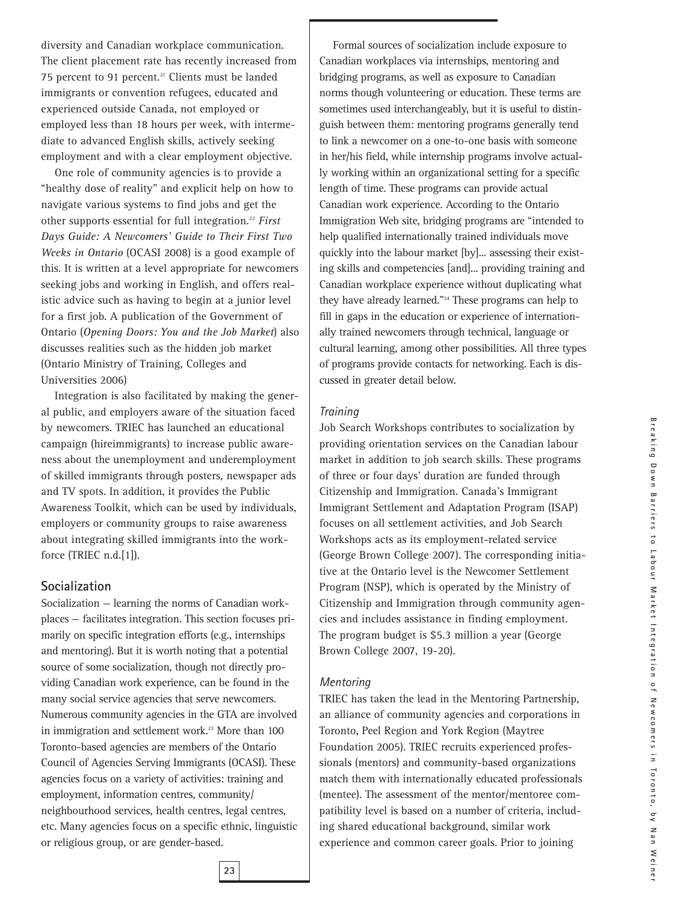diversity and Canadian workplace communication. The client placement rate has recently increased from 75 percent to 91 percent.[21] Clients must be landed immigrants or convention refugees, educated and experienced outside Canada, not employed or employed less than 18 hours per week, with intermediate to advanced English skills, actively seeking employment and with a clear employment objective.

One role of community agencies is to provide a "healthy dose of reality" and explicit help on how to navigate various systems to find jobs and get the other supports essential for full integration.[22] *First Days Guide: A Newcomers' Guide to Their First Two Weeks in Ontario* (OCASI 2008) is a good example of this. It is written at a level appropriate for newcomers seeking jobs and working in English, and offers realistic advice such as having to begin at a junior level for a first job. A publication of the Government of Ontario (*Opening Doors: You and the Job Market*) also discusses realities such as the hidden job market (Ontario Ministry of Training, Colleges and Universities 2006)

Integration is also facilitated by making the general public, and employers aware of the situation faced by newcomers. TRIEC has launched an educational campaign (hireimmigrants) to increase public awareness about the unemployment and underemployment of skilled immigrants through posters, newspaper ads and TV spots. In addition, it provides the Public Awareness Toolkit, which can be used by individuals, employers or community groups to raise awareness about integrating skilled immigrants into the workforce (TRIEC n.d.[1]).

## Socialization

Socialization — learning the norms of Canadian workplaces — facilitates integration. This section focuses primarily on specific integration efforts (e.g., internships and mentoring). But it is worth noting that a potential source of some socialization, though not directly providing Canadian work experience, can be found in the many social service agencies that serve newcomers. Numerous community agencies in the GTA are involved in immigration and settlement work.[23] More than 100 Toronto-based agencies are members of the Ontario Council of Agencies Serving Immigrants (OCASI). These agencies focus on a variety of activities: training and employment, information centres, community/neighbourhood services, health centres, legal centres, etc. Many agencies focus on a specific ethnic, linguistic or religious group, or are gender-based.

Formal sources of socialization include exposure to Canadian workplaces via internships, mentoring and bridging programs, as well as exposure to Canadian norms though volunteering or education. These terms are sometimes used interchangeably, but it is useful to distinguish between them: mentoring programs generally tend to link a newcomer on a one-to-one basis with someone in her/his field, while internship programs involve actually working within an organizational setting for a specific length of time. These programs can provide actual Canadian work experience. According to the Ontario Immigration Web site, bridging programs are "intended to help qualified internationally trained individuals move quickly into the labour market [by]... assessing their existing skills and competencies [and]... providing training and Canadian workplace experience without duplicating what they have already learned."[24] These programs can help to fill in gaps in the education or experience of internationally trained newcomers through technical, language or cultural learning, among other possibilities. All three types of programs provide contacts for networking. Each is discussed in greater detail below.

### *Training*

Job Search Workshops contributes to socialization by providing orientation services on the Canadian labour market in addition to job search skills. These programs of three or four days' duration are funded through Citizenship and Immigration. Canada's Immigrant Immigrant Settlement and Adaptation Program (ISAP) focuses on all settlement activities, and Job Search Workshops acts as its employment-related service (George Brown College 2007). The corresponding initiative at the Ontario level is the Newcomer Settlement Program (NSP), which is operated by the Ministry of Citizenship and Immigration through community agencies and includes assistance in finding employment. The program budget is \$5.3 million a year (George Brown College 2007, 19-20).

### *Mentoring*

TRIEC has taken the lead in the Mentoring Partnership, an alliance of community agencies and corporations in Toronto, Peel Region and York Region (Maytree Foundation 2005). TRIEC recruits experienced professionals (mentors) and community-based organizations match them with internationally educated professionals (mentee). The assessment of the mentor/mentoree compatibility level is based on a number of criteria, including shared educational background, similar work experience and common career goals. Prior to joining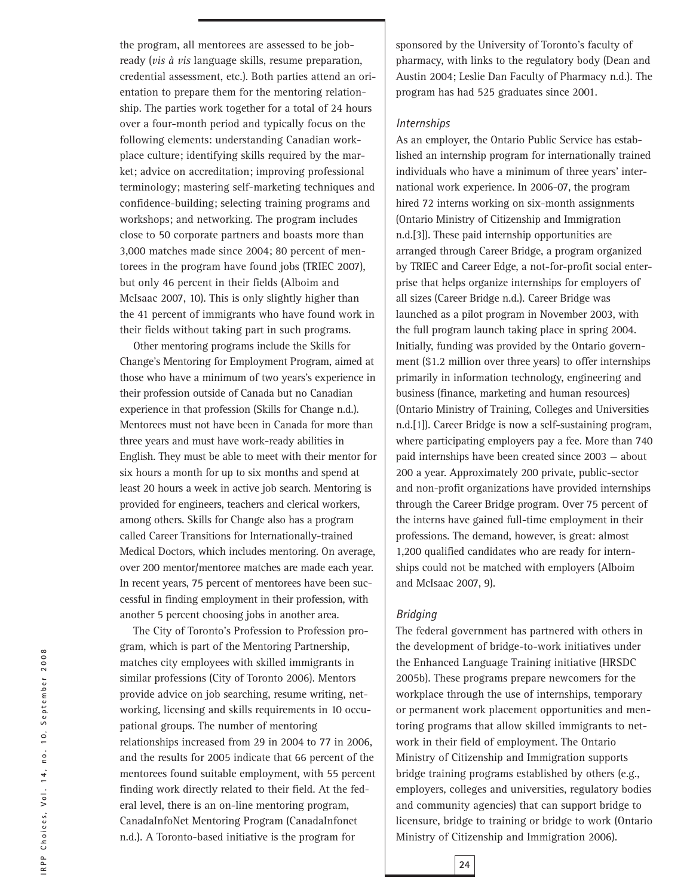the program, all mentorees are assessed to be job-ready (*vis à vis* language skills, resume preparation, credential assessment, etc.). Both parties attend an orientation to prepare them for the mentoring relationship. The parties work together for a total of 24 hours over a four-month period and typically focus on the following elements: understanding Canadian workplace culture; identifying skills required by the market; advice on accreditation; improving professional terminology; mastering self-marketing techniques and confidence-building; selecting training programs and workshops; and networking. The program includes close to 50 corporate partners and boasts more than 3,000 matches made since 2004; 80 percent of mentorees in the program have found jobs (TRIEC 2007), but only 46 percent in their fields (Alboim and McIsaac 2007, 10). This is only slightly higher than the 41 percent of immigrants who have found work in their fields without taking part in such programs.

Other mentoring programs include the Skills for Change's Mentoring for Employment Program, aimed at those who have a minimum of two years's experience in their profession outside of Canada but no Canadian experience in that profession (Skills for Change n.d.). Mentorees must not have been in Canada for more than three years and must have work-ready abilities in English. They must be able to meet with their mentor for six hours a month for up to six months and spend at least 20 hours a week in active job search. Mentoring is provided for engineers, teachers and clerical workers, among others. Skills for Change also has a program called Career Transitions for Internationally-trained Medical Doctors, which includes mentoring. On average, over 200 mentor/mentoree matches are made each year. In recent years, 75 percent of mentorees have been successful in finding employment in their profession, with another 5 percent choosing jobs in another area.

The City of Toronto's Profession to Profession program, which is part of the Mentoring Partnership, matches city employees with skilled immigrants in similar professions (City of Toronto 2006). Mentors provide advice on job searching, resume writing, networking, licensing and skills requirements in 10 occupational groups. The number of mentoring relationships increased from 29 in 2004 to 77 in 2006, and the results for 2005 indicate that 66 percent of the mentorees found suitable employment, with 55 percent finding work directly related to their field. At the federal level, there is an on-line mentoring program, CanadaInfoNet Mentoring Program (CanadaInfonet n.d.). A Toronto-based initiative is the program for sponsored by the University of Toronto's faculty of pharmacy, with links to the regulatory body (Dean and Austin 2004; Leslie Dan Faculty of Pharmacy n.d.). The program has had 525 graduates since 2001.

### *Internships*

As an employer, the Ontario Public Service has established an internship program for internationally trained individuals who have a minimum of three years' international work experience. In 2006-07, the program hired 72 interns working on six-month assignments (Ontario Ministry of Citizenship and Immigration n.d.[3]). These paid internship opportunities are arranged through Career Bridge, a program organized by TRIEC and Career Edge, a not-for-profit social enterprise that helps organize internships for employers of all sizes (Career Bridge n.d.). Career Bridge was launched as a pilot program in November 2003, with the full program launch taking place in spring 2004. Initially, funding was provided by the Ontario government ($1.2 million over three years) to offer internships primarily in information technology, engineering and business (finance, marketing and human resources) (Ontario Ministry of Training, Colleges and Universities n.d.[1]). Career Bridge is now a self-sustaining program, where participating employers pay a fee. More than 740 paid internships have been created since 2003 — about 200 a year. Approximately 200 private, public-sector and non-profit organizations have provided internships through the Career Bridge program. Over 75 percent of the interns have gained full-time employment in their professions. The demand, however, is great: almost 1,200 qualified candidates who are ready for internships could not be matched with employers (Alboim and McIsaac 2007, 9).

### *Bridging*

The federal government has partnered with others in the development of bridge-to-work initiatives under the Enhanced Language Training initiative (HRSDC 2005b). These programs prepare newcomers for the workplace through the use of internships, temporary or permanent work placement opportunities and mentoring programs that allow skilled immigrants to network in their field of employment. The Ontario Ministry of Citizenship and Immigration supports bridge training programs established by others (e.g., employers, colleges and universities, regulatory bodies and community agencies) that can support bridge to licensure, bridge to training or bridge to work (Ontario Ministry of Citizenship and Immigration 2006).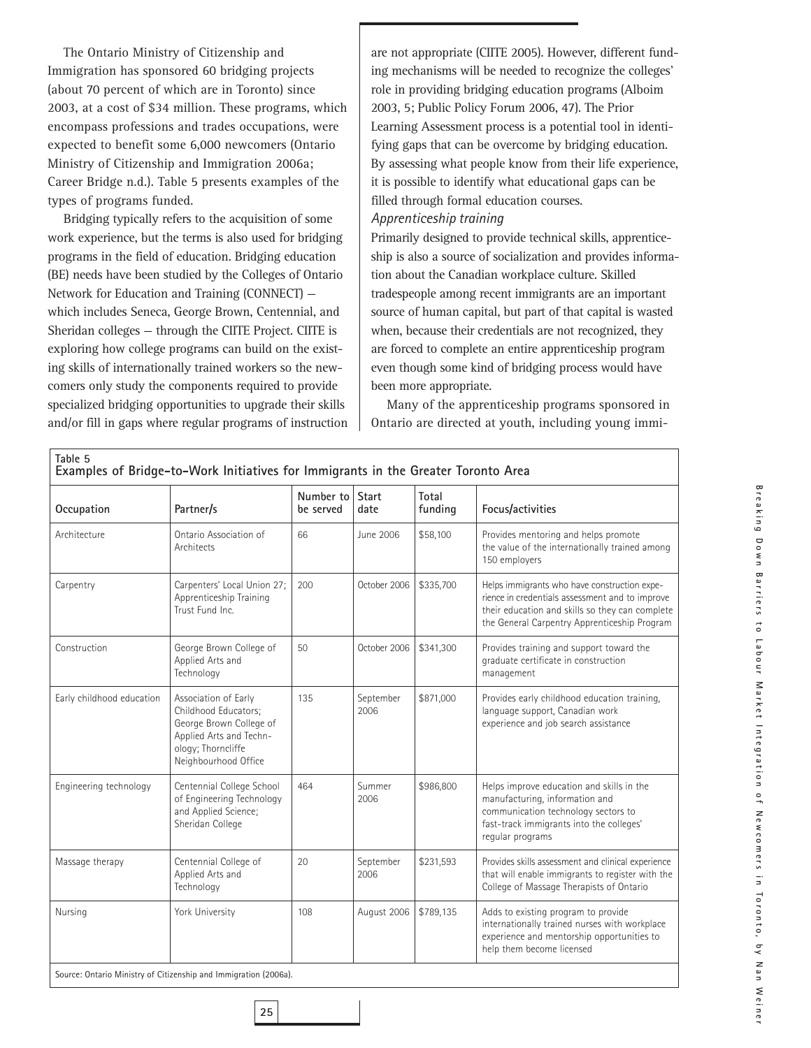The Ontario Ministry of Citizenship and Immigration has sponsored 60 bridging projects (about 70 percent of which are in Toronto) since 2003, at a cost of $34 million. These programs, which encompass professions and trades occupations, were expected to benefit some 6,000 newcomers (Ontario Ministry of Citizenship and Immigration 2006a; Career Bridge n.d.). Table 5 presents examples of the types of programs funded.

Bridging typically refers to the acquisition of some work experience, but the terms is also used for bridging programs in the field of education. Bridging education (BE) needs have been studied by the Colleges of Ontario Network for Education and Training (CONNECT) — which includes Seneca, George Brown, Centennial, and Sheridan colleges — through the CIITE Project. CIITE is exploring how college programs can build on the existing skills of internationally trained workers so the newcomers only study the components required to provide specialized bridging opportunities to upgrade their skills and/or fill in gaps where regular programs of instruction are not appropriate (CIITE 2005). However, different funding mechanisms will be needed to recognize the colleges' role in providing bridging education programs (Alboim 2003, 5; Public Policy Forum 2006, 47). The Prior Learning Assessment process is a potential tool in identifying gaps that can be overcome by bridging education. By assessing what people know from their life experience, it is possible to identify what educational gaps can be filled through formal education courses.

*Apprenticeship training*

Primarily designed to provide technical skills, apprenticeship is also a source of socialization and provides information about the Canadian workplace culture. Skilled tradespeople among recent immigrants are an important source of human capital, but part of that capital is wasted when, because their credentials are not recognized, they are forced to complete an entire apprenticeship program even though some kind of bridging process would have been more appropriate.

Many of the apprenticeship programs sponsored in Ontario are directed at youth, including young immi-

**Table 5**
**Examples of Bridge-to-Work Initiatives for Immigrants in the Greater Toronto Area**

| Occupation | Partner/s | Number to be served | Start date | Total funding | Focus/activities |
|---|---|---|---|---|---|
| Architecture | Ontario Association of Architects | 66 | June 2006 | $58,100 | Provides mentoring and helps promote the value of the internationally trained among 150 employers |
| Carpentry | Carpenters' Local Union 27; Apprenticeship Training Trust Fund Inc. | 200 | October 2006 | $335,700 | Helps immigrants who have construction experience in credentials assessment and to improve their education and skills so they can complete the General Carpentry Apprenticeship Program |
| Construction | George Brown College of Applied Arts and Technology | 50 | October 2006 | $341,300 | Provides training and support toward the graduate certificate in construction management |
| Early childhood education | Association of Early Childhood Educators; George Brown College of Applied Arts and Technology; Thorncliffe Neighbourhood Office | 135 | September 2006 | $871,000 | Provides early childhood education training, language support, Canadian work experience and job search assistance |
| Engineering technology | Centennial College School of Engineering Technology and Applied Science; Sheridan College | 464 | Summer 2006 | $986,800 | Helps improve education and skills in the manufacturing, information and communication technology sectors to fast-track immigrants into the colleges' regular programs |
| Massage therapy | Centennial College of Applied Arts and Technology | 20 | September 2006 | $231,593 | Provides skills assessment and clinical experience that will enable immigrants to register with the College of Massage Therapists of Ontario |
| Nursing | York University | 108 | August 2006 | $789,135 | Adds to existing program to provide internationally trained nurses with workplace experience and mentorship opportunities to help them become licensed |

Source: Ontario Ministry of Citizenship and Immigration (2006a).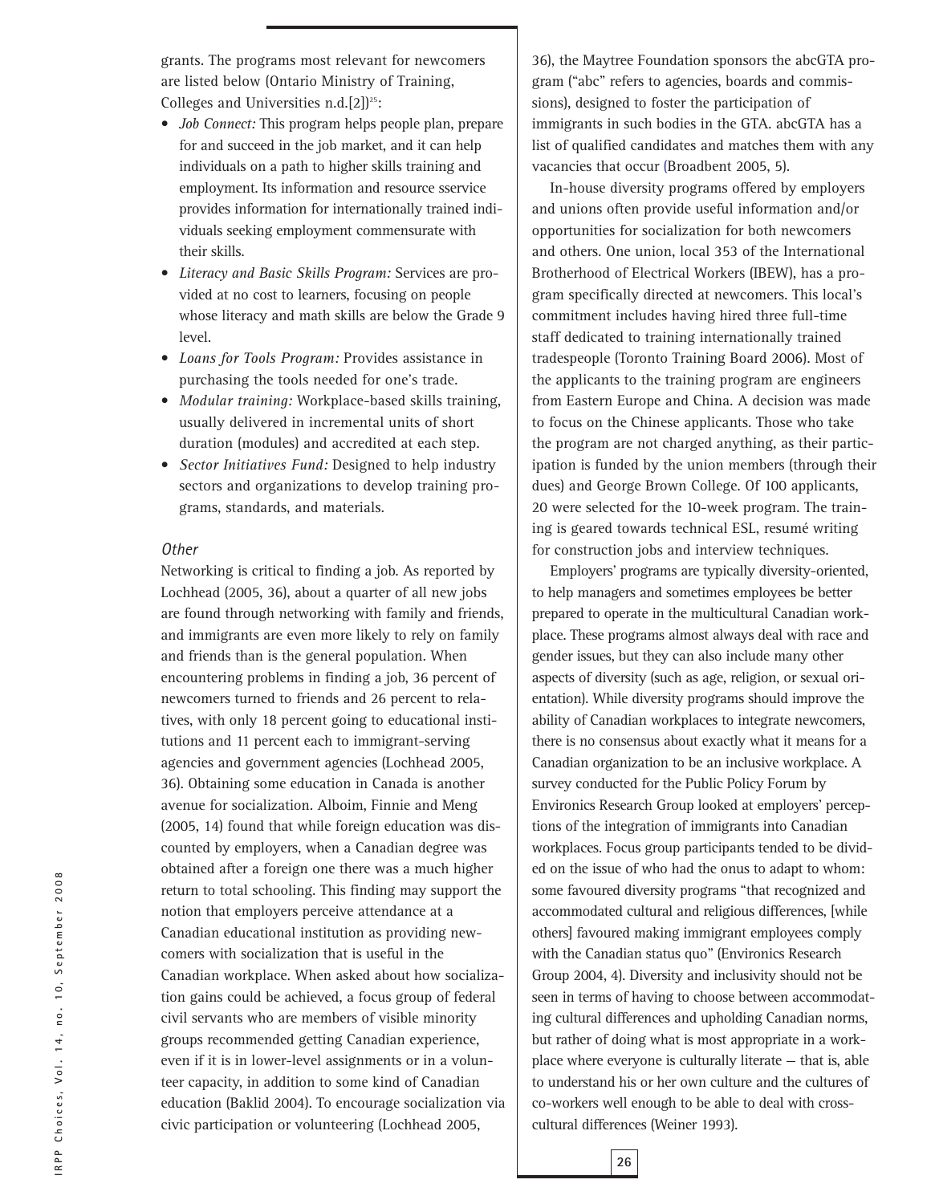grants. The programs most relevant for newcomers are listed below (Ontario Ministry of Training, Colleges and Universities n.d.[2])[25]:

- *Job Connect:* This program helps people plan, prepare for and succeed in the job market, and it can help individuals on a path to higher skills training and employment. Its information and resource sservice provides information for internationally trained individuals seeking employment commensurate with their skills.
- *Literacy and Basic Skills Program:* Services are provided at no cost to learners, focusing on people whose literacy and math skills are below the Grade 9 level.
- *Loans for Tools Program:* Provides assistance in purchasing the tools needed for one's trade.
- *Modular training:* Workplace-based skills training, usually delivered in incremental units of short duration (modules) and accredited at each step.
- *Sector Initiatives Fund:* Designed to help industry sectors and organizations to develop training programs, standards, and materials.

*Other*

Networking is critical to finding a job. As reported by Lochhead (2005, 36), about a quarter of all new jobs are found through networking with family and friends, and immigrants are even more likely to rely on family and friends than is the general population. When encountering problems in finding a job, 36 percent of newcomers turned to friends and 26 percent to relatives, with only 18 percent going to educational institutions and 11 percent each to immigrant-serving agencies and government agencies (Lochhead 2005, 36). Obtaining some education in Canada is another avenue for socialization. Alboim, Finnie and Meng (2005, 14) found that while foreign education was discounted by employers, when a Canadian degree was obtained after a foreign one there was a much higher return to total schooling. This finding may support the notion that employers perceive attendance at a Canadian educational institution as providing newcomers with socialization that is useful in the Canadian workplace. When asked about how socialization gains could be achieved, a focus group of federal civil servants who are members of visible minority groups recommended getting Canadian experience, even if it is in lower-level assignments or in a volunteer capacity, in addition to some kind of Canadian education (Baklid 2004). To encourage socialization via civic participation or volunteering (Lochhead 2005, 36), the Maytree Foundation sponsors the abcGTA program ("abc" refers to agencies, boards and commissions), designed to foster the participation of immigrants in such bodies in the GTA. abcGTA has a list of qualified candidates and matches them with any vacancies that occur (Broadbent 2005, 5).

In-house diversity programs offered by employers and unions often provide useful information and/or opportunities for socialization for both newcomers and others. One union, local 353 of the International Brotherhood of Electrical Workers (IBEW), has a program specifically directed at newcomers. This local's commitment includes having hired three full-time staff dedicated to training internationally trained tradespeople (Toronto Training Board 2006). Most of the applicants to the training program are engineers from Eastern Europe and China. A decision was made to focus on the Chinese applicants. Those who take the program are not charged anything, as their participation is funded by the union members (through their dues) and George Brown College. Of 100 applicants, 20 were selected for the 10-week program. The training is geared towards technical ESL, resumé writing for construction jobs and interview techniques.

Employers' programs are typically diversity-oriented, to help managers and sometimes employees be better prepared to operate in the multicultural Canadian workplace. These programs almost always deal with race and gender issues, but they can also include many other aspects of diversity (such as age, religion, or sexual orientation). While diversity programs should improve the ability of Canadian workplaces to integrate newcomers, there is no consensus about exactly what it means for a Canadian organization to be an inclusive workplace. A survey conducted for the Public Policy Forum by Environics Research Group looked at employers' perceptions of the integration of immigrants into Canadian workplaces. Focus group participants tended to be divided on the issue of who had the onus to adapt to whom: some favoured diversity programs "that recognized and accommodated cultural and religious differences, [while others] favoured making immigrant employees comply with the Canadian status quo" (Environics Research Group 2004, 4). Diversity and inclusivity should not be seen in terms of having to choose between accommodating cultural differences and upholding Canadian norms, but rather of doing what is most appropriate in a workplace where everyone is culturally literate — that is, able to understand his or her own culture and the cultures of co-workers well enough to be able to deal with cross-cultural differences (Weiner 1993).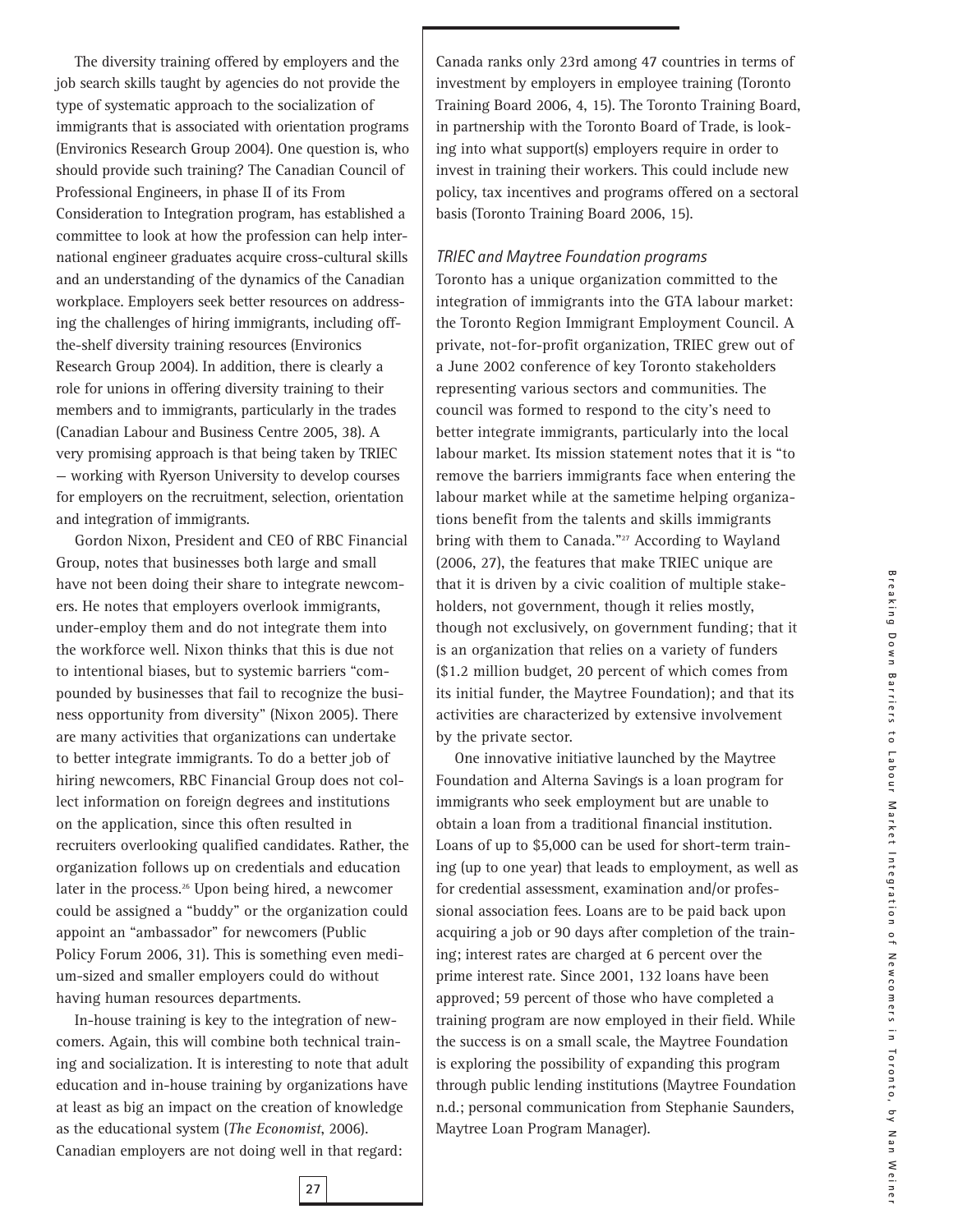The diversity training offered by employers and the job search skills taught by agencies do not provide the type of systematic approach to the socialization of immigrants that is associated with orientation programs (Environics Research Group 2004). One question is, who should provide such training? The Canadian Council of Professional Engineers, in phase II of its From Consideration to Integration program, has established a committee to look at how the profession can help international engineer graduates acquire cross-cultural skills and an understanding of the dynamics of the Canadian workplace. Employers seek better resources on addressing the challenges of hiring immigrants, including off-the-shelf diversity training resources (Environics Research Group 2004). In addition, there is clearly a role for unions in offering diversity training to their members and to immigrants, particularly in the trades (Canadian Labour and Business Centre 2005, 38). A very promising approach is that being taken by TRIEC — working with Ryerson University to develop courses for employers on the recruitment, selection, orientation and integration of immigrants.

Gordon Nixon, President and CEO of RBC Financial Group, notes that businesses both large and small have not been doing their share to integrate newcomers. He notes that employers overlook immigrants, under-employ them and do not integrate them into the workforce well. Nixon thinks that this is due not to intentional biases, but to systemic barriers "compounded by businesses that fail to recognize the business opportunity from diversity" (Nixon 2005). There are many activities that organizations can undertake to better integrate immigrants. To do a better job of hiring newcomers, RBC Financial Group does not collect information on foreign degrees and institutions on the application, since this often resulted in recruiters overlooking qualified candidates. Rather, the organization follows up on credentials and education later in the process.[26] Upon being hired, a newcomer could be assigned a "buddy" or the organization could appoint an "ambassador" for newcomers (Public Policy Forum 2006, 31). This is something even medium-sized and smaller employers could do without having human resources departments.

In-house training is key to the integration of newcomers. Again, this will combine both technical training and socialization. It is interesting to note that adult education and in-house training by organizations have at least as big an impact on the creation of knowledge as the educational system (*The Economist*, 2006). Canadian employers are not doing well in that regard: Canada ranks only 23rd among 47 countries in terms of investment by employers in employee training (Toronto Training Board 2006, 4, 15). The Toronto Training Board, in partnership with the Toronto Board of Trade, is looking into what support(s) employers require in order to invest in training their workers. This could include new policy, tax incentives and programs offered on a sectoral basis (Toronto Training Board 2006, 15).

### *TRIEC and Maytree Foundation programs*

Toronto has a unique organization committed to the integration of immigrants into the GTA labour market: the Toronto Region Immigrant Employment Council. A private, not-for-profit organization, TRIEC grew out of a June 2002 conference of key Toronto stakeholders representing various sectors and communities. The council was formed to respond to the city's need to better integrate immigrants, particularly into the local labour market. Its mission statement notes that it is "to remove the barriers immigrants face when entering the labour market while at the sametime helping organizations benefit from the talents and skills immigrants bring with them to Canada."[27] According to Wayland (2006, 27), the features that make TRIEC unique are that it is driven by a civic coalition of multiple stakeholders, not government, though it relies mostly, though not exclusively, on government funding; that it is an organization that relies on a variety of funders ($1.2 million budget, 20 percent of which comes from its initial funder, the Maytree Foundation); and that its activities are characterized by extensive involvement by the private sector.

One innovative initiative launched by the Maytree Foundation and Alterna Savings is a loan program for immigrants who seek employment but are unable to obtain a loan from a traditional financial institution. Loans of up to $5,000 can be used for short-term training (up to one year) that leads to employment, as well as for credential assessment, examination and/or professional association fees. Loans are to be paid back upon acquiring a job or 90 days after completion of the training; interest rates are charged at 6 percent over the prime interest rate. Since 2001, 132 loans have been approved; 59 percent of those who have completed a training program are now employed in their field. While the success is on a small scale, the Maytree Foundation is exploring the possibility of expanding this program through public lending institutions (Maytree Foundation n.d.; personal communication from Stephanie Saunders, Maytree Loan Program Manager).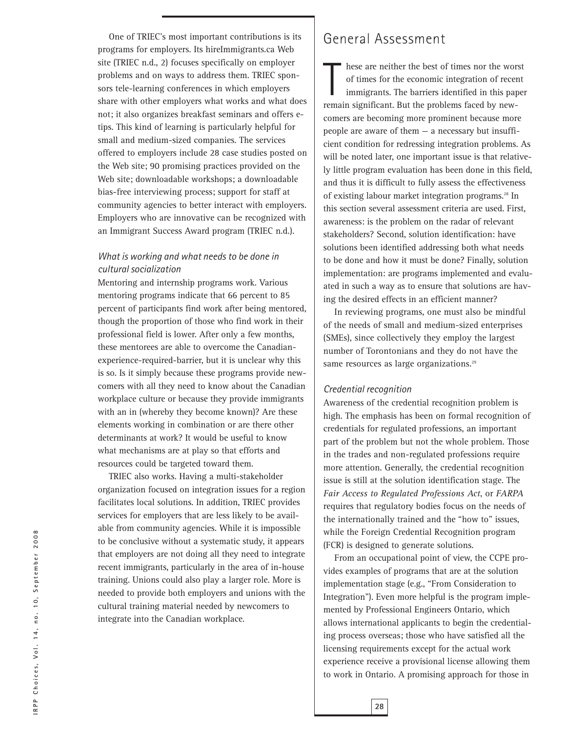One of TRIEC's most important contributions is its programs for employers. Its hireImmigrants.ca Web site (TRIEC n.d., 2) focuses specifically on employer problems and on ways to address them. TRIEC sponsors tele-learning conferences in which employers share with other employers what works and what does not; it also organizes breakfast seminars and offers e-tips. This kind of learning is particularly helpful for small and medium-sized companies. The services offered to employers include 28 case studies posted on the Web site; 90 promising practices provided on the Web site; downloadable workshops; a downloadable bias-free interviewing process; support for staff at community agencies to better interact with employers. Employers who are innovative can be recognized with an Immigrant Success Award program (TRIEC n.d.).

### *What is working and what needs to be done in cultural socialization*

Mentoring and internship programs work. Various mentoring programs indicate that 66 percent to 85 percent of participants find work after being mentored, though the proportion of those who find work in their professional field is lower. After only a few months, these mentorees are able to overcome the Canadian-experience-required-barrier, but it is unclear why this is so. Is it simply because these programs provide newcomers with all they need to know about the Canadian workplace culture or because they provide immigrants with an in (whereby they become known)? Are these elements working in combination or are there other determinants at work? It would be useful to know what mechanisms are at play so that efforts and resources could be targeted toward them.

TRIEC also works. Having a multi-stakeholder organization focused on integration issues for a region facilitates local solutions. In addition, TRIEC provides services for employers that are less likely to be available from community agencies. While it is impossible to be conclusive without a systematic study, it appears that employers are not doing all they need to integrate recent immigrants, particularly in the area of in-house training. Unions could also play a larger role. More is needed to provide both employers and unions with the cultural training material needed by newcomers to integrate into the Canadian workplace.

## General Assessment

These are neither the best of times nor the worst of times for the economic integration of recent immigrants. The barriers identified in this paper remain significant. But the problems faced by newcomers are becoming more prominent because more people are aware of them — a necessary but insufficient condition for redressing integration problems. As will be noted later, one important issue is that relatively little program evaluation has been done in this field, and thus it is difficult to fully assess the effectiveness of existing labour market integration programs.[28] In this section several assessment criteria are used. First, awareness: is the problem on the radar of relevant stakeholders? Second, solution identification: have solutions been identified addressing both what needs to be done and how it must be done? Finally, solution implementation: are programs implemented and evaluated in such a way as to ensure that solutions are having the desired effects in an efficient manner?

In reviewing programs, one must also be mindful of the needs of small and medium-sized enterprises (SMEs), since collectively they employ the largest number of Torontonians and they do not have the same resources as large organizations.[29]

### *Credential recognition*

Awareness of the credential recognition problem is high. The emphasis has been on formal recognition of credentials for regulated professions, an important part of the problem but not the whole problem. Those in the trades and non-regulated professions require more attention. Generally, the credential recognition issue is still at the solution identification stage. The *Fair Access to Regulated Professions Act*, or *FARPA* requires that regulatory bodies focus on the needs of the internationally trained and the "how to" issues, while the Foreign Credential Recognition program (FCR) is designed to generate solutions.

From an occupational point of view, the CCPE provides examples of programs that are at the solution implementation stage (e.g., "From Consideration to Integration"). Even more helpful is the program implemented by Professional Engineers Ontario, which allows international applicants to begin the credentialing process overseas; those who have satisfied all the licensing requirements except for the actual work experience receive a provisional license allowing them to work in Ontario. A promising approach for those in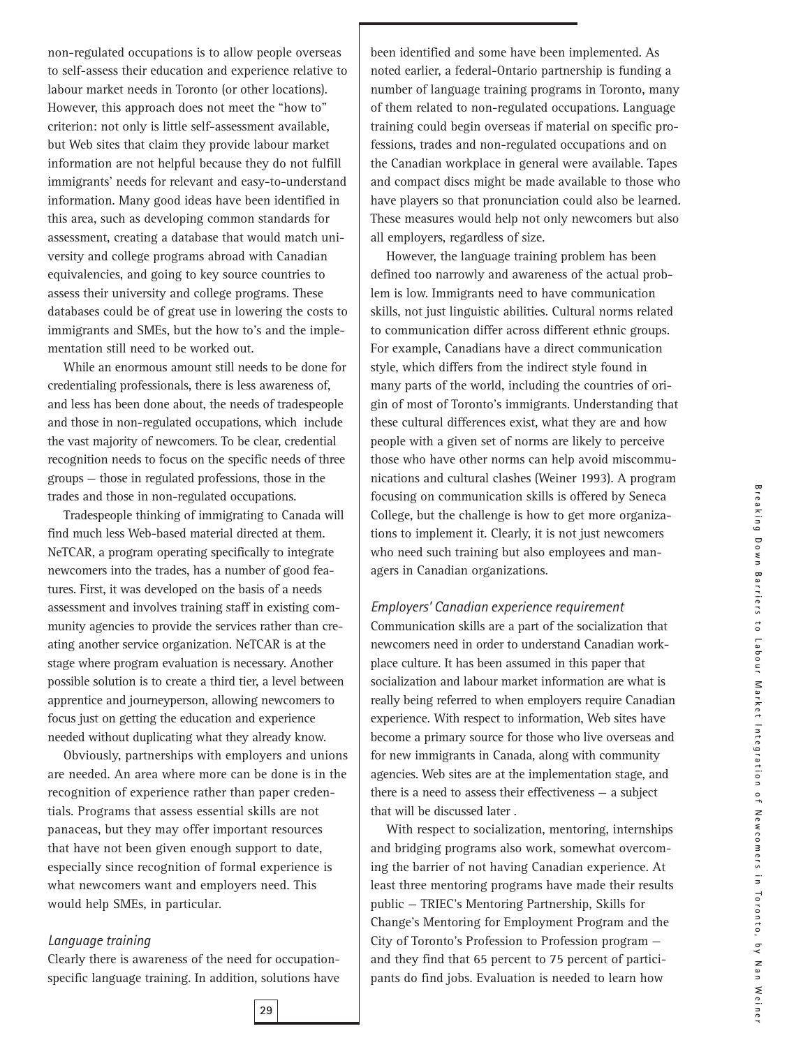non-regulated occupations is to allow people overseas to self-assess their education and experience relative to labour market needs in Toronto (or other locations). However, this approach does not meet the "how to" criterion: not only is little self-assessment available, but Web sites that claim they provide labour market information are not helpful because they do not fulfill immigrants' needs for relevant and easy-to-understand information. Many good ideas have been identified in this area, such as developing common standards for assessment, creating a database that would match university and college programs abroad with Canadian equivalencies, and going to key source countries to assess their university and college programs. These databases could be of great use in lowering the costs to immigrants and SMEs, but the how to's and the implementation still need to be worked out.

While an enormous amount still needs to be done for credentialing professionals, there is less awareness of, and less has been done about, the needs of tradespeople and those in non-regulated occupations, which include the vast majority of newcomers. To be clear, credential recognition needs to focus on the specific needs of three groups — those in regulated professions, those in the trades and those in non-regulated occupations.

Tradespeople thinking of immigrating to Canada will find much less Web-based material directed at them. NeTCAR, a program operating specifically to integrate newcomers into the trades, has a number of good features. First, it was developed on the basis of a needs assessment and involves training staff in existing community agencies to provide the services rather than creating another service organization. NeTCAR is at the stage where program evaluation is necessary. Another possible solution is to create a third tier, a level between apprentice and journeyperson, allowing newcomers to focus just on getting the education and experience needed without duplicating what they already know.

Obviously, partnerships with employers and unions are needed. An area where more can be done is in the recognition of experience rather than paper credentials. Programs that assess essential skills are not panaceas, but they may offer important resources that have not been given enough support to date, especially since recognition of formal experience is what newcomers want and employers need. This would help SMEs, in particular.

### *Language training*

Clearly there is awareness of the need for occupation-specific language training. In addition, solutions have been identified and some have been implemented. As noted earlier, a federal-Ontario partnership is funding a number of language training programs in Toronto, many of them related to non-regulated occupations. Language training could begin overseas if material on specific professions, trades and non-regulated occupations and on the Canadian workplace in general were available. Tapes and compact discs might be made available to those who have players so that pronunciation could also be learned. These measures would help not only newcomers but also all employers, regardless of size.

However, the language training problem has been defined too narrowly and awareness of the actual problem is low. Immigrants need to have communication skills, not just linguistic abilities. Cultural norms related to communication differ across different ethnic groups. For example, Canadians have a direct communication style, which differs from the indirect style found in many parts of the world, including the countries of origin of most of Toronto's immigrants. Understanding that these cultural differences exist, what they are and how people with a given set of norms are likely to perceive those who have other norms can help avoid miscommunications and cultural clashes (Weiner 1993). A program focusing on communication skills is offered by Seneca College, but the challenge is how to get more organizations to implement it. Clearly, it is not just newcomers who need such training but also employees and managers in Canadian organizations.

### *Employers' Canadian experience requirement*

Communication skills are a part of the socialization that newcomers need in order to understand Canadian workplace culture. It has been assumed in this paper that socialization and labour market information are what is really being referred to when employers require Canadian experience. With respect to information, Web sites have become a primary source for those who live overseas and for new immigrants in Canada, along with community agencies. Web sites are at the implementation stage, and there is a need to assess their effectiveness — a subject that will be discussed later .

With respect to socialization, mentoring, internships and bridging programs also work, somewhat overcoming the barrier of not having Canadian experience. At least three mentoring programs have made their results public — TRIEC's Mentoring Partnership, Skills for Change's Mentoring for Employment Program and the City of Toronto's Profession to Profession program — and they find that 65 percent to 75 percent of participants do find jobs. Evaluation is needed to learn how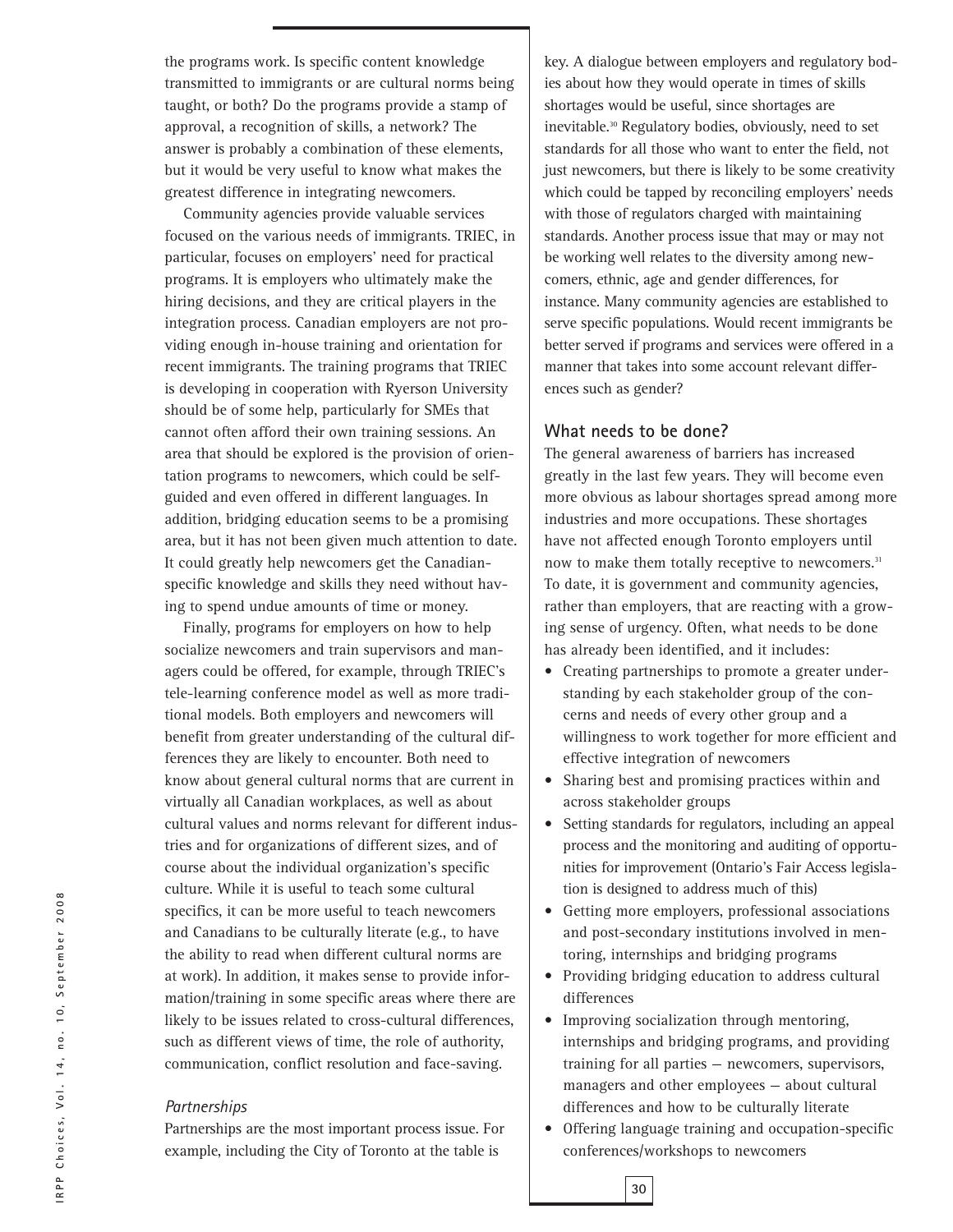the programs work. Is specific content knowledge transmitted to immigrants or are cultural norms being taught, or both? Do the programs provide a stamp of approval, a recognition of skills, a network? The answer is probably a combination of these elements, but it would be very useful to know what makes the greatest difference in integrating newcomers.

Community agencies provide valuable services focused on the various needs of immigrants. TRIEC, in particular, focuses on employers' need for practical programs. It is employers who ultimately make the hiring decisions, and they are critical players in the integration process. Canadian employers are not providing enough in-house training and orientation for recent immigrants. The training programs that TRIEC is developing in cooperation with Ryerson University should be of some help, particularly for SMEs that cannot often afford their own training sessions. An area that should be explored is the provision of orientation programs to newcomers, which could be self-guided and even offered in different languages. In addition, bridging education seems to be a promising area, but it has not been given much attention to date. It could greatly help newcomers get the Canadian-specific knowledge and skills they need without having to spend undue amounts of time or money.

Finally, programs for employers on how to help socialize newcomers and train supervisors and managers could be offered, for example, through TRIEC's tele-learning conference model as well as more traditional models. Both employers and newcomers will benefit from greater understanding of the cultural differences they are likely to encounter. Both need to know about general cultural norms that are current in virtually all Canadian workplaces, as well as about cultural values and norms relevant for different industries and for organizations of different sizes, and of course about the individual organization's specific culture. While it is useful to teach some cultural specifics, it can be more useful to teach newcomers and Canadians to be culturally literate (e.g., to have the ability to read when different cultural norms are at work). In addition, it makes sense to provide information/training in some specific areas where there are likely to be issues related to cross-cultural differences, such as different views of time, the role of authority, communication, conflict resolution and face-saving.

### *Partnerships*

Partnerships are the most important process issue. For example, including the City of Toronto at the table is key. A dialogue between employers and regulatory bodies about how they would operate in times of skills shortages would be useful, since shortages are inevitable.[30] Regulatory bodies, obviously, need to set standards for all those who want to enter the field, not just newcomers, but there is likely to be some creativity which could be tapped by reconciling employers' needs with those of regulators charged with maintaining standards. Another process issue that may or may not be working well relates to the diversity among newcomers, ethnic, age and gender differences, for instance. Many community agencies are established to serve specific populations. Would recent immigrants be better served if programs and services were offered in a manner that takes into some account relevant differences such as gender?

## What needs to be done?

The general awareness of barriers has increased greatly in the last few years. They will become even more obvious as labour shortages spread among more industries and more occupations. These shortages have not affected enough Toronto employers until now to make them totally receptive to newcomers.[31] To date, it is government and community agencies, rather than employers, that are reacting with a growing sense of urgency. Often, what needs to be done has already been identified, and it includes:

- Creating partnerships to promote a greater understanding by each stakeholder group of the concerns and needs of every other group and a willingness to work together for more efficient and effective integration of newcomers
- Sharing best and promising practices within and across stakeholder groups
- Setting standards for regulators, including an appeal process and the monitoring and auditing of opportunities for improvement (Ontario's Fair Access legislation is designed to address much of this)
- Getting more employers, professional associations and post-secondary institutions involved in mentoring, internships and bridging programs
- Providing bridging education to address cultural differences
- Improving socialization through mentoring, internships and bridging programs, and providing training for all parties — newcomers, supervisors, managers and other employees — about cultural differences and how to be culturally literate
- Offering language training and occupation-specific conferences/workshops to newcomers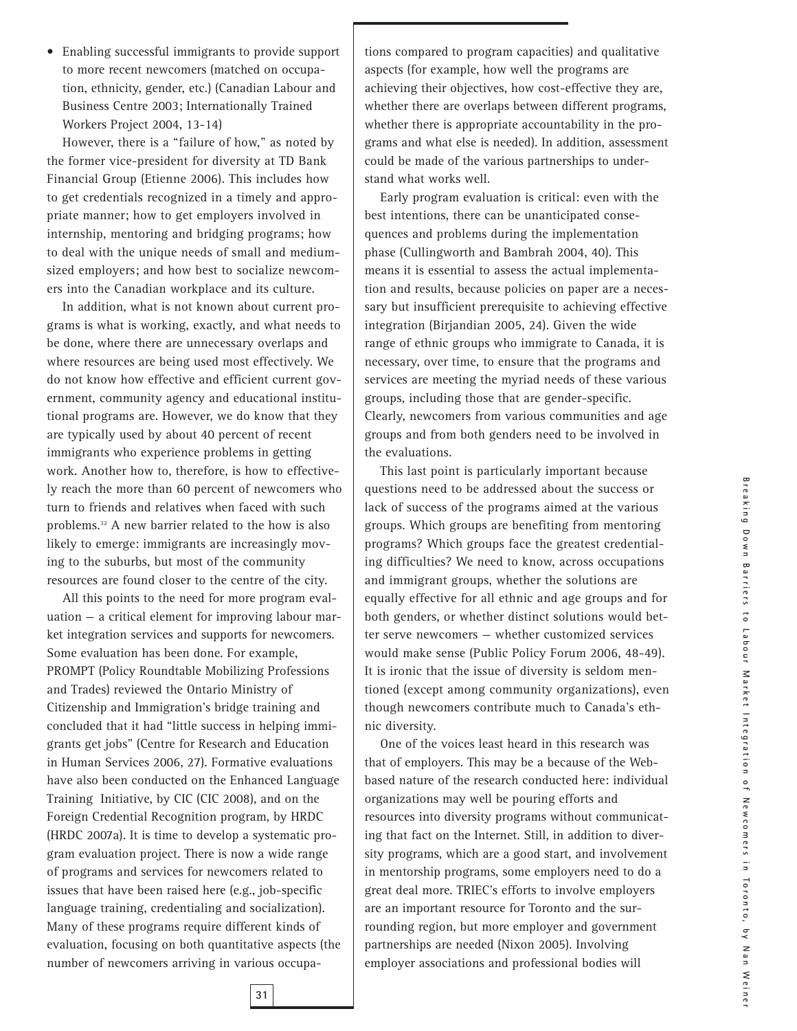- Enabling successful immigrants to provide support to more recent newcomers (matched on occupation, ethnicity, gender, etc.) (Canadian Labour and Business Centre 2003; Internationally Trained Workers Project 2004, 13-14)

However, there is a "failure of how," as noted by the former vice-president for diversity at TD Bank Financial Group (Etienne 2006). This includes how to get credentials recognized in a timely and appropriate manner; how to get employers involved in internship, mentoring and bridging programs; how to deal with the unique needs of small and medium-sized employers; and how best to socialize newcomers into the Canadian workplace and its culture.

In addition, what is not known about current programs is what is working, exactly, and what needs to be done, where there are unnecessary overlaps and where resources are being used most effectively. We do not know how effective and efficient current government, community agency and educational institutional programs are. However, we do know that they are typically used by about 40 percent of recent immigrants who experience problems in getting work. Another how to, therefore, is how to effectively reach the more than 60 percent of newcomers who turn to friends and relatives when faced with such problems.[32] A new barrier related to the how is also likely to emerge: immigrants are increasingly moving to the suburbs, but most of the community resources are found closer to the centre of the city.

All this points to the need for more program evaluation — a critical element for improving labour market integration services and supports for newcomers. Some evaluation has been done. For example, PROMPT (Policy Roundtable Mobilizing Professions and Trades) reviewed the Ontario Ministry of Citizenship and Immigration's bridge training and concluded that it had "little success in helping immigrants get jobs" (Centre for Research and Education in Human Services 2006, 27). Formative evaluations have also been conducted on the Enhanced Language Training Initiative, by CIC (CIC 2008), and on the Foreign Credential Recognition program, by HRDC (HRDC 2007a). It is time to develop a systematic program evaluation project. There is now a wide range of programs and services for newcomers related to issues that have been raised here (e.g., job-specific language training, credentialing and socialization). Many of these programs require different kinds of evaluation, focusing on both quantitative aspects (the number of newcomers arriving in various occupations compared to program capacities) and qualitative aspects (for example, how well the programs are achieving their objectives, how cost-effective they are, whether there are overlaps between different programs, whether there is appropriate accountability in the programs and what else is needed). In addition, assessment could be made of the various partnerships to understand what works well.

Early program evaluation is critical: even with the best intentions, there can be unanticipated consequences and problems during the implementation phase (Cullingworth and Bambrah 2004, 40). This means it is essential to assess the actual implementation and results, because policies on paper are a necessary but insufficient prerequisite to achieving effective integration (Birjandian 2005, 24). Given the wide range of ethnic groups who immigrate to Canada, it is necessary, over time, to ensure that the programs and services are meeting the myriad needs of these various groups, including those that are gender-specific. Clearly, newcomers from various communities and age groups and from both genders need to be involved in the evaluations.

This last point is particularly important because questions need to be addressed about the success or lack of success of the programs aimed at the various groups. Which groups are benefiting from mentoring programs? Which groups face the greatest credentialing difficulties? We need to know, across occupations and immigrant groups, whether the solutions are equally effective for all ethnic and age groups and for both genders, or whether distinct solutions would better serve newcomers — whether customized services would make sense (Public Policy Forum 2006, 48-49). It is ironic that the issue of diversity is seldom mentioned (except among community organizations), even though newcomers contribute much to Canada's ethnic diversity.

One of the voices least heard in this research was that of employers. This may be a because of the Web-based nature of the research conducted here: individual organizations may well be pouring efforts and resources into diversity programs without communicating that fact on the Internet. Still, in addition to diversity programs, which are a good start, and involvement in mentorship programs, some employers need to do a great deal more. TRIEC's efforts to involve employers are an important resource for Toronto and the surrounding region, but more employer and government partnerships are needed (Nixon 2005). Involving employer associations and professional bodies will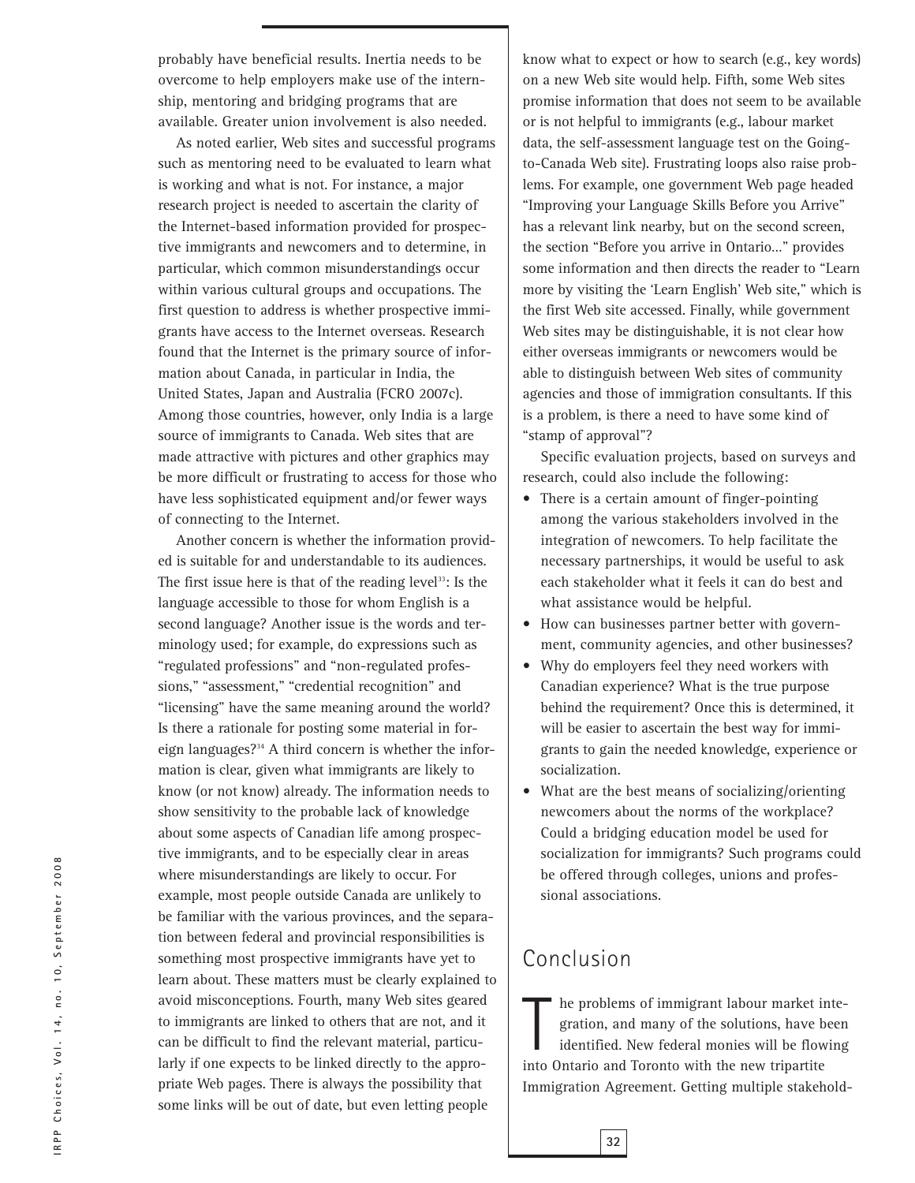probably have beneficial results. Inertia needs to be overcome to help employers make use of the internship, mentoring and bridging programs that are available. Greater union involvement is also needed.

As noted earlier, Web sites and successful programs such as mentoring need to be evaluated to learn what is working and what is not. For instance, a major research project is needed to ascertain the clarity of the Internet-based information provided for prospective immigrants and newcomers and to determine, in particular, which common misunderstandings occur within various cultural groups and occupations. The first question to address is whether prospective immigrants have access to the Internet overseas. Research found that the Internet is the primary source of information about Canada, in particular in India, the United States, Japan and Australia (FCRO 2007c). Among those countries, however, only India is a large source of immigrants to Canada. Web sites that are made attractive with pictures and other graphics may be more difficult or frustrating to access for those who have less sophisticated equipment and/or fewer ways of connecting to the Internet.

Another concern is whether the information provided is suitable for and understandable to its audiences. The first issue here is that of the reading level[33]: Is the language accessible to those for whom English is a second language? Another issue is the words and terminology used; for example, do expressions such as "regulated professions" and "non-regulated professions," "assessment," "credential recognition" and "licensing" have the same meaning around the world? Is there a rationale for posting some material in foreign languages?[34] A third concern is whether the information is clear, given what immigrants are likely to know (or not know) already. The information needs to show sensitivity to the probable lack of knowledge about some aspects of Canadian life among prospective immigrants, and to be especially clear in areas where misunderstandings are likely to occur. For example, most people outside Canada are unlikely to be familiar with the various provinces, and the separation between federal and provincial responsibilities is something most prospective immigrants have yet to learn about. These matters must be clearly explained to avoid misconceptions. Fourth, many Web sites geared to immigrants are linked to others that are not, and it can be difficult to find the relevant material, particularly if one expects to be linked directly to the appropriate Web pages. There is always the possibility that some links will be out of date, but even letting people know what to expect or how to search (e.g., key words) on a new Web site would help. Fifth, some Web sites promise information that does not seem to be available or is not helpful to immigrants (e.g., labour market data, the self-assessment language test on the Going-to-Canada Web site). Frustrating loops also raise problems. For example, one government Web page headed "Improving your Language Skills Before you Arrive" has a relevant link nearby, but on the second screen, the section "Before you arrive in Ontario..." provides some information and then directs the reader to "Learn more by visiting the 'Learn English' Web site," which is the first Web site accessed. Finally, while government Web sites may be distinguishable, it is not clear how either overseas immigrants or newcomers would be able to distinguish between Web sites of community agencies and those of immigration consultants. If this is a problem, is there a need to have some kind of "stamp of approval"?

Specific evaluation projects, based on surveys and research, could also include the following:

- There is a certain amount of finger-pointing among the various stakeholders involved in the integration of newcomers. To help facilitate the necessary partnerships, it would be useful to ask each stakeholder what it feels it can do best and what assistance would be helpful.
- How can businesses partner better with government, community agencies, and other businesses?
- Why do employers feel they need workers with Canadian experience? What is the true purpose behind the requirement? Once this is determined, it will be easier to ascertain the best way for immigrants to gain the needed knowledge, experience or socialization.
- What are the best means of socializing/orienting newcomers about the norms of the workplace? Could a bridging education model be used for socialization for immigrants? Such programs could be offered through colleges, unions and professional associations.

## Conclusion

The problems of immigrant labour market integration, and many of the solutions, have been identified. New federal monies will be flowing into Ontario and Toronto with the new tripartite Immigration Agreement. Getting multiple stakehold-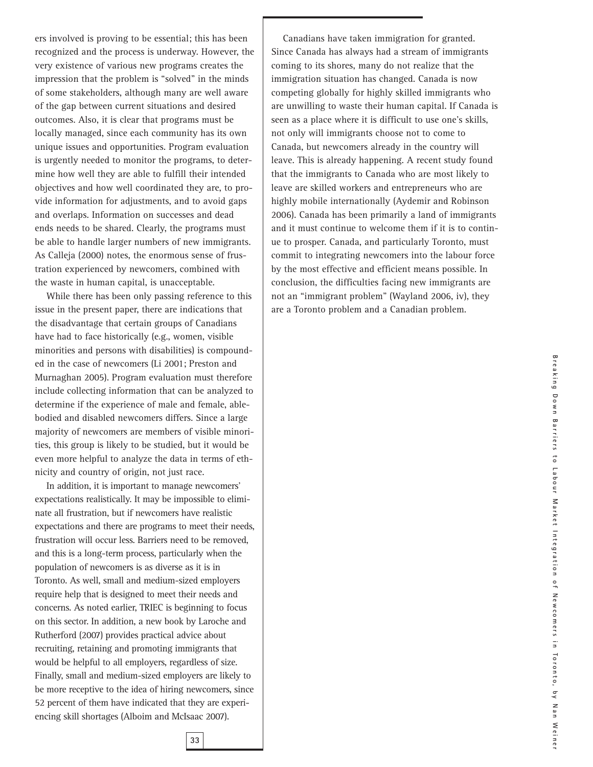ers involved is proving to be essential; this has been recognized and the process is underway. However, the very existence of various new programs creates the impression that the problem is "solved" in the minds of some stakeholders, although many are well aware of the gap between current situations and desired outcomes. Also, it is clear that programs must be locally managed, since each community has its own unique issues and opportunities. Program evaluation is urgently needed to monitor the programs, to determine how well they are able to fulfill their intended objectives and how well coordinated they are, to provide information for adjustments, and to avoid gaps and overlaps. Information on successes and dead ends needs to be shared. Clearly, the programs must be able to handle larger numbers of new immigrants. As Calleja (2000) notes, the enormous sense of frustration experienced by newcomers, combined with the waste in human capital, is unacceptable.

While there has been only passing reference to this issue in the present paper, there are indications that the disadvantage that certain groups of Canadians have had to face historically (e.g., women, visible minorities and persons with disabilities) is compounded in the case of newcomers (Li 2001; Preston and Murnaghan 2005). Program evaluation must therefore include collecting information that can be analyzed to determine if the experience of male and female, able-bodied and disabled newcomers differs. Since a large majority of newcomers are members of visible minorities, this group is likely to be studied, but it would be even more helpful to analyze the data in terms of ethnicity and country of origin, not just race.

In addition, it is important to manage newcomers' expectations realistically. It may be impossible to eliminate all frustration, but if newcomers have realistic expectations and there are programs to meet their needs, frustration will occur less. Barriers need to be removed, and this is a long-term process, particularly when the population of newcomers is as diverse as it is in Toronto. As well, small and medium-sized employers require help that is designed to meet their needs and concerns. As noted earlier, TRIEC is beginning to focus on this sector. In addition, a new book by Laroche and Rutherford (2007) provides practical advice about recruiting, retaining and promoting immigrants that would be helpful to all employers, regardless of size. Finally, small and medium-sized employers are likely to be more receptive to the idea of hiring newcomers, since 52 percent of them have indicated that they are experiencing skill shortages (Alboim and McIsaac 2007).

Canadians have taken immigration for granted. Since Canada has always had a stream of immigrants coming to its shores, many do not realize that the immigration situation has changed. Canada is now competing globally for highly skilled immigrants who are unwilling to waste their human capital. If Canada is seen as a place where it is difficult to use one's skills, not only will immigrants choose not to come to Canada, but newcomers already in the country will leave. This is already happening. A recent study found that the immigrants to Canada who are most likely to leave are skilled workers and entrepreneurs who are highly mobile internationally (Aydemir and Robinson 2006). Canada has been primarily a land of immigrants and it must continue to welcome them if it is to continue to prosper. Canada, and particularly Toronto, must commit to integrating newcomers into the labour force by the most effective and efficient means possible. In conclusion, the difficulties facing new immigrants are not an "immigrant problem" (Wayland 2006, iv), they are a Toronto problem and a Canadian problem.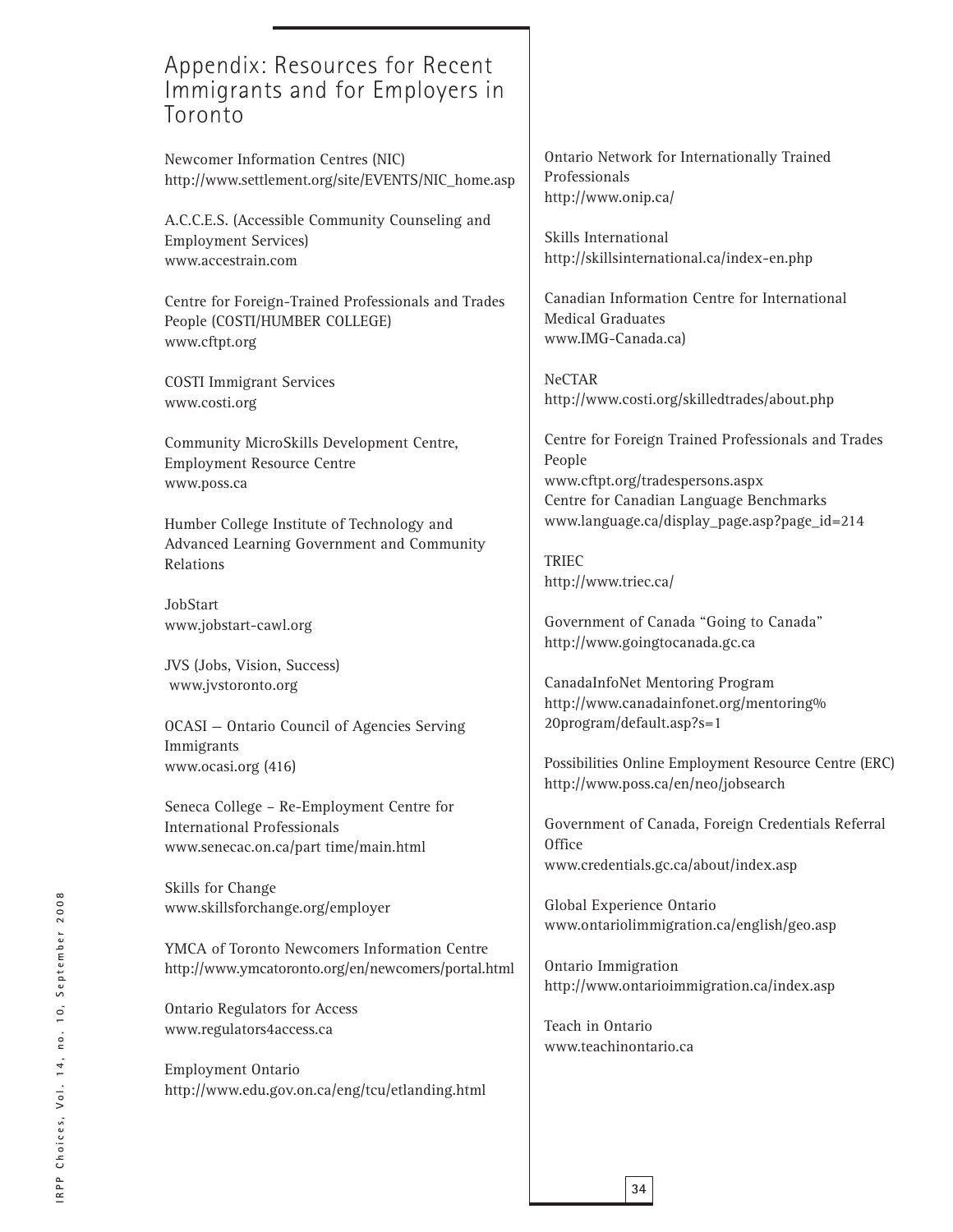## Appendix: Resources for Recent Immigrants and for Employers in Toronto

Newcomer Information Centres (NIC)
http://www.settlement.org/site/EVENTS/NIC_home.asp

A.C.C.E.S. (Accessible Community Counseling and Employment Services)
www.accestrain.com

Centre for Foreign-Trained Professionals and Trades People (COSTI/HUMBER COLLEGE)
www.cftpt.org

COSTI Immigrant Services
www.costi.org

Community MicroSkills Development Centre, Employment Resource Centre
www.poss.ca

Humber College Institute of Technology and Advanced Learning Government and Community Relations

JobStart
www.jobstart-cawl.org

JVS (Jobs, Vision, Success)
www.jvstoronto.org

OCASI — Ontario Council of Agencies Serving Immigrants
www.ocasi.org (416)

Seneca College – Re-Employment Centre for International Professionals
www.senecac.on.ca/part time/main.html

Skills for Change
www.skillsforchange.org/employer

YMCA of Toronto Newcomers Information Centre
http://www.ymcatoronto.org/en/newcomers/portal.html

Ontario Regulators for Access
www.regulators4access.ca

Employment Ontario
http://www.edu.gov.on.ca/eng/tcu/etlanding.html

Ontario Network for Internationally Trained Professionals
http://www.onip.ca/

Skills International
http://skillsinternational.ca/index-en.php

Canadian Information Centre for International Medical Graduates
www.IMG-Canada.ca)

NeCTAR
http://www.costi.org/skilledtrades/about.php

Centre for Foreign Trained Professionals and Trades People
www.cftpt.org/tradespersons.aspx
Centre for Canadian Language Benchmarks
www.language.ca/display_page.asp?page_id=214

TRIEC
http://www.triec.ca/

Government of Canada "Going to Canada"
http://www.goingtocanada.gc.ca

CanadaInfoNet Mentoring Program
http://www.canadainfonet.org/mentoring%20program/default.asp?s=1

Possibilities Online Employment Resource Centre (ERC)
http://www.poss.ca/en/neo/jobsearch

Government of Canada, Foreign Credentials Referral Office
www.credentials.gc.ca/about/index.asp

Global Experience Ontario
www.ontariolimmigration.ca/english/geo.asp

Ontario Immigration
http://www.ontarioimmigration.ca/index.asp

Teach in Ontario
www.teachinontario.ca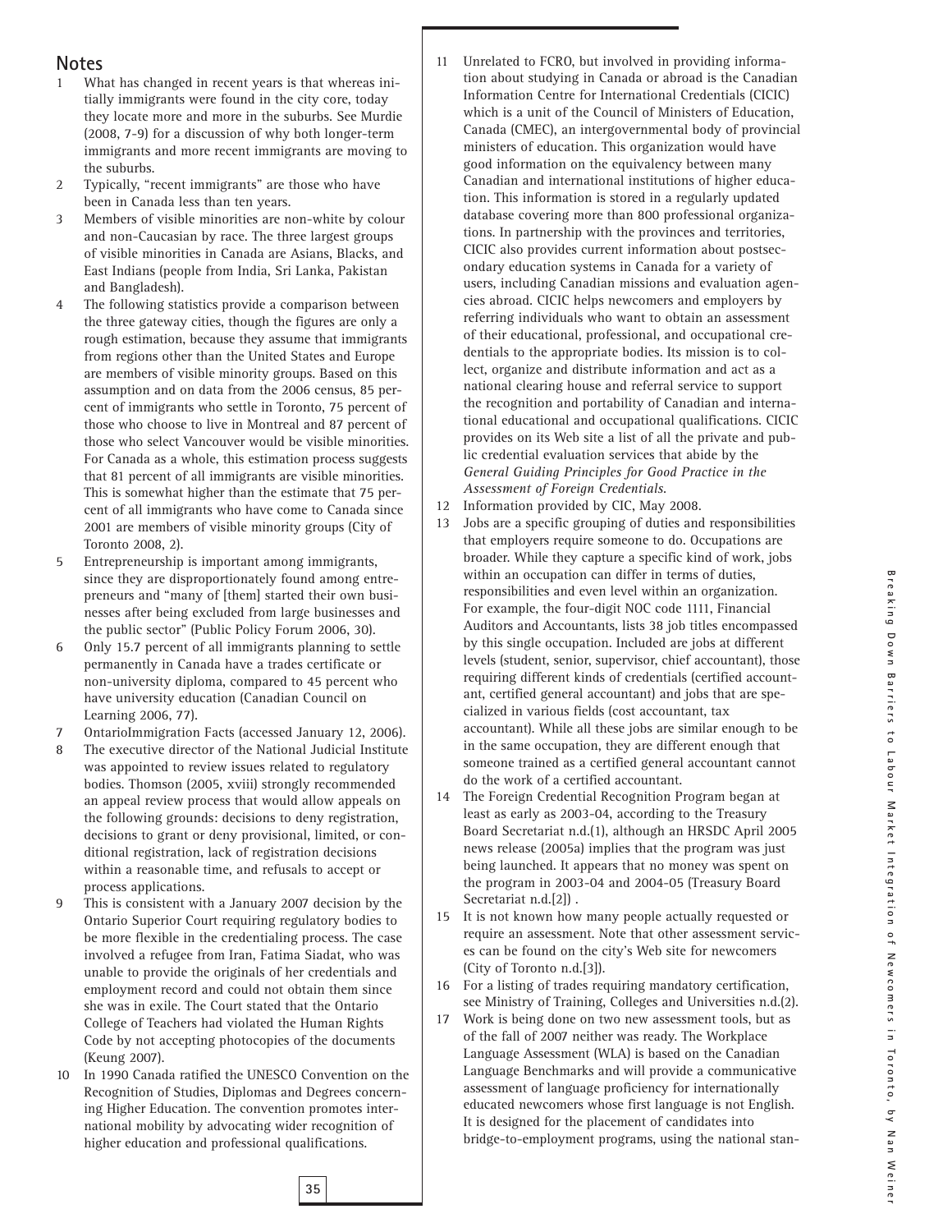## Notes

1. What has changed in recent years is that whereas initially immigrants were found in the city core, today they locate more and more in the suburbs. See Murdie (2008, 7-9) for a discussion of why both longer-term immigrants and more recent immigrants are moving to the suburbs.
2. Typically, "recent immigrants" are those who have been in Canada less than ten years.
3. Members of visible minorities are non-white by colour and non-Caucasian by race. The three largest groups of visible minorities in Canada are Asians, Blacks, and East Indians (people from India, Sri Lanka, Pakistan and Bangladesh).
4. The following statistics provide a comparison between the three gateway cities, though the figures are only a rough estimation, because they assume that immigrants from regions other than the United States and Europe are members of visible minority groups. Based on this assumption and on data from the 2006 census, 85 percent of immigrants who settle in Toronto, 75 percent of those who choose to live in Montreal and 87 percent of those who select Vancouver would be visible minorities. For Canada as a whole, this estimation process suggests that 81 percent of all immigrants are visible minorities. This is somewhat higher than the estimate that 75 percent of all immigrants who have come to Canada since 2001 are members of visible minority groups (City of Toronto 2008, 2).
5. Entrepreneurship is important among immigrants, since they are disproportionately found among entrepreneurs and "many of [them] started their own businesses after being excluded from large businesses and the public sector" (Public Policy Forum 2006, 30).
6. Only 15.7 percent of all immigrants planning to settle permanently in Canada have a trades certificate or non-university diploma, compared to 45 percent who have university education (Canadian Council on Learning 2006, 77).
7. OntarioImmigration Facts (accessed January 12, 2006).
8. The executive director of the National Judicial Institute was appointed to review issues related to regulatory bodies. Thomson (2005, xviii) strongly recommended an appeal review process that would allow appeals on the following grounds: decisions to deny registration, decisions to grant or deny provisional, limited, or conditional registration, lack of registration decisions within a reasonable time, and refusals to accept or process applications.
9. This is consistent with a January 2007 decision by the Ontario Superior Court requiring regulatory bodies to be more flexible in the credentialing process. The case involved a refugee from Iran, Fatima Siadat, who was unable to provide the originals of her credentials and employment record and could not obtain them since she was in exile. The Court stated that the Ontario College of Teachers had violated the Human Rights Code by not accepting photocopies of the documents (Keung 2007).
10. In 1990 Canada ratified the UNESCO Convention on the Recognition of Studies, Diplomas and Degrees concerning Higher Education. The convention promotes international mobility by advocating wider recognition of higher education and professional qualifications.
11. Unrelated to FCRO, but involved in providing information about studying in Canada or abroad is the Canadian Information Centre for International Credentials (CICIC) which is a unit of the Council of Ministers of Education, Canada (CMEC), an intergovernmental body of provincial ministers of education. This organization would have good information on the equivalency between many Canadian and international institutions of higher education. This information is stored in a regularly updated database covering more than 800 professional organizations. In partnership with the provinces and territories, CICIC also provides current information about postsecondary education systems in Canada for a variety of users, including Canadian missions and evaluation agencies abroad. CICIC helps newcomers and employers by referring individuals who want to obtain an assessment of their educational, professional, and occupational credentials to the appropriate bodies. Its mission is to collect, organize and distribute information and act as a national clearing house and referral service to support the recognition and portability of Canadian and international educational and occupational qualifications. CICIC provides on its Web site a list of all the private and public credential evaluation services that abide by the *General Guiding Principles for Good Practice in the Assessment of Foreign Credentials.*
12. Information provided by CIC, May 2008.
13. Jobs are a specific grouping of duties and responsibilities that employers require someone to do. Occupations are broader. While they capture a specific kind of work, jobs within an occupation can differ in terms of duties, responsibilities and even level within an organization. For example, the four-digit NOC code 1111, Financial Auditors and Accountants, lists 38 job titles encompassed by this single occupation. Included are jobs at different levels (student, senior, supervisor, chief accountant), those requiring different kinds of credentials (certified accountant, certified general accountant) and jobs that are specialized in various fields (cost accountant, tax accountant). While all these jobs are similar enough to be in the same occupation, they are different enough that someone trained as a certified general accountant cannot do the work of a certified accountant.
14. The Foreign Credential Recognition Program began at least as early as 2003-04, according to the Treasury Board Secretariat n.d.(1), although an HRSDC April 2005 news release (2005a) implies that the program was just being launched. It appears that no money was spent on the program in 2003-04 and 2004-05 (Treasury Board Secretariat n.d.[2]) .
15. It is not known how many people actually requested or require an assessment. Note that other assessment services can be found on the city's Web site for newcomers (City of Toronto n.d.[3]).
16. For a listing of trades requiring mandatory certification, see Ministry of Training, Colleges and Universities n.d.(2).
17. Work is being done on two new assessment tools, but as of the fall of 2007 neither was ready. The Workplace Language Assessment (WLA) is based on the Canadian Language Benchmarks and will provide a communicative assessment of language proficiency for internationally educated newcomers whose first language is not English. It is designed for the placement of candidates into bridge-to-employment programs, using the national stan-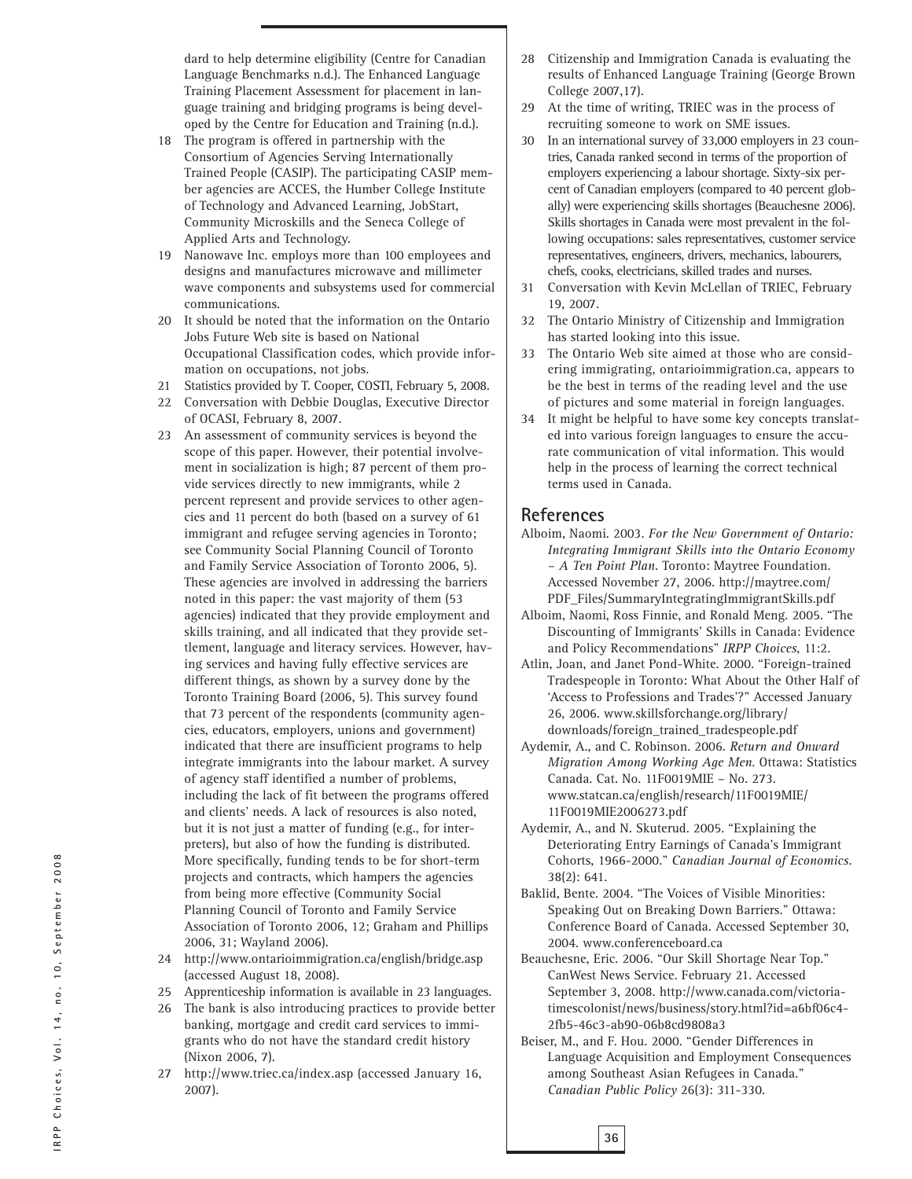dard to help determine eligibility (Centre for Canadian Language Benchmarks n.d.). The Enhanced Language Training Placement Assessment for placement in language training and bridging programs is being developed by the Centre for Education and Training (n.d.).

18 The program is offered in partnership with the Consortium of Agencies Serving Internationally Trained People (CASIP). The participating CASIP member agencies are ACCES, the Humber College Institute of Technology and Advanced Learning, JobStart, Community Microskills and the Seneca College of Applied Arts and Technology.

19 Nanowave Inc. employs more than 100 employees and designs and manufactures microwave and millimeter wave components and subsystems used for commercial communications.

20 It should be noted that the information on the Ontario Jobs Future Web site is based on National Occupational Classification codes, which provide information on occupations, not jobs.

21 Statistics provided by T. Cooper, COSTI, February 5, 2008.

22 Conversation with Debbie Douglas, Executive Director of OCASI, February 8, 2007.

23 An assessment of community services is beyond the scope of this paper. However, their potential involvement in socialization is high; 87 percent of them provide services directly to new immigrants, while 2 percent represent and provide services to other agencies and 11 percent do both (based on a survey of 61 immigrant and refugee serving agencies in Toronto; see Community Social Planning Council of Toronto and Family Service Association of Toronto 2006, 5). These agencies are involved in addressing the barriers noted in this paper: the vast majority of them (53 agencies) indicated that they provide employment and skills training, and all indicated that they provide settlement, language and literacy services. However, having services and having fully effective services are different things, as shown by a survey done by the Toronto Training Board (2006, 5). This survey found that 73 percent of the respondents (community agencies, educators, employers, unions and government) indicated that there are insufficient programs to help integrate immigrants into the labour market. A survey of agency staff identified a number of problems, including the lack of fit between the programs offered and clients' needs. A lack of resources is also noted, but it is not just a matter of funding (e.g., for interpreters), but also of how the funding is distributed. More specifically, funding tends to be for short-term projects and contracts, which hampers the agencies from being more effective (Community Social Planning Council of Toronto and Family Service Association of Toronto 2006, 12; Graham and Phillips 2006, 31; Wayland 2006).

24 http://www.ontarioimmigration.ca/english/bridge.asp (accessed August 18, 2008).

25 Apprenticeship information is available in 23 languages.

26 The bank is also introducing practices to provide better banking, mortgage and credit card services to immigrants who do not have the standard credit history (Nixon 2006, 7).

27 http://www.triec.ca/index.asp (accessed January 16, 2007).

28 Citizenship and Immigration Canada is evaluating the results of Enhanced Language Training (George Brown College 2007,17).

29 At the time of writing, TRIEC was in the process of recruiting someone to work on SME issues.

30 In an international survey of 33,000 employers in 23 countries, Canada ranked second in terms of the proportion of employers experiencing a labour shortage. Sixty-six percent of Canadian employers (compared to 40 percent globally) were experiencing skills shortages (Beauchesne 2006). Skills shortages in Canada were most prevalent in the following occupations: sales representatives, customer service representatives, engineers, drivers, mechanics, labourers, chefs, cooks, electricians, skilled trades and nurses.

31 Conversation with Kevin McLellan of TRIEC, February 19, 2007.

32 The Ontario Ministry of Citizenship and Immigration has started looking into this issue.

33 The Ontario Web site aimed at those who are considering immigrating, ontarioimmigration.ca, appears to be the best in terms of the reading level and the use of pictures and some material in foreign languages.

34 It might be helpful to have some key concepts translated into various foreign languages to ensure the accurate communication of vital information. This would help in the process of learning the correct technical terms used in Canada.

## References

Alboim, Naomi. 2003. *For the New Government of Ontario: Integrating Immigrant Skills into the Ontario Economy – A Ten Point Plan*. Toronto: Maytree Foundation. Accessed November 27, 2006. http://maytree.com/PDF_Files/SummaryIntegratingImmigrantSkills.pdf

Alboim, Naomi, Ross Finnie, and Ronald Meng. 2005. "The Discounting of Immigrants' Skills in Canada: Evidence and Policy Recommendations" *IRPP Choices*, 11:2.

Atlin, Joan, and Janet Pond-White. 2000. "Foreign-trained Tradespeople in Toronto: What About the Other Half of 'Access to Professions and Trades'?" Accessed January 26, 2006. www.skillsforchange.org/library/downloads/foreign_trained_tradespeople.pdf

Aydemir, A., and C. Robinson. 2006. *Return and Onward Migration Among Working Age Men*. Ottawa: Statistics Canada. Cat. No. 11F0019MIE – No. 273. www.statcan.ca/english/research/11F0019MIE/11F0019MIE2006273.pdf

Aydemir, A., and N. Skuterud. 2005. "Explaining the Deteriorating Entry Earnings of Canada's Immigrant Cohorts, 1966-2000." *Canadian Journal of Economics*. 38(2): 641.

Baklid, Bente. 2004. "The Voices of Visible Minorities: Speaking Out on Breaking Down Barriers." Ottawa: Conference Board of Canada. Accessed September 30, 2004. www.conferenceboard.ca

Beauchesne, Eric. 2006. "Our Skill Shortage Near Top." CanWest News Service. February 21. Accessed September 3, 2008. http://www.canada.com/victoriatimescolonist/news/business/story.html?id=a6bf06c4-2fb5-46c3-ab90-06b8cd9808a3

Beiser, M., and F. Hou. 2000. "Gender Differences in Language Acquisition and Employment Consequences among Southeast Asian Refugees in Canada." *Canadian Public Policy* 26(3): 311-330.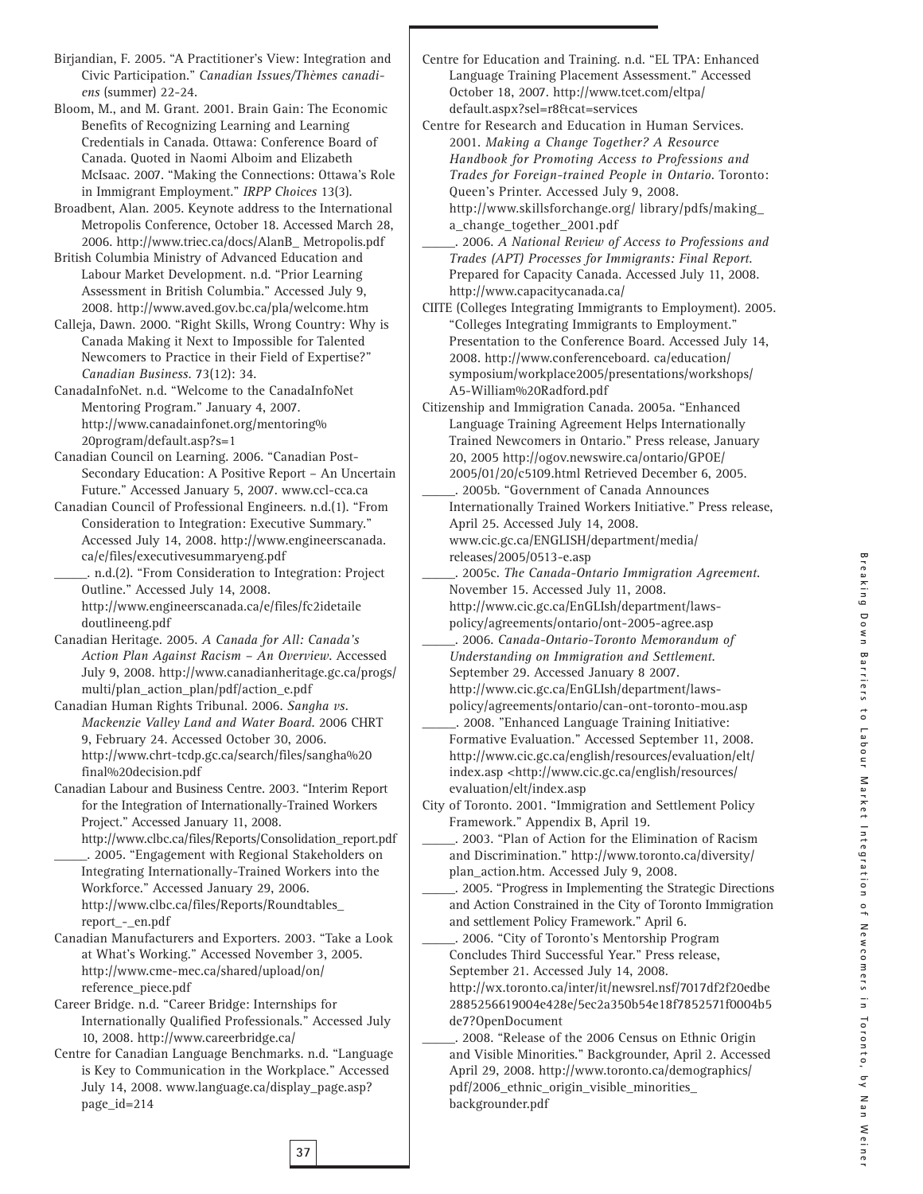Birjandian, F. 2005. "A Practitioner's View: Integration and Civic Participation." *Canadian Issues/Thèmes canadiens* (summer) 22-24.

Bloom, M., and M. Grant. 2001. Brain Gain: The Economic Benefits of Recognizing Learning and Learning Credentials in Canada. Ottawa: Conference Board of Canada. Quoted in Naomi Alboim and Elizabeth McIsaac. 2007. "Making the Connections: Ottawa's Role in Immigrant Employment." *IRPP Choices* 13(3).

Broadbent, Alan. 2005. Keynote address to the International Metropolis Conference, October 18. Accessed March 28, 2006. http://www.triec.ca/docs/AlanB_ Metropolis.pdf

British Columbia Ministry of Advanced Education and Labour Market Development. n.d. "Prior Learning Assessment in British Columbia." Accessed July 9, 2008. http://www.aved.gov.bc.ca/pla/welcome.htm

Calleja, Dawn. 2000. "Right Skills, Wrong Country: Why is Canada Making it Next to Impossible for Talented Newcomers to Practice in their Field of Expertise?" *Canadian Business*. 73(12): 34.

CanadaInfoNet. n.d. "Welcome to the CanadaInfoNet Mentoring Program." January 4, 2007. http://www.canadainfonet.org/mentoring% 20program/default.asp?s=1

Canadian Council on Learning. 2006. "Canadian Post-Secondary Education: A Positive Report – An Uncertain Future." Accessed January 5, 2007. www.ccl-cca.ca

Canadian Council of Professional Engineers. n.d.(1). "From Consideration to Integration: Executive Summary." Accessed July 14, 2008. http://www.engineerscanada. ca/e/files/executivesummaryeng.pdf

_____. n.d.(2). "From Consideration to Integration: Project Outline." Accessed July 14, 2008. http://www.engineerscanada.ca/e/files/fc2idetaile doutlineeng.pdf

Canadian Heritage. 2005. *A Canada for All: Canada's Action Plan Against Racism – An Overview*. Accessed July 9, 2008. http://www.canadianheritage.gc.ca/progs/ multi/plan_action_plan/pdf/action_e.pdf

Canadian Human Rights Tribunal. 2006. *Sangha vs. Mackenzie Valley Land and Water Board*. 2006 CHRT 9, February 24. Accessed October 30, 2006. http://www.chrt-tcdp.gc.ca/search/files/sangha%20 final%20decision.pdf

Canadian Labour and Business Centre. 2003. "Interim Report for the Integration of Internationally-Trained Workers Project." Accessed January 11, 2008. http://www.clbc.ca/files/Reports/Consolidation_report.pdf

_____. 2005. "Engagement with Regional Stakeholders on Integrating Internationally-Trained Workers into the Workforce." Accessed January 29, 2006. http://www.clbc.ca/files/Reports/Roundtables_ report_-_en.pdf

Canadian Manufacturers and Exporters. 2003. "Take a Look at What's Working." Accessed November 3, 2005. http://www.cme-mec.ca/shared/upload/on/ reference_piece.pdf

Career Bridge. n.d. "Career Bridge: Internships for Internationally Qualified Professionals." Accessed July 10, 2008. http://www.careerbridge.ca/

Centre for Canadian Language Benchmarks. n.d. "Language is Key to Communication in the Workplace." Accessed July 14, 2008. www.language.ca/display_page.asp? page_id=214

Centre for Education and Training. n.d. "EL TPA: Enhanced Language Training Placement Assessment." Accessed October 18, 2007. http://www.tcet.com/eltpa/ default.aspx?sel=r8&cat=services

Centre for Research and Education in Human Services. 2001. *Making a Change Together? A Resource Handbook for Promoting Access to Professions and Trades for Foreign-trained People in Ontario*. Toronto: Queen's Printer. Accessed July 9, 2008. http://www.skillsforchange.org/ library/pdfs/making_ a_change_together_2001.pdf

_____. 2006. *A National Review of Access to Professions and Trades (APT) Processes for Immigrants: Final Report*. Prepared for Capacity Canada. Accessed July 11, 2008. http://www.capacitycanada.ca/

CIITE (Colleges Integrating Immigrants to Employment). 2005. "Colleges Integrating Immigrants to Employment." Presentation to the Conference Board. Accessed July 14, 2008. http://www.conferenceboard. ca/education/ symposium/workplace2005/presentations/workshops/ A5-William%20Radford.pdf

Citizenship and Immigration Canada. 2005a. "Enhanced Language Training Agreement Helps Internationally Trained Newcomers in Ontario." Press release, January 20, 2005 http://ogov.newswire.ca/ontario/GPOE/ 2005/01/20/c5109.html Retrieved December 6, 2005.

_____. 2005b. "Government of Canada Announces Internationally Trained Workers Initiative." Press release, April 25. Accessed July 14, 2008. www.cic.gc.ca/ENGLISH/department/media/ releases/2005/0513-e.asp

_____. 2005c. *The Canada-Ontario Immigration Agreement*. November 15. Accessed July 11, 2008. http://www.cic.gc.ca/EnGLIsh/department/laws- policy/agreements/ontario/ont-2005-agree.asp

_____. 2006. *Canada-Ontario-Toronto Memorandum of Understanding on Immigration and Settlement*. September 29. Accessed January 8 2007. http://www.cic.gc.ca/EnGLIsh/department/laws- policy/agreements/ontario/can-ont-toronto-mou.asp

_____. 2008. "Enhanced Language Training Initiative: Formative Evaluation." Accessed September 11, 2008. http://www.cic.gc.ca/english/resources/evaluation/elt/ index.asp <http://www.cic.gc.ca/english/resources/ evaluation/elt/index.asp

City of Toronto. 2001. "Immigration and Settlement Policy Framework." Appendix B, April 19.

_____. 2003. "Plan of Action for the Elimination of Racism and Discrimination." http://www.toronto.ca/diversity/ plan_action.htm. Accessed July 9, 2008.

_____. 2005. "Progress in Implementing the Strategic Directions and Action Constrained in the City of Toronto Immigration and settlement Policy Framework." April 6.

_____. 2006. "City of Toronto's Mentorship Program Concludes Third Successful Year." Press release, September 21. Accessed July 14, 2008. http://wx.toronto.ca/inter/it/newsrel.nsf/7017df2f20edbe 2885256619004e428e/5ec2a350b54e18f7852571f0004b5 de7?OpenDocument

_____. 2008. "Release of the 2006 Census on Ethnic Origin and Visible Minorities." Backgrounder, April 2. Accessed April 29, 2008. http://www.toronto.ca/demographics/ pdf/2006_ethnic_origin_visible_minorities_ backgrounder.pdf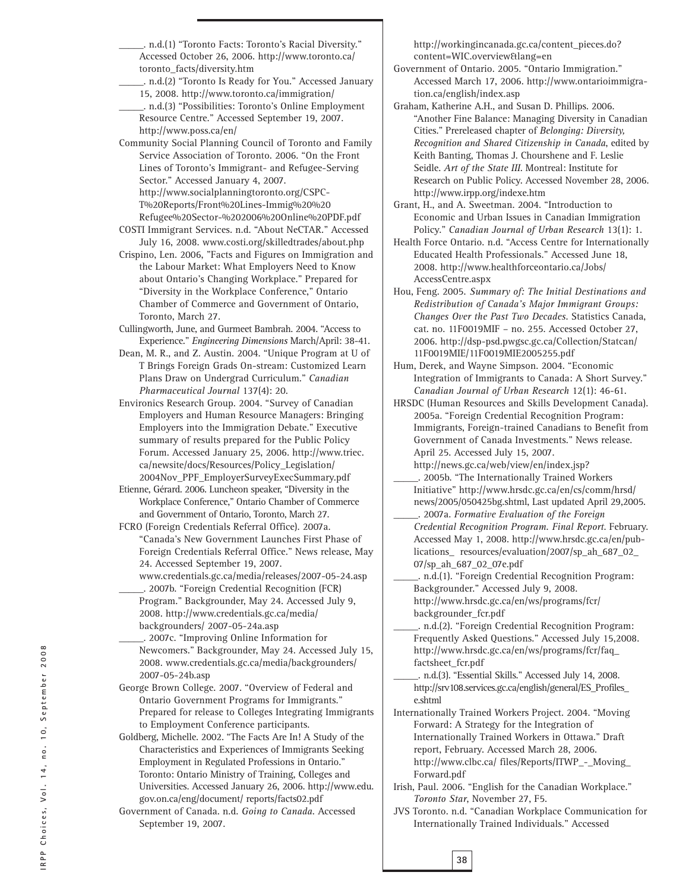_____. n.d.(1) "Toronto Facts: Toronto's Racial Diversity." Accessed October 26, 2006. http://www.toronto.ca/toronto_facts/diversity.htm

_____. n.d.(2) "Toronto Is Ready for You." Accessed January 15, 2008. http://www.toronto.ca/immigration/

_____. n.d.(3) "Possibilities: Toronto's Online Employment Resource Centre." Accessed September 19, 2007. http://www.poss.ca/en/

Community Social Planning Council of Toronto and Family Service Association of Toronto. 2006. "On the Front Lines of Toronto's Immigrant- and Refugee-Serving Sector." Accessed January 4, 2007. http://www.socialplanningtoronto.org/CSPC-T%20Reports/Front%20Lines-Immig%20%20Refugee%20Sector-%202006%20Online%20PDF.pdf

COSTI Immigrant Services. n.d. "About NeCTAR." Accessed July 16, 2008. www.costi.org/skilledtrades/about.php

Crispino, Len. 2006, "Facts and Figures on Immigration and the Labour Market: What Employers Need to Know about Ontario's Changing Workplace." Prepared for "Diversity in the Workplace Conference," Ontario Chamber of Commerce and Government of Ontario, Toronto, March 27.

Cullingworth, June, and Gurmeet Bambrah. 2004. "Access to Experience." *Engineering Dimensions* March/April: 38-41.

Dean, M. R., and Z. Austin. 2004. "Unique Program at U of T Brings Foreign Grads On-stream: Customized Learn Plans Draw on Undergrad Curriculum." *Canadian Pharmaceutical Journal* 137(4): 20.

Environics Research Group. 2004. "Survey of Canadian Employers and Human Resource Managers: Bringing Employers into the Immigration Debate." Executive summary of results prepared for the Public Policy Forum. Accessed January 25, 2006. http://www.triec.ca/newsite/docs/Resources/Policy_Legislation/2004Nov_PPF_EmployerSurveyExecSummary.pdf

Etienne, Gérard. 2006. Luncheon speaker, "Diversity in the Workplace Conference," Ontario Chamber of Commerce and Government of Ontario, Toronto, March 27.

FCRO (Foreign Credentials Referral Office). 2007a. "Canada's New Government Launches First Phase of Foreign Credentials Referral Office." News release, May 24. Accessed September 19, 2007. www.credentials.gc.ca/media/releases/2007-05-24.asp

_____. 2007b. "Foreign Credential Recognition (FCR) Program." Backgrounder, May 24. Accessed July 9, 2008. http://www.credentials.gc.ca/media/backgrounders/ 2007-05-24a.asp

_____. 2007c. "Improving Online Information for Newcomers." Backgrounder, May 24. Accessed July 15, 2008. www.credentials.gc.ca/media/backgrounders/2007-05-24b.asp

George Brown College. 2007. "Overview of Federal and Ontario Government Programs for Immigrants." Prepared for release to Colleges Integrating Immigrants to Employment Conference participants.

Goldberg, Michelle. 2002. "The Facts Are In! A Study of the Characteristics and Experiences of Immigrants Seeking Employment in Regulated Professions in Ontario." Toronto: Ontario Ministry of Training, Colleges and Universities. Accessed January 26, 2006. http://www.edu.gov.on.ca/eng/document/ reports/facts02.pdf

Government of Canada. n.d. *Going to Canada*. Accessed September 19, 2007. http://workingincanada.gc.ca/content_pieces.do?content=WIC.overview&lang=en

Government of Ontario. 2005. "Ontario Immigration." Accessed March 17, 2006. http://www.ontarioimmigration.ca/english/index.asp

Graham, Katherine A.H., and Susan D. Phillips. 2006. "Another Fine Balance: Managing Diversity in Canadian Cities." Prereleased chapter of *Belonging: Diversity, Recognition and Shared Citizenship in Canada*, edited by Keith Banting, Thomas J. Courchene and F. Leslie Seidle. *Art of the State III*. Montreal: Institute for Research on Public Policy. Accessed November 28, 2006. http://www.irpp.org/indexe.htm

Grant, H., and A. Sweetman. 2004. "Introduction to Economic and Urban Issues in Canadian Immigration Policy." *Canadian Journal of Urban Research* 13(1): 1.

Health Force Ontario. n.d. "Access Centre for Internationally Educated Health Professionals." Accessed June 18, 2008. http://www.healthforceontario.ca/Jobs/AccessCentre.aspx

Hou, Feng. 2005. *Summary of: The Initial Destinations and Redistribution of Canada's Major Immigrant Groups: Changes Over the Past Two Decades*. Statistics Canada, cat. no. 11F0019MIF – no. 255. Accessed October 27, 2006. http://dsp-psd.pwgsc.gc.ca/Collection/Statcan/11F0019MIE/11F0019MIE2005255.pdf

Hum, Derek, and Wayne Simpson. 2004. "Economic Integration of Immigrants to Canada: A Short Survey." *Canadian Journal of Urban Research* 12(1): 46-61.

HRSDC (Human Resources and Skills Development Canada). 2005a. "Foreign Credential Recognition Program: Immigrants, Foreign-trained Canadians to Benefit from Government of Canada Investments." News release. April 25. Accessed July 15, 2007. http://news.gc.ca/web/view/en/index.jsp?

_____. 2005b. "The Internationally Trained Workers Initiative" http://www.hrsdc.gc.ca/en/cs/comm/hrsd/news/2005/050425bg.shtml, Last updated April 29,2005.

_____. 2007a. *Formative Evaluation of the Foreign Credential Recognition Program. Final Report*. February. Accessed May 1, 2008. http://www.hrsdc.gc.ca/en/publications_ resources/evaluation/2007/sp_ah_687_02_07/sp_ah_687_02_07e.pdf

_____. n.d.(1). "Foreign Credential Recognition Program: Backgrounder." Accessed July 9, 2008. http://www.hrsdc.gc.ca/en/ws/programs/fcr/backgrounder_fcr.pdf

_____. n.d.(2). "Foreign Credential Recognition Program: Frequently Asked Questions." Accessed July 15,2008. http://www.hrsdc.gc.ca/en/ws/programs/fcr/faq_factsheet_fcr.pdf

_____. n.d.(3). "Essential Skills." Accessed July 14, 2008. http://srv108.services.gc.ca/english/general/ES_Profiles_e.shtml

Internationally Trained Workers Project. 2004. "Moving Forward: A Strategy for the Integration of Internationally Trained Workers in Ottawa." Draft report, February. Accessed March 28, 2006. http://www.clbc.ca/ files/Reports/ITWP_-_Moving_Forward.pdf

Irish, Paul. 2006. "English for the Canadian Workplace." *Toronto Star*, November 27, F5.

JVS Toronto. n.d. "Canadian Workplace Communication for Internationally Trained Individuals." Accessed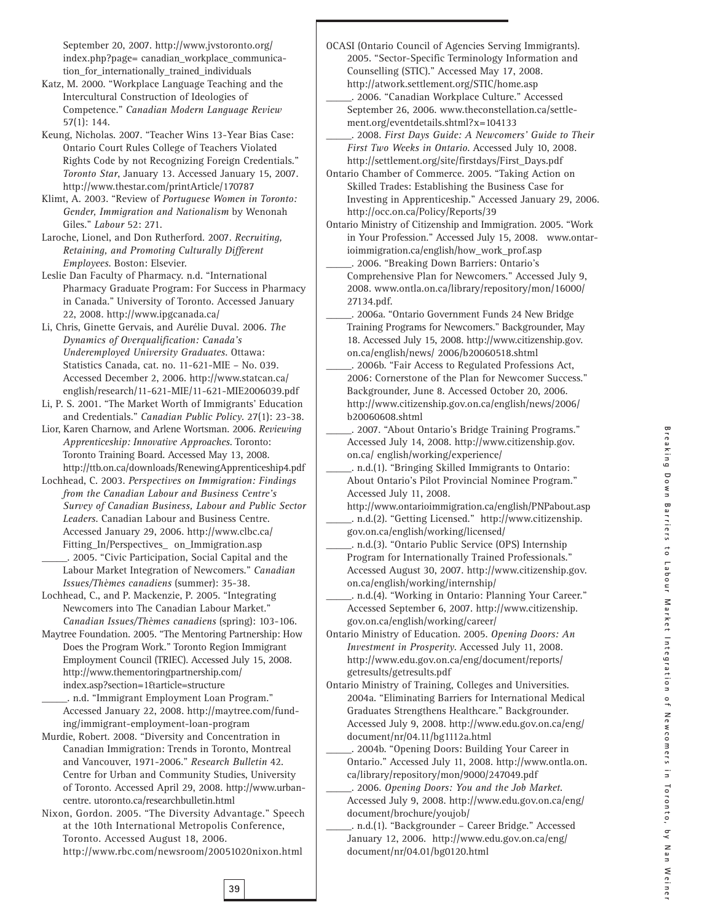September 20, 2007. http://www.jvstoronto.org/index.php?page= canadian_workplace_communication_for_internationally_trained_individuals

Katz, M. 2000. "Workplace Language Teaching and the Intercultural Construction of Ideologies of Competence." *Canadian Modern Language Review* 57(1): 144.

Keung, Nicholas. 2007. "Teacher Wins 13-Year Bias Case: Ontario Court Rules College of Teachers Violated Rights Code by not Recognizing Foreign Credentials." *Toronto Star*, January 13. Accessed January 15, 2007. http://www.thestar.com/printArticle/170787

Klimt, A. 2003. "Review of *Portuguese Women in Toronto: Gender, Immigration and Nationalism* by Wenonah Giles." *Labour* 52: 271.

Laroche, Lionel, and Don Rutherford. 2007. *Recruiting, Retaining, and Promoting Culturally Different Employees*. Boston: Elsevier.

Leslie Dan Faculty of Pharmacy. n.d. "International Pharmacy Graduate Program: For Success in Pharmacy in Canada." University of Toronto. Accessed January 22, 2008. http://www.ipgcanada.ca/

Li, Chris, Ginette Gervais, and Aurélie Duval. 2006. *The Dynamics of Overqualification: Canada's Underemployed University Graduates*. Ottawa: Statistics Canada, cat. no. 11-621-MIE – No. 039. Accessed December 2, 2006. http://www.statcan.ca/english/research/11-621-MIE/11-621-MIE2006039.pdf

Li, P. S. 2001. "The Market Worth of Immigrants' Education and Credentials." *Canadian Public Policy*. 27(1): 23-38.

Lior, Karen Charnow, and Arlene Wortsman. 2006. *Reviewing Apprenticeship: Innovative Approaches*. Toronto: Toronto Training Board. Accessed May 13, 2008. http://ttb.on.ca/downloads/RenewingApprenticeship4.pdf

Lochhead, C. 2003. *Perspectives on Immigration: Findings from the Canadian Labour and Business Centre's Survey of Canadian Business, Labour and Public Sector Leaders*. Canadian Labour and Business Centre. Accessed January 29, 2006. http://www.clbc.ca/Fitting_In/Perspectives_ on_Immigration.asp

_____. 2005. "Civic Participation, Social Capital and the Labour Market Integration of Newcomers." *Canadian Issues/Thèmes canadiens* (summer): 35-38.

Lochhead, C., and P. Mackenzie, P. 2005. "Integrating Newcomers into The Canadian Labour Market." *Canadian Issues/Thèmes canadiens* (spring): 103-106.

Maytree Foundation. 2005. "The Mentoring Partnership: How Does the Program Work." Toronto Region Immigrant Employment Council (TRIEC). Accessed July 15, 2008. http://www.thementoringpartnership.com/index.asp?section=1&article=structure

_____. n.d. "Immigrant Employment Loan Program." Accessed January 22, 2008. http://maytree.com/funding/immigrant-employment-loan-program

Murdie, Robert. 2008. "Diversity and Concentration in Canadian Immigration: Trends in Toronto, Montreal and Vancouver, 1971-2006." *Research Bulletin* 42. Centre for Urban and Community Studies, University of Toronto. Accessed April 29, 2008. http://www.urbancentre. utoronto.ca/researchbulletin.html

Nixon, Gordon. 2005. "The Diversity Advantage." Speech at the 10th International Metropolis Conference, Toronto. Accessed August 18, 2006. http://www.rbc.com/newsroom/20051020nixon.html

OCASI (Ontario Council of Agencies Serving Immigrants). 2005. "Sector-Specific Terminology Information and Counselling (STIC)." Accessed May 17, 2008. http://atwork.settlement.org/STIC/home.asp

_____. 2006. "Canadian Workplace Culture." Accessed September 26, 2006. www.theconstellation.ca/settlement.org/eventdetails.shtml?x=104133

_____. 2008. *First Days Guide: A Newcomers' Guide to Their First Two Weeks in Ontario*. Accessed July 10, 2008. http://settlement.org/site/firstdays/First_Days.pdf

Ontario Chamber of Commerce. 2005. "Taking Action on Skilled Trades: Establishing the Business Case for Investing in Apprenticeship." Accessed January 29, 2006. http://occ.on.ca/Policy/Reports/39

Ontario Ministry of Citizenship and Immigration. 2005. "Work in Your Profession." Accessed July 15, 2008. www.ontarioimmigration.ca/english/how_work_prof.asp

_____. 2006. "Breaking Down Barriers: Ontario's Comprehensive Plan for Newcomers." Accessed July 9, 2008. www.ontla.on.ca/library/repository/mon/16000/27134.pdf.

_____. 2006a. "Ontario Government Funds 24 New Bridge Training Programs for Newcomers." Backgrounder, May 18. Accessed July 15, 2008. http://www.citizenship.gov.on.ca/english/news/ 2006/b20060518.shtml

_____. 2006b. "Fair Access to Regulated Professions Act, 2006: Cornerstone of the Plan for Newcomer Success." Backgrounder, June 8. Accessed October 20, 2006. http://www.citizenship.gov.on.ca/english/news/2006/b20060608.shtml

_____. 2007. "About Ontario's Bridge Training Programs." Accessed July 14, 2008. http://www.citizenship.gov.on.ca/ english/working/experience/

_____. n.d.(1). "Bringing Skilled Immigrants to Ontario: About Ontario's Pilot Provincial Nominee Program." Accessed July 11, 2008. http://www.ontarioimmigration.ca/english/PNPabout.asp

_____. n.d.(2). "Getting Licensed." http://www.citizenship.gov.on.ca/english/working/licensed/

_____. n.d.(3). "Ontario Public Service (OPS) Internship Program for Internationally Trained Professionals." Accessed August 30, 2007. http://www.citizenship.gov.on.ca/english/working/internship/

_____. n.d.(4). "Working in Ontario: Planning Your Career." Accessed September 6, 2007. http://www.citizenship.gov.on.ca/english/working/career/

Ontario Ministry of Education. 2005. *Opening Doors: An Investment in Prosperity*. Accessed July 11, 2008. http://www.edu.gov.on.ca/eng/document/reports/getresults/getresults.pdf

Ontario Ministry of Training, Colleges and Universities. 2004a. "Eliminating Barriers for International Medical Graduates Strengthens Healthcare." Backgrounder. Accessed July 9, 2008. http://www.edu.gov.on.ca/eng/document/nr/04.11/bg1112a.html

_____. 2004b. "Opening Doors: Building Your Career in Ontario." Accessed July 11, 2008. http://www.ontla.on.ca/library/repository/mon/9000/247049.pdf

_____. 2006. *Opening Doors: You and the Job Market*. Accessed July 9, 2008. http://www.edu.gov.on.ca/eng/document/brochure/youjob/

_____. n.d.(1). "Backgrounder – Career Bridge." Accessed January 12, 2006. http://www.edu.gov.on.ca/eng/document/nr/04.01/bg0120.html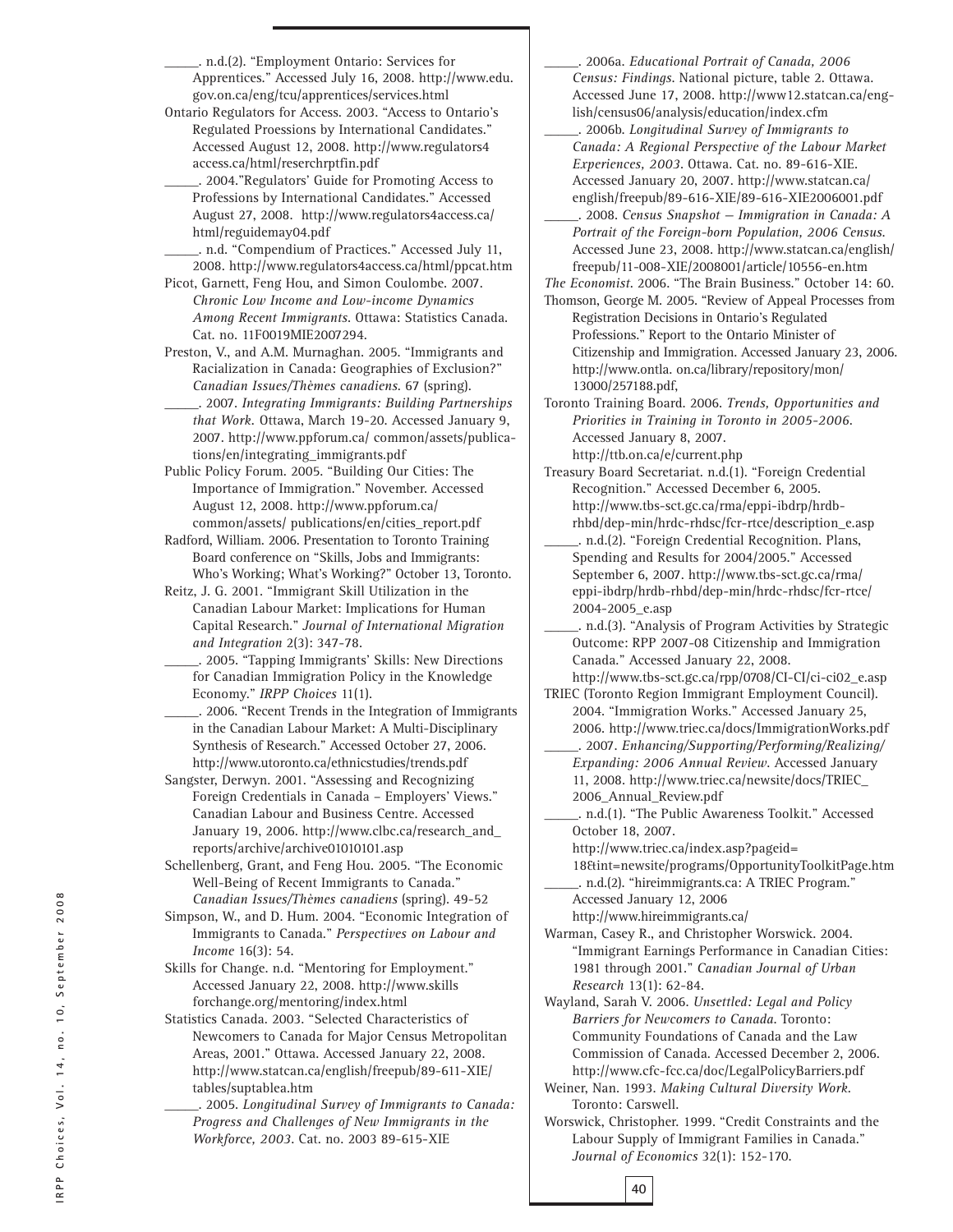_____. n.d.(2). "Employment Ontario: Services for Apprentices." Accessed July 16, 2008. http://www.edu.gov.on.ca/eng/tcu/apprentices/services.html

Ontario Regulators for Access. 2003. "Access to Ontario's Regulated Proessions by International Candidates." Accessed August 12, 2008. http://www.regulators4access.ca/html/reserchrptfin.pdf

_____. 2004."Regulators' Guide for Promoting Access to Professions by International Candidates." Accessed August 27, 2008. http://www.regulators4access.ca/html/reguidemay04.pdf

_____. n.d. "Compendium of Practices." Accessed July 11, 2008. http://www.regulators4access.ca/html/ppcat.htm

Picot, Garnett, Feng Hou, and Simon Coulombe. 2007. *Chronic Low Income and Low-income Dynamics Among Recent Immigrants*. Ottawa: Statistics Canada. Cat. no. 11F0019MIE2007294.

Preston, V., and A.M. Murnaghan. 2005. "Immigrants and Racialization in Canada: Geographies of Exclusion?" *Canadian Issues/Thèmes canadiens*. 67 (spring).

_____. 2007. *Integrating Immigrants: Building Partnerships that Work*. Ottawa, March 19-20. Accessed January 9, 2007. http://www.ppforum.ca/ common/assets/publications/en/integrating_immigrants.pdf

Public Policy Forum. 2005. "Building Our Cities: The Importance of Immigration." November. Accessed August 12, 2008. http://www.ppforum.ca/ common/assets/ publications/en/cities_report.pdf

Radford, William. 2006. Presentation to Toronto Training Board conference on "Skills, Jobs and Immigrants: Who's Working; What's Working?" October 13, Toronto.

Reitz, J. G. 2001. "Immigrant Skill Utilization in the Canadian Labour Market: Implications for Human Capital Research." *Journal of International Migration and Integration* 2(3): 347-78.

_____. 2005. "Tapping Immigrants' Skills: New Directions for Canadian Immigration Policy in the Knowledge Economy." *IRPP Choices* 11(1).

_____. 2006. "Recent Trends in the Integration of Immigrants in the Canadian Labour Market: A Multi-Disciplinary Synthesis of Research." Accessed October 27, 2006. http://www.utoronto.ca/ethnicstudies/trends.pdf

Sangster, Derwyn. 2001. "Assessing and Recognizing Foreign Credentials in Canada – Employers' Views." Canadian Labour and Business Centre. Accessed January 19, 2006. http://www.clbc.ca/research_and_reports/archive/archive01010101.asp

Schellenberg, Grant, and Feng Hou. 2005. "The Economic Well-Being of Recent Immigrants to Canada." *Canadian Issues/Thèmes canadiens* (spring). 49-52

Simpson, W., and D. Hum. 2004. "Economic Integration of Immigrants to Canada." *Perspectives on Labour and Income* 16(3): 54.

Skills for Change. n.d. "Mentoring for Employment." Accessed January 22, 2008. http://www.skillsforchange.org/mentoring/index.html

Statistics Canada. 2003. "Selected Characteristics of Newcomers to Canada for Major Census Metropolitan Areas, 2001." Ottawa. Accessed January 22, 2008. http://www.statcan.ca/english/freepub/89-611-XIE/tables/suptablea.htm

_____. 2005. *Longitudinal Survey of Immigrants to Canada: Progress and Challenges of New Immigrants in the Workforce, 2003*. Cat. no. 2003 89-615-XIE

_____. 2006a. *Educational Portrait of Canada, 2006 Census: Findings*. National picture, table 2. Ottawa. Accessed June 17, 2008. http://www12.statcan.ca/english/census06/analysis/education/index.cfm

_____. 2006b. *Longitudinal Survey of Immigrants to Canada: A Regional Perspective of the Labour Market Experiences, 2003*. Ottawa. Cat. no. 89-616-XIE. Accessed January 20, 2007. http://www.statcan.ca/english/freepub/89-616-XIE/89-616-XIE2006001.pdf

_____. 2008. *Census Snapshot – Immigration in Canada: A Portrait of the Foreign-born Population, 2006 Census*. Accessed June 23, 2008. http://www.statcan.ca/english/freepub/11-008-XIE/2008001/article/10556-en.htm

*The Economist*. 2006. "The Brain Business." October 14: 60.

Thomson, George M. 2005. "Review of Appeal Processes from Registration Decisions in Ontario's Regulated Professions." Report to the Ontario Minister of Citizenship and Immigration. Accessed January 23, 2006. http://www.ontla. on.ca/library/repository/mon/13000/257188.pdf,

Toronto Training Board. 2006. *Trends, Opportunities and Priorities in Training in Toronto in 2005-2006*. Accessed January 8, 2007. http://ttb.on.ca/e/current.php

Treasury Board Secretariat. n.d.(1). "Foreign Credential Recognition." Accessed December 6, 2005. http://www.tbs-sct.gc.ca/rma/eppi-ibdrp/hrdb-rhbd/dep-min/hrdc-rhdsc/fcr-rtce/description_e.asp

_____. n.d.(2). "Foreign Credential Recognition. Plans, Spending and Results for 2004/2005." Accessed September 6, 2007. http://www.tbs-sct.gc.ca/rma/eppi-ibdrp/hrdb-rhbd/dep-min/hrdc-rhdsc/fcr-rtce/2004-2005_e.asp

_____. n.d.(3). "Analysis of Program Activities by Strategic Outcome: RPP 2007-08 Citizenship and Immigration Canada." Accessed January 22, 2008. http://www.tbs-sct.gc.ca/rpp/0708/CI-CI/ci-ci02_e.asp

TRIEC (Toronto Region Immigrant Employment Council). 2004. "Immigration Works." Accessed January 25, 2006. http://www.triec.ca/docs/ImmigrationWorks.pdf

_____. 2007. *Enhancing/Supporting/Performing/Realizing/Expanding: 2006 Annual Review*. Accessed January 11, 2008. http://www.triec.ca/newsite/docs/TRIEC_2006_Annual_Review.pdf

_____. n.d.(1). "The Public Awareness Toolkit." Accessed October 18, 2007. http://www.triec.ca/index.asp?pageid=18&tint=newsite/programs/OpportunityToolkitPage.htm

_____. n.d.(2). "hireimmigrants.ca: A TRIEC Program." Accessed January 12, 2006 http://www.hireimmigrants.ca/

Warman, Casey R., and Christopher Worswick. 2004. "Immigrant Earnings Performance in Canadian Cities: 1981 through 2001." *Canadian Journal of Urban Research* 13(1): 62-84.

Wayland, Sarah V. 2006. *Unsettled: Legal and Policy Barriers for Newcomers to Canada*. Toronto: Community Foundations of Canada and the Law Commission of Canada. Accessed December 2, 2006. http://www.cfc-fcc.ca/doc/LegalPolicyBarriers.pdf

Weiner, Nan. 1993. *Making Cultural Diversity Work*. Toronto: Carswell.

Worswick, Christopher. 1999. "Credit Constraints and the Labour Supply of Immigrant Families in Canada." *Journal of Economics* 32(1): 152-170.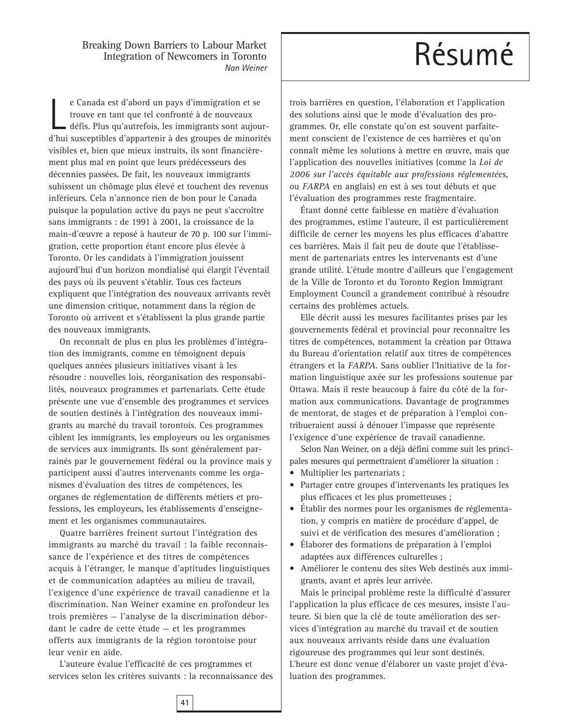# Résumé

Breaking Down Barriers to Labour Market Integration of Newcomers in Toronto
*Nan Weiner*

Le Canada est d'abord un pays d'immigration et se trouve en tant que tel confronté à de nouveaux défis. Plus qu'autrefois, les immigrants sont aujourd'hui susceptibles d'appartenir à des groupes de minorités visibles et, bien que mieux instruits, ils sont financièrement plus mal en point que leurs prédécesseurs des décennies passées. De fait, les nouveaux immigrants subissent un chômage plus élevé et touchent des revenus inférieurs. Cela n'annonce rien de bon pour le Canada puisque la population active du pays ne peut s'accroître sans immigrants : de 1991 à 2001, la croissance de la main-d'œuvre a reposé à hauteur de 70 p. 100 sur l'immigration, cette proportion étant encore plus élevée à Toronto. Or les candidats à l'immigration jouissent aujourd'hui d'un horizon mondialisé qui élargit l'éventail des pays où ils peuvent s'établir. Tous ces facteurs expliquent que l'intégration des nouveaux arrivants revêt une dimension critique, notamment dans la région de Toronto où arrivent et s'établissent la plus grande partie des nouveaux immigrants.

On reconnaît de plus en plus les problèmes d'intégration des immigrants, comme en témoignent depuis quelques années plusieurs initiatives visant à les résoudre : nouvelles lois, réorganisation des responsabilités, nouveaux programmes et partenariats. Cette étude présente une vue d'ensemble des programmes et services de soutien destinés à l'intégration des nouveaux immigrants au marché du travail torontois. Ces programmes ciblent les immigrants, les employeurs ou les organismes de services aux immigrants. Ils sont généralement parrainés par le gouvernement fédéral ou la province mais y participent aussi d'autres intervenants comme les organismes d'évaluation des titres de compétences, les organes de réglementation de différents métiers et professions, les employeurs, les établissements d'enseignement et les organismes communautaires.

Quatre barrières freinent surtout l'intégration des immigrants au marché du travail : la faible reconnaissance de l'expérience et des titres de compétences acquis à l'étranger, le manque d'aptitudes linguistiques et de communication adaptées au milieu de travail, l'exigence d'une expérience de travail canadienne et la discrimination. Nan Weiner examine en profondeur les trois premières — l'analyse de la discrimination débordant le cadre de cette étude — et les programmes offerts aux immigrants de la région torontoise pour leur venir en aide.

L'auteure évalue l'efficacité de ces programmes et services selon les critères suivants : la reconnaissance des trois barrières en question, l'élaboration et l'application des solutions ainsi que le mode d'évaluation des programmes. Or, elle constate qu'on est souvent parfaitement conscient de l'existence de ces barrières et qu'on connaît même les solutions à mettre en œuvre, mais que l'application des nouvelles initiatives (comme la *Loi de 2006 sur l'accès équitable aux professions réglementées*, ou *FARPA* en anglais) en est à ses tout débuts et que l'évaluation des programmes reste fragmentaire.

Étant donné cette faiblesse en matière d'évaluation des programmes, estime l'auteure, il est particulièrement difficile de cerner les moyens les plus efficaces d'abattre ces barrières. Mais il fait peu de doute que l'établissement de partenariats entres les intervenants est d'une grande utilité. L'étude montre d'ailleurs que l'engagement de la Ville de Toronto et du Toronto Region Immigrant Employment Council a grandement contribué à résoudre certains des problèmes actuels.

Elle décrit aussi les mesures facilitantes prises par les gouvernements fédéral et provincial pour reconnaître les titres de compétences, notamment la création par Ottawa du Bureau d'orientation relatif aux titres de compétences étrangers et la *FARPA*. Sans oublier l'Initiative de la formation linguistique axée sur les professions soutenue par Ottawa. Mais il reste beaucoup à faire du côté de la formation aux communications. Davantage de programmes de mentorat, de stages et de préparation à l'emploi contribueraient aussi à dénouer l'impasse que représente l'exigence d'une expérience de travail canadienne.

Selon Nan Weiner, on a déjà défini comme suit les principales mesures qui permettraient d'améliorer la situation :

- Multiplier les partenariats ;
- Partager entre groupes d'intervenants les pratiques les plus efficaces et les plus prometteuses ;
- Établir des normes pour les organismes de réglementation, y compris en matière de procédure d'appel, de suivi et de vérification des mesures d'amélioration ;
- Élaborer des formations de préparation à l'emploi adaptées aux différences culturelles ;
- Améliorer le contenu des sites Web destinés aux immigrants, avant et après leur arrivée.

Mais le principal problème reste la difficulté d'assurer l'application la plus efficace de ces mesures, insiste l'auteure. Si bien que la clé de toute amélioration des services d'intégration au marché du travail et de soutien aux nouveaux arrivants réside dans une évaluation rigoureuse des programmes qui leur sont destinés. L'heure est donc venue d'élaborer un vaste projet d'évaluation des programmes.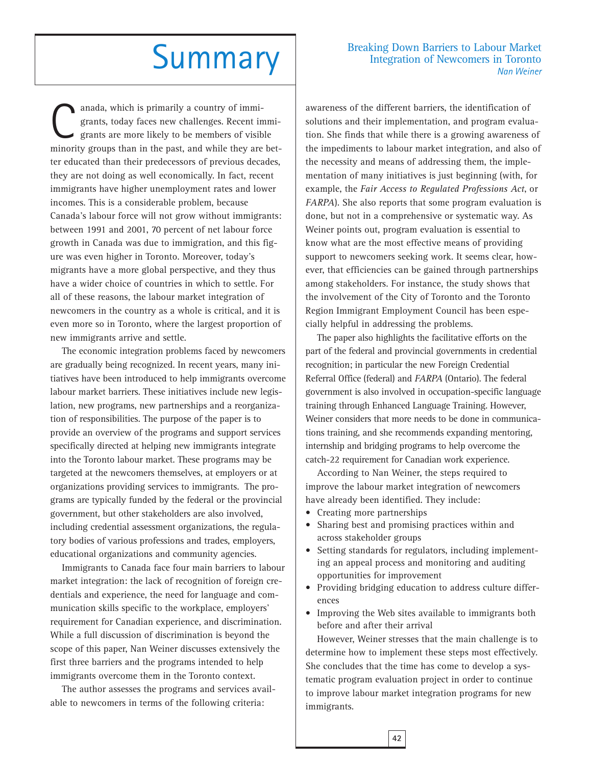# Summary

## Breaking Down Barriers to Labour Market Integration of Newcomers in Toronto

*Nan Weiner*

Canada, which is primarily a country of immigrants, today faces new challenges. Recent immigrants are more likely to be members of visible minority groups than in the past, and while they are better educated than their predecessors of previous decades, they are not doing as well economically. In fact, recent immigrants have higher unemployment rates and lower incomes. This is a considerable problem, because Canada's labour force will not grow without immigrants: between 1991 and 2001, 70 percent of net labour force growth in Canada was due to immigration, and this figure was even higher in Toronto. Moreover, today's migrants have a more global perspective, and they thus have a wider choice of countries in which to settle. For all of these reasons, the labour market integration of newcomers in the country as a whole is critical, and it is even more so in Toronto, where the largest proportion of new immigrants arrive and settle.

The economic integration problems faced by newcomers are gradually being recognized. In recent years, many initiatives have been introduced to help immigrants overcome labour market barriers. These initiatives include new legislation, new programs, new partnerships and a reorganization of responsibilities. The purpose of the paper is to provide an overview of the programs and support services specifically directed at helping new immigrants integrate into the Toronto labour market. These programs may be targeted at the newcomers themselves, at employers or at organizations providing services to immigrants. The programs are typically funded by the federal or the provincial government, but other stakeholders are also involved, including credential assessment organizations, the regulatory bodies of various professions and trades, employers, educational organizations and community agencies.

Immigrants to Canada face four main barriers to labour market integration: the lack of recognition of foreign credentials and experience, the need for language and communication skills specific to the workplace, employers' requirement for Canadian experience, and discrimination. While a full discussion of discrimination is beyond the scope of this paper, Nan Weiner discusses extensively the first three barriers and the programs intended to help immigrants overcome them in the Toronto context.

The author assesses the programs and services available to newcomers in terms of the following criteria: awareness of the different barriers, the identification of solutions and their implementation, and program evaluation. She finds that while there is a growing awareness of the impediments to labour market integration, and also of the necessity and means of addressing them, the implementation of many initiatives is just beginning (with, for example, the *Fair Access to Regulated Professions Act*, or *FARPA*). She also reports that some program evaluation is done, but not in a comprehensive or systematic way. As Weiner points out, program evaluation is essential to know what are the most effective means of providing support to newcomers seeking work. It seems clear, however, that efficiencies can be gained through partnerships among stakeholders. For instance, the study shows that the involvement of the City of Toronto and the Toronto Region Immigrant Employment Council has been especially helpful in addressing the problems.

The paper also highlights the facilitative efforts on the part of the federal and provincial governments in credential recognition; in particular the new Foreign Credential Referral Office (federal) and *FARPA* (Ontario). The federal government is also involved in occupation-specific language training through Enhanced Language Training. However, Weiner considers that more needs to be done in communications training, and she recommends expanding mentoring, internship and bridging programs to help overcome the catch-22 requirement for Canadian work experience.

According to Nan Weiner, the steps required to improve the labour market integration of newcomers have already been identified. They include:

- Creating more partnerships
- Sharing best and promising practices within and across stakeholder groups
- Setting standards for regulators, including implementing an appeal process and monitoring and auditing opportunities for improvement
- Providing bridging education to address culture differences
- Improving the Web sites available to immigrants both before and after their arrival

However, Weiner stresses that the main challenge is to determine how to implement these steps most effectively. She concludes that the time has come to develop a systematic program evaluation project in order to continue to improve labour market integration programs for new immigrants.